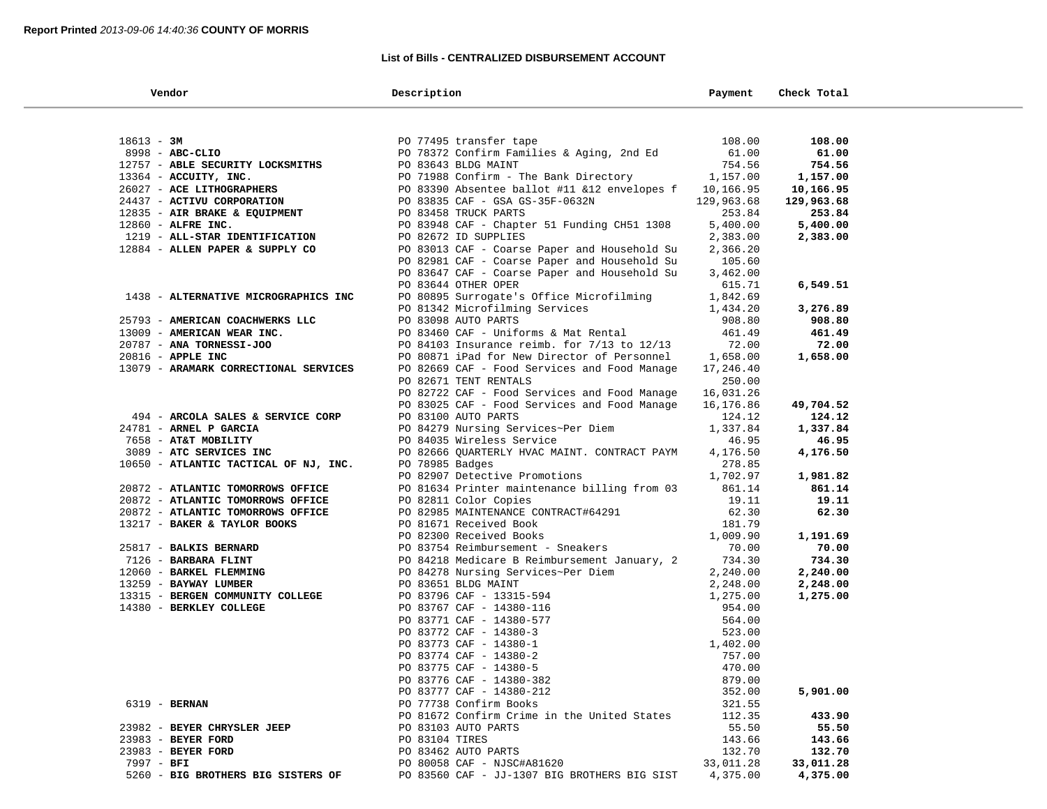**Report Printed** *2013-09-06 14:40:36* **COUNTY OF MORRIS**

## List of Bills - CENTRALIZED DISBURSEMENT ACCOUNT

| Vendor | Description | Payment | Check Total |
|---|---|---|---|
| 18613 - **3M** | PO 77495 transfer tape | 108.00 | **108.00** |
| 8998 - **ABC-CLIO** | PO 78372 Confirm Families & Aging, 2nd Ed | 61.00 | **61.00** |
| 12757 - **ABLE SECURITY LOCKSMITHS** | PO 83643 BLDG MAINT | 754.56 | **754.56** |
| 13364 - **ACCUITY, INC.** | PO 71988 Confirm - The Bank Directory | 1,157.00 | **1,157.00** |
| 26027 - **ACE LITHOGRAPHERS** | PO 83390 Absentee ballot #11 &12 envelopes f | 10,166.95 | **10,166.95** |
| 24437 - **ACTIVU CORPORATION** | PO 83835 CAF - GSA GS-35F-0632N | 129,963.68 | **129,963.68** |
| 12835 - **AIR BRAKE & EQUIPMENT** | PO 83458 TRUCK PARTS | 253.84 | **253.84** |
| 12860 - **ALFRE INC.** | PO 83948 CAF - Chapter 51 Funding CH51 1308 | 5,400.00 | **5,400.00** |
| 1219 - **ALL-STAR IDENTIFICATION** | PO 82672 ID SUPPLIES | 2,383.00 | **2,383.00** |
| 12884 - **ALLEN PAPER & SUPPLY CO** | PO 83013 CAF - Coarse Paper and Household Su | 2,366.20 | |
| | PO 82981 CAF - Coarse Paper and Household Su | 105.60 | |
| | PO 83647 CAF - Coarse Paper and Household Su | 3,462.00 | |
| | PO 83644 OTHER OPER | 615.71 | **6,549.51** |
| 1438 - **ALTERNATIVE MICROGRAPHICS INC** | PO 80895 Surrogate's Office Microfilming | 1,842.69 | |
| | PO 81342 Microfilming Services | 1,434.20 | **3,276.89** |
| 25793 - **AMERICAN COACHWERKS LLC** | PO 83098 AUTO PARTS | 908.80 | **908.80** |
| 13009 - **AMERICAN WEAR INC.** | PO 83460 CAF - Uniforms & Mat Rental | 461.49 | **461.49** |
| 20787 - **ANA TORNESSI-JOO** | PO 84103 Insurance reimb. for 7/13 to 12/13 | 72.00 | **72.00** |
| 20816 - **APPLE INC** | PO 80871 iPad for New Director of Personnel | 1,658.00 | **1,658.00** |
| 13079 - **ARAMARK CORRECTIONAL SERVICES** | PO 82669 CAF - Food Services and Food Manage | 17,246.40 | |
| | PO 82671 TENT RENTALS | 250.00 | |
| | PO 82722 CAF - Food Services and Food Manage | 16,031.26 | |
| | PO 83025 CAF - Food Services and Food Manage | 16,176.86 | **49,704.52** |
| 494 - **ARCOLA SALES & SERVICE CORP** | PO 83100 AUTO PARTS | 124.12 | **124.12** |
| 24781 - **ARNEL P GARCIA** | PO 84279 Nursing Services~Per Diem | 1,337.84 | **1,337.84** |
| 7658 - **AT&T MOBILITY** | PO 84035 Wireless Service | 46.95 | **46.95** |
| 3089 - **ATC SERVICES INC** | PO 82666 QUARTERLY HVAC MAINT. CONTRACT PAYM | 4,176.50 | **4,176.50** |
| 10650 - **ATLANTIC TACTICAL OF NJ, INC.** | PO 78985 Badges | 278.85 | |
| | PO 82907 Detective Promotions | 1,702.97 | **1,981.82** |
| 20872 - **ATLANTIC TOMORROWS OFFICE** | PO 81634 Printer maintenance billing from 03 | 861.14 | **861.14** |
| 20872 - **ATLANTIC TOMORROWS OFFICE** | PO 82811 Color Copies | 19.11 | **19.11** |
| 20872 - **ATLANTIC TOMORROWS OFFICE** | PO 82985 MAINTENANCE CONTRACT#64291 | 62.30 | **62.30** |
| 13217 - **BAKER & TAYLOR BOOKS** | PO 81671 Received Book | 181.79 | |
| | PO 82300 Received Books | 1,009.90 | **1,191.69** |
| 25817 - **BALKIS BERNARD** | PO 83754 Reimbursement - Sneakers | 70.00 | **70.00** |
| 7126 - **BARBARA FLINT** | PO 84218 Medicare B Reimbursement January, 2 | 734.30 | **734.30** |
| 12060 - **BARKEL FLEMMING** | PO 84278 Nursing Services~Per Diem | 2,240.00 | **2,240.00** |
| 13259 - **BAYWAY LUMBER** | PO 83651 BLDG MAINT | 2,248.00 | **2,248.00** |
| 13315 - **BERGEN COMMUNITY COLLEGE** | PO 83796 CAF - 13315-594 | 1,275.00 | **1,275.00** |
| 14380 - **BERKLEY COLLEGE** | PO 83767 CAF - 14380-116 | 954.00 | |
| | PO 83771 CAF - 14380-577 | 564.00 | |
| | PO 83772 CAF - 14380-3 | 523.00 | |
| | PO 83773 CAF - 14380-1 | 1,402.00 | |
| | PO 83774 CAF - 14380-2 | 757.00 | |
| | PO 83775 CAF - 14380-5 | 470.00 | |
| | PO 83776 CAF - 14380-382 | 879.00 | |
| | PO 83777 CAF - 14380-212 | 352.00 | **5,901.00** |
| 6319 - **BERNAN** | PO 77738 Confirm Books | 321.55 | |
| | PO 81672 Confirm Crime in the United States | 112.35 | **433.90** |
| 23982 - **BEYER CHRYSLER JEEP** | PO 83103 AUTO PARTS | 55.50 | **55.50** |
| 23983 - **BEYER FORD** | PO 83104 TIRES | 143.66 | **143.66** |
| 23983 - **BEYER FORD** | PO 83462 AUTO PARTS | 132.70 | **132.70** |
| 7997 - **BFI** | PO 80058 CAF - NJSC#A81620 | 33,011.28 | **33,011.28** |
| 5260 - **BIG BROTHERS BIG SISTERS OF** | PO 83560 CAF - JJ-1307 BIG BROTHERS BIG SIST | 4,375.00 | **4,375.00** |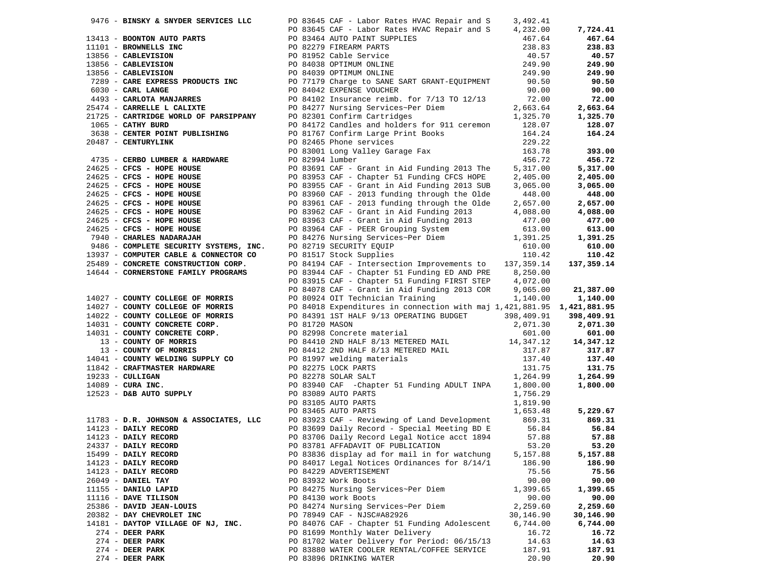| Vendor | PO / Description | Amount | Total |
|---|---|---|---|
| 9476 - **BINSKY & SNYDER SERVICES LLC** | PO 83645 CAF - Labor Rates HVAC Repair and S | 3,492.41 | |
| | PO 83645 CAF - Labor Rates HVAC Repair and S | 4,232.00 | **7,724.41** |
| 13413 - **BOONTON AUTO PARTS** | PO 83464 AUTO PAINT SUPPLIES | 467.64 | **467.64** |
| 11101 - **BROWNELLS INC** | PO 82279 FIREARM PARTS | 238.83 | **238.83** |
| 13856 - **CABLEVISION** | PO 81952 Cable Service | 40.57 | **40.57** |
| 13856 - **CABLEVISION** | PO 84038 OPTIMUM ONLINE | 249.90 | **249.90** |
| 13856 - **CABLEVISION** | PO 84039 OPTIMUM ONLINE | 249.90 | **249.90** |
| 7289 - **CARE EXPRESS PRODUCTS INC** | PO 77179 Charge to SANE SART GRANT-EQUIPMENT | 90.50 | **90.50** |
| 6030 - **CARL LANGE** | PO 84042 EXPENSE VOUCHER | 90.00 | **90.00** |
| 4493 - **CARLOTA MANJARRES** | PO 84102 Insurance reimb. for 7/13 TO 12/13 | 72.00 | **72.00** |
| 25474 - **CARRELLE L CALIXTE** | PO 84277 Nursing Services~Per Diem | 2,663.64 | **2,663.64** |
| 21725 - **CARTRIDGE WORLD OF PARSIPPANY** | PO 82301 Confirm Cartridges | 1,325.70 | **1,325.70** |
| 1065 - **CATHY BURD** | PO 84172 Candles and holders for 911 ceremon | 128.07 | **128.07** |
| 3638 - **CENTER POINT PUBLISHING** | PO 81767 Confirm Large Print Books | 164.24 | **164.24** |
| 20487 - **CENTURYLINK** | PO 82465 Phone services | 229.22 | |
| | PO 83001 Long Valley Garage Fax | 163.78 | **393.00** |
| 4735 - **CERBO LUMBER & HARDWARE** | PO 82994 lumber | 456.72 | **456.72** |
| 24625 - **CFCS - HOPE HOUSE** | PO 83691 CAF - Grant in Aid Funding 2013 The | 5,317.00 | **5,317.00** |
| 24625 - **CFCS - HOPE HOUSE** | PO 83953 CAF - Chapter 51 Funding CFCS HOPE | 2,405.00 | **2,405.00** |
| 24625 - **CFCS - HOPE HOUSE** | PO 83955 CAF - Grant in Aid Funding 2013 SUB | 3,065.00 | **3,065.00** |
| 24625 - **CFCS - HOPE HOUSE** | PO 83960 CAF - 2013 funding through the Olde | 448.00 | **448.00** |
| 24625 - **CFCS - HOPE HOUSE** | PO 83961 CAF - 2013 funding through the Olde | 2,657.00 | **2,657.00** |
| 24625 - **CFCS - HOPE HOUSE** | PO 83962 CAF - Grant in Aid Funding 2013 | 4,088.00 | **4,088.00** |
| 24625 - **CFCS - HOPE HOUSE** | PO 83963 CAF - Grant in Aid Funding 2013 | 477.00 | **477.00** |
| 24625 - **CFCS - HOPE HOUSE** | PO 83964 CAF - PEER Grouping System | 613.00 | **613.00** |
| 7940 - **CHARLES NADARAJAH** | PO 84276 Nursing Services~Per Diem | 1,391.25 | **1,391.25** |
| 9486 - **COMPLETE SECURITY SYSTEMS, INC.** | PO 82719 SECURITY EQUIP | 610.00 | **610.00** |
| 13937 - **COMPUTER CABLE & CONNECTOR CO** | PO 81517 Stock Supplies | 110.42 | **110.42** |
| 25489 - **CONCRETE CONSTRUCTION CORP.** | PO 84194 CAF - Intersection Improvements to | 137,359.14 | **137,359.14** |
| 14644 - **CORNERSTONE FAMILY PROGRAMS** | PO 83944 CAF - Chapter 51 Funding ED AND PRE | 8,250.00 | |
| | PO 83915 CAF - Chapter 51 Funding FIRST STEP | 4,072.00 | |
| | PO 84078 CAF - Grant in Aid Funding 2013 COR | 9,065.00 | **21,387.00** |
| 14027 - **COUNTY COLLEGE OF MORRIS** | PO 80924 OIT Technician Training | 1,140.00 | **1,140.00** |
| 14027 - **COUNTY COLLEGE OF MORRIS** | PO 84018 Expenditures in connection with maj | 1,421,881.95 | **1,421,881.95** |
| 14022 - **COUNTY COLLEGE OF MORRIS** | PO 84391 1ST HALF 9/13 OPERATING BUDGET | 398,409.91 | **398,409.91** |
| 14031 - **COUNTY CONCRETE CORP.** | PO 81720 MASON | 2,071.30 | **2,071.30** |
| 14031 - **COUNTY CONCRETE CORP.** | PO 82998 Concrete material | 601.00 | **601.00** |
| 13 - **COUNTY OF MORRIS** | PO 84410 2ND HALF 8/13 METERED MAIL | 14,347.12 | **14,347.12** |
| 13 - **COUNTY OF MORRIS** | PO 84412 2ND HALF 8/13 METERED MAIL | 317.87 | **317.87** |
| 14041 - **COUNTY WELDING SUPPLY CO** | PO 81997 welding materials | 137.40 | **137.40** |
| 11842 - **CRAFTMASTER HARDWARE** | PO 82275 LOCK PARTS | 131.75 | **131.75** |
| 19233 - **CULLIGAN** | PO 82278 SOLAR SALT | 1,264.99 | **1,264.99** |
| 14089 - **CURA INC.** | PO 83940 CAF -Chapter 51 Funding ADULT INPA | 1,800.00 | **1,800.00** |
| 12523 - **D&B AUTO SUPPLY** | PO 83089 AUTO PARTS | 1,756.29 | |
| | PO 83105 AUTO PARTS | 1,819.90 | |
| | PO 83465 AUTO PARTS | 1,653.48 | **5,229.67** |
| 11783 - **D.R. JOHNSON & ASSOCIATES, LLC** | PO 83923 CAF - Reviewing of Land Development | 869.31 | **869.31** |
| 14123 - **DAILY RECORD** | PO 83699 Daily Record - Special Meeting BD E | 56.84 | **56.84** |
| 14123 - **DAILY RECORD** | PO 83706 Daily Record Legal Notice acct 1894 | 57.88 | **57.88** |
| 24337 - **DAILY RECORD** | PO 83781 AFFADAVIT OF PUBLICATION | 53.20 | **53.20** |
| 15499 - **DAILY RECORD** | PO 83836 display ad for mail in for watchung | 5,157.88 | **5,157.88** |
| 14123 - **DAILY RECORD** | PO 84017 Legal Notices Ordinances for 8/14/1 | 186.90 | **186.90** |
| 14123 - **DAILY RECORD** | PO 84229 ADVERTISEMENT | 75.56 | **75.56** |
| 26049 - **DANIEL TAY** | PO 83932 Work Boots | 90.00 | **90.00** |
| 11155 - **DANILO LAPID** | PO 84275 Nursing Services~Per Diem | 1,399.65 | **1,399.65** |
| 11116 - **DAVE TILISON** | PO 84130 work Boots | 90.00 | **90.00** |
| 25386 - **DAVID JEAN-LOUIS** | PO 84274 Nursing Services~Per Diem | 2,259.60 | **2,259.60** |
| 20382 - **DAY CHEVROLET INC** | PO 78949 CAF - NJSC#A82926 | 30,146.90 | **30,146.90** |
| 14181 - **DAYTOP VILLAGE OF NJ, INC.** | PO 84076 CAF - Chapter 51 Funding Adolescent | 6,744.00 | **6,744.00** |
| 274 - **DEER PARK** | PO 81699 Monthly Water Delivery | 16.72 | **16.72** |
| 274 - **DEER PARK** | PO 81702 Water Delivery for Period: 06/15/13 | 14.63 | **14.63** |
| 274 - **DEER PARK** | PO 83880 WATER COOLER RENTAL/COFFEE SERVICE | 187.91 | **187.91** |
| 274 - **DEER PARK** | PO 83896 DRINKING WATER | 20.90 | **20.90** |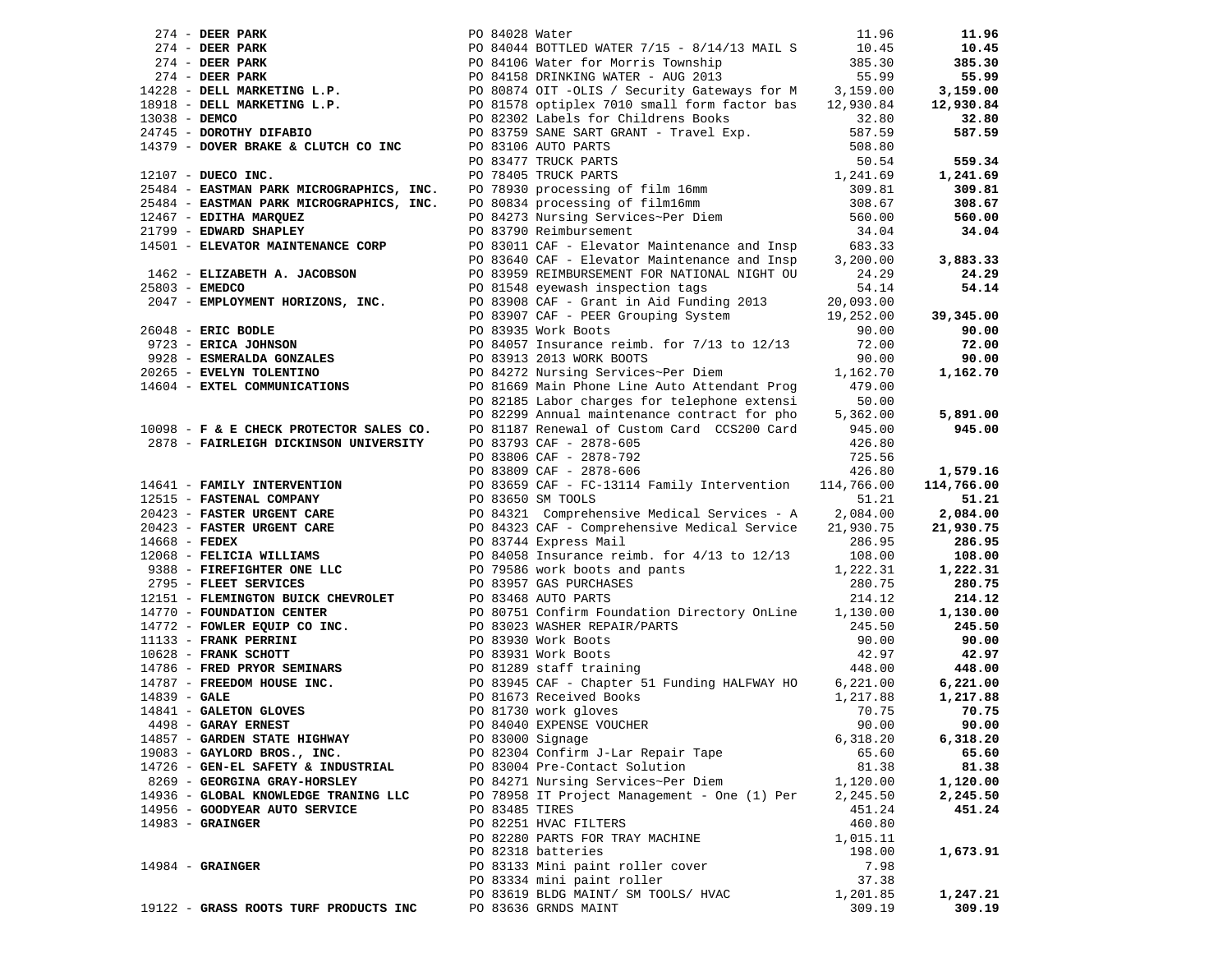| Vendor | PO / Description | Amount | Total |
|---|---|---|---|
| 274 - **DEER PARK** | PO 84028 Water | 11.96 | **11.96** |
| 274 - **DEER PARK** | PO 84044 BOTTLED WATER 7/15 - 8/14/13 MAIL S | 10.45 | **10.45** |
| 274 - **DEER PARK** | PO 84106 Water for Morris Township | 385.30 | **385.30** |
| 274 - **DEER PARK** | PO 84158 DRINKING WATER - AUG 2013 | 55.99 | **55.99** |
| 14228 - **DELL MARKETING L.P.** | PO 80874 OIT -OLIS / Security Gateways for M | 3,159.00 | **3,159.00** |
| 18918 - **DELL MARKETING L.P.** | PO 81578 optiplex 7010 small form factor bas | 12,930.84 | **12,930.84** |
| 13038 - **DEMCO** | PO 82302 Labels for Childrens Books | 32.80 | **32.80** |
| 24745 - **DOROTHY DIFABIO** | PO 83759 SANE SART GRANT - Travel Exp. | 587.59 | **587.59** |
| 14379 - **DOVER BRAKE & CLUTCH CO INC** | PO 83106 AUTO PARTS | 508.80 | |
| | PO 83477 TRUCK PARTS | 50.54 | **559.34** |
| 12107 - **DUECO INC.** | PO 78405 TRUCK PARTS | 1,241.69 | **1,241.69** |
| 25484 - **EASTMAN PARK MICROGRAPHICS, INC.** | PO 78930 processing of film 16mm | 309.81 | **309.81** |
| 25484 - **EASTMAN PARK MICROGRAPHICS, INC.** | PO 80834 processing of film16mm | 308.67 | **308.67** |
| 12467 - **EDITHA MARQUEZ** | PO 84273 Nursing Services~Per Diem | 560.00 | **560.00** |
| 21799 - **EDWARD SHAPLEY** | PO 83790 Reimbursement | 34.04 | **34.04** |
| 14501 - **ELEVATOR MAINTENANCE CORP** | PO 83011 CAF - Elevator Maintenance and Insp | 683.33 | |
| | PO 83640 CAF - Elevator Maintenance and Insp | 3,200.00 | **3,883.33** |
| 1462 - **ELIZABETH A. JACOBSON** | PO 83959 REIMBURSEMENT FOR NATIONAL NIGHT OU | 24.29 | **24.29** |
| 25803 - **EMEDCO** | PO 81548 eyewash inspection tags | 54.14 | **54.14** |
| 2047 - **EMPLOYMENT HORIZONS, INC.** | PO 83908 CAF - Grant in Aid Funding 2013 | 20,093.00 | |
| | PO 83907 CAF - PEER Grouping System | 19,252.00 | **39,345.00** |
| 26048 - **ERIC BODLE** | PO 83935 Work Boots | 90.00 | **90.00** |
| 9723 - **ERICA JOHNSON** | PO 84057 Insurance reimb. for 7/13 to 12/13 | 72.00 | **72.00** |
| 9928 - **ESMERALDA GONZALES** | PO 83913 2013 WORK BOOTS | 90.00 | **90.00** |
| 20265 - **EVELYN TOLENTINO** | PO 84272 Nursing Services~Per Diem | 1,162.70 | **1,162.70** |
| 14604 - **EXTEL COMMUNICATIONS** | PO 81669 Main Phone Line Auto Attendant Prog | 479.00 | |
| | PO 82185 Labor charges for telephone extensi | 50.00 | |
| | PO 82299 Annual maintenance contract for pho | 5,362.00 | **5,891.00** |
| 10098 - **F & E CHECK PROTECTOR SALES CO.** | PO 81187 Renewal of Custom Card CCS200 Card | 945.00 | **945.00** |
| 2878 - **FAIRLEIGH DICKINSON UNIVERSITY** | PO 83793 CAF - 2878-605 | 426.80 | |
| | PO 83806 CAF - 2878-792 | 725.56 | |
| | PO 83809 CAF - 2878-606 | 426.80 | **1,579.16** |
| 14641 - **FAMILY INTERVENTION** | PO 83659 CAF - FC-13114 Family Intervention | 114,766.00 | **114,766.00** |
| 12515 - **FASTENAL COMPANY** | PO 83650 SM TOOLS | 51.21 | **51.21** |
| 20423 - **FASTER URGENT CARE** | PO 84321 Comprehensive Medical Services - A | 2,084.00 | **2,084.00** |
| 20423 - **FASTER URGENT CARE** | PO 84323 CAF - Comprehensive Medical Service | 21,930.75 | **21,930.75** |
| 14668 - **FEDEX** | PO 83744 Express Mail | 286.95 | **286.95** |
| 12068 - **FELICIA WILLIAMS** | PO 84058 Insurance reimb. for 4/13 to 12/13 | 108.00 | **108.00** |
| 9388 - **FIREFIGHTER ONE LLC** | PO 79586 work boots and pants | 1,222.31 | **1,222.31** |
| 2795 - **FLEET SERVICES** | PO 83957 GAS PURCHASES | 280.75 | **280.75** |
| 12151 - **FLEMINGTON BUICK CHEVROLET** | PO 83468 AUTO PARTS | 214.12 | **214.12** |
| 14770 - **FOUNDATION CENTER** | PO 80751 Confirm Foundation Directory OnLine | 1,130.00 | **1,130.00** |
| 14772 - **FOWLER EQUIP CO INC.** | PO 83023 WASHER REPAIR/PARTS | 245.50 | **245.50** |
| 11133 - **FRANK PERRINI** | PO 83930 Work Boots | 90.00 | **90.00** |
| 10628 - **FRANK SCHOTT** | PO 83931 Work Boots | 42.97 | **42.97** |
| 14786 - **FRED PRYOR SEMINARS** | PO 81289 staff training | 448.00 | **448.00** |
| 14787 - **FREEDOM HOUSE INC.** | PO 83945 CAF - Chapter 51 Funding HALFWAY HO | 6,221.00 | **6,221.00** |
| 14839 - **GALE** | PO 81673 Received Books | 1,217.88 | **1,217.88** |
| 14841 - **GALETON GLOVES** | PO 81730 work gloves | 70.75 | **70.75** |
| 4498 - **GARAY ERNEST** | PO 84040 EXPENSE VOUCHER | 90.00 | **90.00** |
| 14857 - **GARDEN STATE HIGHWAY** | PO 83000 Signage | 6,318.20 | **6,318.20** |
| 19083 - **GAYLORD BROS., INC.** | PO 82304 Confirm J-Lar Repair Tape | 65.60 | **65.60** |
| 14726 - **GEN-EL SAFETY & INDUSTRIAL** | PO 83004 Pre-Contact Solution | 81.38 | **81.38** |
| 8269 - **GEORGINA GRAY-HORSLEY** | PO 84271 Nursing Services~Per Diem | 1,120.00 | **1,120.00** |
| 14936 - **GLOBAL KNOWLEDGE TRANING LLC** | PO 78958 IT Project Management - One (1) Per | 2,245.50 | **2,245.50** |
| 14956 - **GOODYEAR AUTO SERVICE** | PO 83485 TIRES | 451.24 | **451.24** |
| 14983 - **GRAINGER** | PO 82251 HVAC FILTERS | 460.80 | |
| | PO 82280 PARTS FOR TRAY MACHINE | 1,015.11 | |
| | PO 82318 batteries | 198.00 | **1,673.91** |
| 14984 - **GRAINGER** | PO 83133 Mini paint roller cover | 7.98 | |
| | PO 83334 mini paint roller | 37.38 | |
| | PO 83619 BLDG MAINT/ SM TOOLS/ HVAC | 1,201.85 | **1,247.21** |
| 19122 - **GRASS ROOTS TURF PRODUCTS INC** | PO 83636 GRNDS MAINT | 309.19 | **309.19** |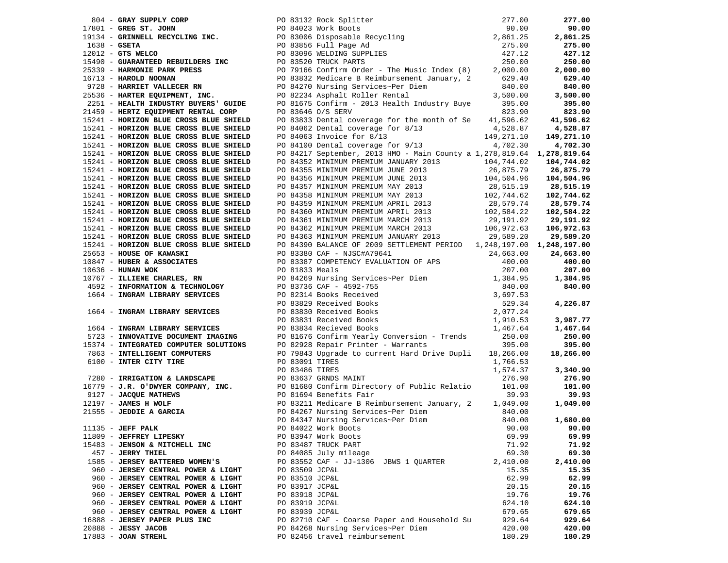| Vendor | PO / Description | Amount | Total |
|---|---|---|---|
| 804 - **GRAY SUPPLY CORP** | PO 83132 Rock Splitter | 277.00 | **277.00** |
| 17801 - **GREG ST. JOHN** | PO 84023 Work Boots | 90.00 | **90.00** |
| 19134 - **GRINNELL RECYCLING INC.** | PO 83006 Disposable Recycling | 2,861.25 | **2,861.25** |
| 1638 - **GSETA** | PO 83856 Full Page Ad | 275.00 | **275.00** |
| 12012 - **GTS WELCO** | PO 83096 WELDING SUPPLIES | 427.12 | **427.12** |
| 15490 - **GUARANTEED REBUILDERS INC** | PO 83520 TRUCK PARTS | 250.00 | **250.00** |
| 25339 - **HARMONIE PARK PRESS** | PO 79166 Confirm Order - The Music Index (8) | 2,000.00 | **2,000.00** |
| 16713 - **HAROLD NOONAN** | PO 83832 Medicare B Reimbursement January, 2 | 629.40 | **629.40** |
| 9728 - **HARRIET VALLECER RN** | PO 84270 Nursing Services~Per Diem | 840.00 | **840.00** |
| 25536 - **HARTER EQUIPMENT, INC.** | PO 82234 Asphalt Roller Rental | 3,500.00 | **3,500.00** |
| 2251 - **HEALTH INDUSTRY BUYERS' GUIDE** | PO 81675 Confirm - 2013 Health Industry Buye | 395.00 | **395.00** |
| 21459 - **HERTZ EQUIPMENT RENTAL CORP** | PO 83646 O/S SERV | 823.90 | **823.90** |
| 15241 - **HORIZON BLUE CROSS BLUE SHIELD** | PO 83833 Dental coverage for the month of Se | 41,596.62 | **41,596.62** |
| 15241 - **HORIZON BLUE CROSS BLUE SHIELD** | PO 84062 Dental coverage for 8/13 | 4,528.87 | **4,528.87** |
| 15241 - **HORIZON BLUE CROSS BLUE SHIELD** | PO 84063 Invoice for 8/13 | 149,271.10 | **149,271.10** |
| 15241 - **HORIZON BLUE CROSS BLUE SHIELD** | PO 84100 Dental coverage for 9/13 | 4,702.30 | **4,702.30** |
| 15241 - **HORIZON BLUE CROSS BLUE SHIELD** | PO 84217 September, 2013 HMO - Main County a | 1,278,819.64 | **1,278,819.64** |
| 15241 - **HORIZON BLUE CROSS BLUE SHIELD** | PO 84352 MINIMUM PREMIUM JANUARY 2013 | 104,744.02 | **104,744.02** |
| 15241 - **HORIZON BLUE CROSS BLUE SHIELD** | PO 84355 MINIMUM PREMIUM JUNE 2013 | 26,875.79 | **26,875.79** |
| 15241 - **HORIZON BLUE CROSS BLUE SHIELD** | PO 84356 MINIMUM PREMIUM JUNE 2013 | 104,504.96 | **104,504.96** |
| 15241 - **HORIZON BLUE CROSS BLUE SHIELD** | PO 84357 MINIMUM PREMIUM MAY 2013 | 28,515.19 | **28,515.19** |
| 15241 - **HORIZON BLUE CROSS BLUE SHIELD** | PO 84358 MINIMUM PREMIUM MAY 2013 | 102,744.62 | **102,744.62** |
| 15241 - **HORIZON BLUE CROSS BLUE SHIELD** | PO 84359 MINIMUM PREMIUM APRIL 2013 | 28,579.74 | **28,579.74** |
| 15241 - **HORIZON BLUE CROSS BLUE SHIELD** | PO 84360 MINIMUM PREMIUM APRIL 2013 | 102,584.22 | **102,584.22** |
| 15241 - **HORIZON BLUE CROSS BLUE SHIELD** | PO 84361 MINIMUM PREMIUM MARCH 2013 | 29,191.92 | **29,191.92** |
| 15241 - **HORIZON BLUE CROSS BLUE SHIELD** | PO 84362 MINIMUM PREMIUM MARCH 2013 | 106,972.63 | **106,972.63** |
| 15241 - **HORIZON BLUE CROSS BLUE SHIELD** | PO 84363 MINIMUM PREMIUM JANUARY 2013 | 29,589.20 | **29,589.20** |
| 15241 - **HORIZON BLUE CROSS BLUE SHIELD** | PO 84390 BALANCE OF 2009 SETTLEMENT PERIOD | 1,248,197.00 | **1,248,197.00** |
| 25653 - **HOUSE OF KAWASKI** | PO 83380 CAF - NJSC#A79641 | 24,663.00 | **24,663.00** |
| 10847 - **HUBER & ASSOCIATES** | PO 83387 COMPETENCY EVALUATION OF APS | 400.00 | **400.00** |
| 10636 - **HUNAN WOK** | PO 81833 Meals | 207.00 | **207.00** |
| 10767 - **ILLIENE CHARLES, RN** | PO 84269 Nursing Services~Per Diem | 1,384.95 | **1,384.95** |
| 4592 - **INFORMATION & TECHNOLOGY** | PO 83736 CAF - 4592-755 | 840.00 | **840.00** |
| 1664 - **INGRAM LIBRARY SERVICES** | PO 82314 Books Received | 3,697.53 | |
| | PO 83829 Received Books | 529.34 | **4,226.87** |
| 1664 - **INGRAM LIBRARY SERVICES** | PO 83830 Received Books | 2,077.24 | |
| | PO 83831 Received Books | 1,910.53 | **3,987.77** |
| 1664 - **INGRAM LIBRARY SERVICES** | PO 83834 Recieved Books | 1,467.64 | **1,467.64** |
| 5723 - **INNOVATIVE DOCUMENT IMAGING** | PO 81676 Confirm Yearly Conversion - Trends | 250.00 | **250.00** |
| 15374 - **INTEGRATED COMPUTER SOLUTIONS** | PO 82928 Repair Printer - Warrants | 395.00 | **395.00** |
| 7863 - **INTELLIGENT COMPUTERS** | PO 79843 Upgrade to current Hard Drive Dupli | 18,266.00 | **18,266.00** |
| 6100 - **INTER CITY TIRE** | PO 83091 TIRES | 1,766.53 | |
| | PO 83486 TIRES | 1,574.37 | **3,340.90** |
| 7280 - **IRRIGATION & LANDSCAPE** | PO 83637 GRNDS MAINT | 276.90 | **276.90** |
| 16779 - **J.R. O'DWYER COMPANY, INC.** | PO 81680 Confirm Directory of Public Relatio | 101.00 | **101.00** |
| 9127 - **JACQUE MATHEWS** | PO 81694 Benefits Fair | 39.93 | **39.93** |
| 12197 - **JAMES H WOLF** | PO 83211 Medicare B Reimbursement January, 2 | 1,049.00 | **1,049.00** |
| 21555 - **JEDDIE A GARCIA** | PO 84267 Nursing Services~Per Diem | 840.00 | |
| | PO 84347 Nursing Services~Per Diem | 840.00 | **1,680.00** |
| 11135 - **JEFF PALK** | PO 84022 Work Boots | 90.00 | **90.00** |
| 11809 - **JEFFREY LIPESKY** | PO 83947 Work Boots | 69.99 | **69.99** |
| 15483 - **JENSON & MITCHELL INC** | PO 83487 TRUCK PART | 71.92 | **71.92** |
| 457 - **JERRY THIEL** | PO 84085 July mileage | 69.30 | **69.30** |
| 1585 - **JERSEY BATTERED WOMEN'S** | PO 83552 CAF - JJ-1306 JBWS 1 QUARTER | 2,410.00 | **2,410.00** |
| 960 - **JERSEY CENTRAL POWER & LIGHT** | PO 83509 JCP&L | 15.35 | **15.35** |
| 960 - **JERSEY CENTRAL POWER & LIGHT** | PO 83510 JCP&L | 62.99 | **62.99** |
| 960 - **JERSEY CENTRAL POWER & LIGHT** | PO 83917 JCP&L | 20.15 | **20.15** |
| 960 - **JERSEY CENTRAL POWER & LIGHT** | PO 83918 JCP&L | 19.76 | **19.76** |
| 960 - **JERSEY CENTRAL POWER & LIGHT** | PO 83919 JCP&L | 624.10 | **624.10** |
| 960 - **JERSEY CENTRAL POWER & LIGHT** | PO 83939 JCP&L | 679.65 | **679.65** |
| 16888 - **JERSEY PAPER PLUS INC** | PO 82710 CAF - Coarse Paper and Household Su | 929.64 | **929.64** |
| 20888 - **JESSY JACOB** | PO 84268 Nursing Services~Per Diem | 420.00 | **420.00** |
| 17883 - **JOAN STREHL** | PO 82456 travel reimbursement | 180.29 | **180.29** |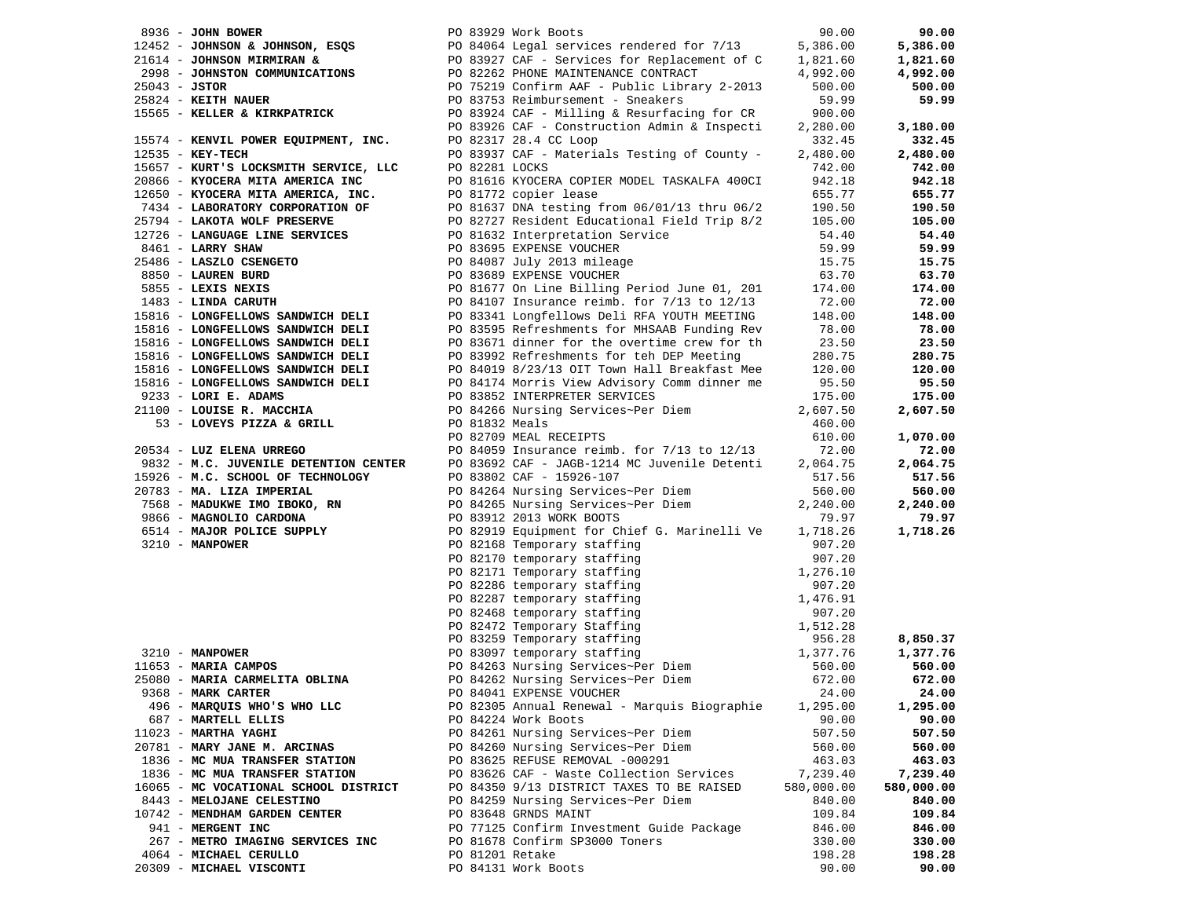| Vendor | PO / Description | Amount | Total |
|---|---|---|---|
| 8936 - **JOHN BOWER** | PO 83929 Work Boots | 90.00 | **90.00** |
| 12452 - **JOHNSON & JOHNSON, ESQS** | PO 84064 Legal services rendered for 7/13 | 5,386.00 | **5,386.00** |
| 21614 - **JOHNSON MIRMIRAN &** | PO 83927 CAF - Services for Replacement of C | 1,821.60 | **1,821.60** |
| 2998 - **JOHNSTON COMMUNICATIONS** | PO 82262 PHONE MAINTENANCE CONTRACT | 4,992.00 | **4,992.00** |
| 25043 - **JSTOR** | PO 75219 Confirm AAF - Public Library 2-2013 | 500.00 | **500.00** |
| 25824 - **KEITH NAUER** | PO 83753 Reimbursement - Sneakers | 59.99 | **59.99** |
| 15565 - **KELLER & KIRKPATRICK** | PO 83924 CAF - Milling & Resurfacing for CR | 900.00 | |
| | PO 83926 CAF - Construction Admin & Inspecti | 2,280.00 | **3,180.00** |
| 15574 - **KENVIL POWER EQUIPMENT, INC.** | PO 82317 28.4 CC Loop | 332.45 | **332.45** |
| 12535 - **KEY-TECH** | PO 83937 CAF - Materials Testing of County - | 2,480.00 | **2,480.00** |
| 15657 - **KURT'S LOCKSMITH SERVICE, LLC** | PO 82281 LOCKS | 742.00 | **742.00** |
| 20866 - **KYOCERA MITA AMERICA INC** | PO 81616 KYOCERA COPIER MODEL TASKALFA 400CI | 942.18 | **942.18** |
| 12650 - **KYOCERA MITA AMERICA, INC.** | PO 81772 copier lease | 655.77 | **655.77** |
| 7434 - **LABORATORY CORPORATION OF** | PO 81637 DNA testing from 06/01/13 thru 06/2 | 190.50 | **190.50** |
| 25794 - **LAKOTA WOLF PRESERVE** | PO 82727 Resident Educational Field Trip 8/2 | 105.00 | **105.00** |
| 12726 - **LANGUAGE LINE SERVICES** | PO 81632 Interpretation Service | 54.40 | **54.40** |
| 8461 - **LARRY SHAW** | PO 83695 EXPENSE VOUCHER | 59.99 | **59.99** |
| 25486 - **LASZLO CSENGETO** | PO 84087 July 2013 mileage | 15.75 | **15.75** |
| 8850 - **LAUREN BURD** | PO 83689 EXPENSE VOUCHER | 63.70 | **63.70** |
| 5855 - **LEXIS NEXIS** | PO 81677 On Line Billing Period June 01, 201 | 174.00 | **174.00** |
| 1483 - **LINDA CARUTH** | PO 84107 Insurance reimb. for 7/13 to 12/13 | 72.00 | **72.00** |
| 15816 - **LONGFELLOWS SANDWICH DELI** | PO 83341 Longfellows Deli RFA YOUTH MEETING | 148.00 | **148.00** |
| 15816 - **LONGFELLOWS SANDWICH DELI** | PO 83595 Refreshments for MHSAAB Funding Rev | 78.00 | **78.00** |
| 15816 - **LONGFELLOWS SANDWICH DELI** | PO 83671 dinner for the overtime crew for th | 23.50 | **23.50** |
| 15816 - **LONGFELLOWS SANDWICH DELI** | PO 83992 Refreshments for teh DEP Meeting | 280.75 | **280.75** |
| 15816 - **LONGFELLOWS SANDWICH DELI** | PO 84019 8/23/13 OIT Town Hall Breakfast Mee | 120.00 | **120.00** |
| 15816 - **LONGFELLOWS SANDWICH DELI** | PO 84174 Morris View Advisory Comm dinner me | 95.50 | **95.50** |
| 9233 - **LORI E. ADAMS** | PO 83852 INTERPRETER SERVICES | 175.00 | **175.00** |
| 21100 - **LOUISE R. MACCHIA** | PO 84266 Nursing Services~Per Diem | 2,607.50 | **2,607.50** |
| 53 - **LOVEYS PIZZA & GRILL** | PO 81832 Meals | 460.00 | |
| | PO 82709 MEAL RECEIPTS | 610.00 | **1,070.00** |
| 20534 - **LUZ ELENA URREGO** | PO 84059 Insurance reimb. for 7/13 to 12/13 | 72.00 | **72.00** |
| 9832 - **M.C. JUVENILE DETENTION CENTER** | PO 83692 CAF - JAGB-1214 MC Juvenile Detenti | 2,064.75 | **2,064.75** |
| 15926 - **M.C. SCHOOL OF TECHNOLOGY** | PO 83802 CAF - 15926-107 | 517.56 | **517.56** |
| 20783 - **MA. LIZA IMPERIAL** | PO 84264 Nursing Services~Per Diem | 560.00 | **560.00** |
| 7568 - **MADUKWE IMO IBOKO, RN** | PO 84265 Nursing Services~Per Diem | 2,240.00 | **2,240.00** |
| 9866 - **MAGNOLIO CARDONA** | PO 83912 2013 WORK BOOTS | 79.97 | **79.97** |
| 6514 - **MAJOR POLICE SUPPLY** | PO 82919 Equipment for Chief G. Marinelli Ve | 1,718.26 | **1,718.26** |
| 3210 - **MANPOWER** | PO 82168 Temporary staffing | 907.20 | |
| | PO 82170 temporary staffing | 907.20 | |
| | PO 82171 Temporary staffing | 1,276.10 | |
| | PO 82286 temporary staffing | 907.20 | |
| | PO 82287 temporary staffing | 1,476.91 | |
| | PO 82468 temporary staffing | 907.20 | |
| | PO 82472 Temporary Staffing | 1,512.28 | |
| | PO 83259 Temporary staffing | 956.28 | **8,850.37** |
| 3210 - **MANPOWER** | PO 83097 temporary staffing | 1,377.76 | **1,377.76** |
| 11653 - **MARIA CAMPOS** | PO 84263 Nursing Services~Per Diem | 560.00 | **560.00** |
| 25080 - **MARIA CARMELITA OBLINA** | PO 84262 Nursing Services~Per Diem | 672.00 | **672.00** |
| 9368 - **MARK CARTER** | PO 84041 EXPENSE VOUCHER | 24.00 | **24.00** |
| 496 - **MARQUIS WHO'S WHO LLC** | PO 82305 Annual Renewal - Marquis Biographie | 1,295.00 | **1,295.00** |
| 687 - **MARTELL ELLIS** | PO 84224 Work Boots | 90.00 | **90.00** |
| 11023 - **MARTHA YAGHI** | PO 84261 Nursing Services~Per Diem | 507.50 | **507.50** |
| 20781 - **MARY JANE M. ARCINAS** | PO 84260 Nursing Services~Per Diem | 560.00 | **560.00** |
| 1836 - **MC MUA TRANSFER STATION** | PO 83625 REFUSE REMOVAL -000291 | 463.03 | **463.03** |
| 1836 - **MC MUA TRANSFER STATION** | PO 83626 CAF - Waste Collection Services | 7,239.40 | **7,239.40** |
| 16065 - **MC VOCATIONAL SCHOOL DISTRICT** | PO 84350 9/13 DISTRICT TAXES TO BE RAISED | 580,000.00 | **580,000.00** |
| 8443 - **MELOJANE CELESTINO** | PO 84259 Nursing Services~Per Diem | 840.00 | **840.00** |
| 10742 - **MENDHAM GARDEN CENTER** | PO 83648 GRNDS MAINT | 109.84 | **109.84** |
| 941 - **MERGENT INC** | PO 77125 Confirm Investment Guide Package | 846.00 | **846.00** |
| 267 - **METRO IMAGING SERVICES INC** | PO 81678 Confirm SP3000 Toners | 330.00 | **330.00** |
| 4064 - **MICHAEL CERULLO** | PO 81201 Retake | 198.28 | **198.28** |
| 20309 - **MICHAEL VISCONTI** | PO 84131 Work Boots | 90.00 | **90.00** |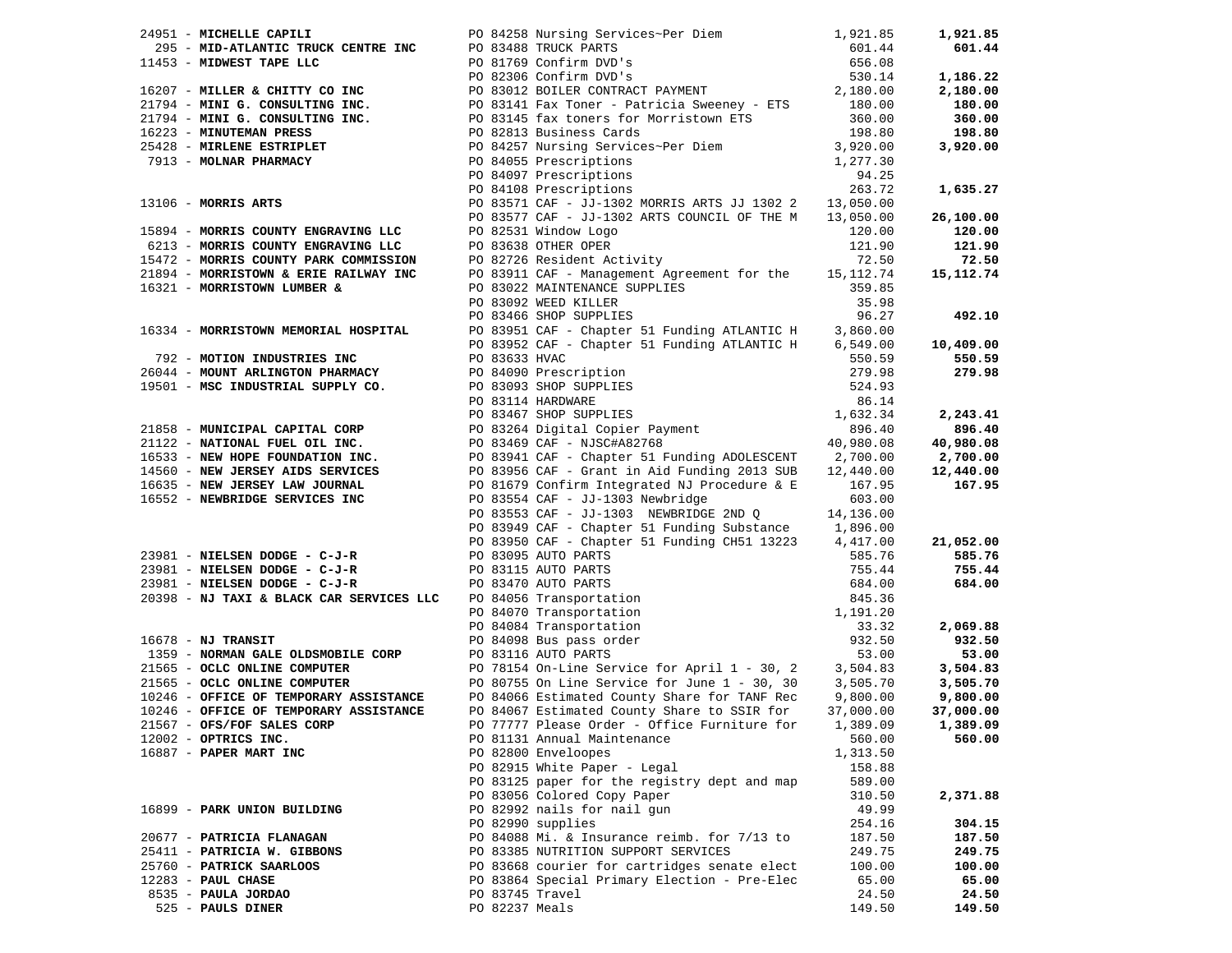| Vendor | PO / Description | Amount | Total |
|---|---|---|---|
| 24951 - **MICHELLE CAPILI** | PO 84258 Nursing Services~Per Diem | 1,921.85 | **1,921.85** |
| 295 - **MID-ATLANTIC TRUCK CENTRE INC** | PO 83488 TRUCK PARTS | 601.44 | **601.44** |
| 11453 - **MIDWEST TAPE LLC** | PO 81769 Confirm DVD's | 656.08 | |
| | PO 82306 Confirm DVD's | 530.14 | **1,186.22** |
| 16207 - **MILLER & CHITTY CO INC** | PO 83012 BOILER CONTRACT PAYMENT | 2,180.00 | **2,180.00** |
| 21794 - **MINI G. CONSULTING INC.** | PO 83141 Fax Toner - Patricia Sweeney - ETS | 180.00 | **180.00** |
| 21794 - **MINI G. CONSULTING INC.** | PO 83145 fax toners for Morristown ETS | 360.00 | **360.00** |
| 16223 - **MINUTEMAN PRESS** | PO 82813 Business Cards | 198.80 | **198.80** |
| 25428 - **MIRLENE ESTRIPLET** | PO 84257 Nursing Services~Per Diem | 3,920.00 | **3,920.00** |
| 7913 - **MOLNAR PHARMACY** | PO 84055 Prescriptions | 1,277.30 | |
| | PO 84097 Prescriptions | 94.25 | |
| | PO 84108 Prescriptions | 263.72 | **1,635.27** |
| 13106 - **MORRIS ARTS** | PO 83571 CAF - JJ-1302 MORRIS ARTS JJ 1302 2 | 13,050.00 | |
| | PO 83577 CAF - JJ-1302 ARTS COUNCIL OF THE M | 13,050.00 | **26,100.00** |
| 15894 - **MORRIS COUNTY ENGRAVING LLC** | PO 82531 Window Logo | 120.00 | **120.00** |
| 6213 - **MORRIS COUNTY ENGRAVING LLC** | PO 83638 OTHER OPER | 121.90 | **121.90** |
| 15472 - **MORRIS COUNTY PARK COMMISSION** | PO 82726 Resident Activity | 72.50 | **72.50** |
| 21894 - **MORRISTOWN & ERIE RAILWAY INC** | PO 83911 CAF - Management Agreement for the | 15,112.74 | **15,112.74** |
| 16321 - **MORRISTOWN LUMBER &** | PO 83022 MAINTENANCE SUPPLIES | 359.85 | |
| | PO 83092 WEED KILLER | 35.98 | |
| | PO 83466 SHOP SUPPLIES | 96.27 | **492.10** |
| 16334 - **MORRISTOWN MEMORIAL HOSPITAL** | PO 83951 CAF - Chapter 51 Funding ATLANTIC H | 3,860.00 | |
| | PO 83952 CAF - Chapter 51 Funding ATLANTIC H | 6,549.00 | **10,409.00** |
| 792 - **MOTION INDUSTRIES INC** | PO 83633 HVAC | 550.59 | **550.59** |
| 26044 - **MOUNT ARLINGTON PHARMACY** | PO 84090 Prescription | 279.98 | **279.98** |
| 19501 - **MSC INDUSTRIAL SUPPLY CO.** | PO 83093 SHOP SUPPLIES | 524.93 | |
| | PO 83114 HARDWARE | 86.14 | |
| | PO 83467 SHOP SUPPLIES | 1,632.34 | **2,243.41** |
| 21858 - **MUNICIPAL CAPITAL CORP** | PO 83264 Digital Copier Payment | 896.40 | **896.40** |
| 21122 - **NATIONAL FUEL OIL INC.** | PO 83469 CAF - NJSC#A82768 | 40,980.08 | **40,980.08** |
| 16533 - **NEW HOPE FOUNDATION INC.** | PO 83941 CAF - Chapter 51 Funding ADOLESCENT | 2,700.00 | **2,700.00** |
| 14560 - **NEW JERSEY AIDS SERVICES** | PO 83956 CAF - Grant in Aid Funding 2013 SUB | 12,440.00 | **12,440.00** |
| 16635 - **NEW JERSEY LAW JOURNAL** | PO 81679 Confirm Integrated NJ Procedure & E | 167.95 | **167.95** |
| 16552 - **NEWBRIDGE SERVICES INC** | PO 83554 CAF - JJ-1303 Newbridge | 603.00 | |
| | PO 83553 CAF - JJ-1303 NEWBRIDGE 2ND Q | 14,136.00 | |
| | PO 83949 CAF - Chapter 51 Funding Substance | 1,896.00 | |
| | PO 83950 CAF - Chapter 51 Funding CH51 13223 | 4,417.00 | **21,052.00** |
| 23981 - **NIELSEN DODGE - C-J-R** | PO 83095 AUTO PARTS | 585.76 | **585.76** |
| 23981 - **NIELSEN DODGE - C-J-R** | PO 83115 AUTO PARTS | 755.44 | **755.44** |
| 23981 - **NIELSEN DODGE - C-J-R** | PO 83470 AUTO PARTS | 684.00 | **684.00** |
| 20398 - **NJ TAXI & BLACK CAR SERVICES LLC** | PO 84056 Transportation | 845.36 | |
| | PO 84070 Transportation | 1,191.20 | |
| | PO 84084 Transportation | 33.32 | **2,069.88** |
| 16678 - **NJ TRANSIT** | PO 84098 Bus pass order | 932.50 | **932.50** |
| 1359 - **NORMAN GALE OLDSMOBILE CORP** | PO 83116 AUTO PARTS | 53.00 | **53.00** |
| 21565 - **OCLC ONLINE COMPUTER** | PO 78154 On-Line Service for April 1 - 30, 2 | 3,504.83 | **3,504.83** |
| 21565 - **OCLC ONLINE COMPUTER** | PO 80755 On Line Service for June 1 - 30, 30 | 3,505.70 | **3,505.70** |
| 10246 - **OFFICE OF TEMPORARY ASSISTANCE** | PO 84066 Estimated County Share for TANF Rec | 9,800.00 | **9,800.00** |
| 10246 - **OFFICE OF TEMPORARY ASSISTANCE** | PO 84067 Estimated County Share to SSIR for | 37,000.00 | **37,000.00** |
| 21567 - **OFS/FOF SALES CORP** | PO 77777 Please Order - Office Furniture for | 1,389.09 | **1,389.09** |
| 12002 - **OPTRICS INC.** | PO 81131 Annual Maintenance | 560.00 | **560.00** |
| 16887 - **PAPER MART INC** | PO 82800 Enveloopes | 1,313.50 | |
| | PO 82915 White Paper - Legal | 158.88 | |
| | PO 83125 paper for the registry dept and map | 589.00 | |
| | PO 83056 Colored Copy Paper | 310.50 | **2,371.88** |
| 16899 - **PARK UNION BUILDING** | PO 82992 nails for nail gun | 49.99 | |
| | PO 82990 supplies | 254.16 | **304.15** |
| 20677 - **PATRICIA FLANAGAN** | PO 84088 Mi. & Insurance reimb. for 7/13 to | 187.50 | **187.50** |
| 25411 - **PATRICIA W. GIBBONS** | PO 83385 NUTRITION SUPPORT SERVICES | 249.75 | **249.75** |
| 25760 - **PATRICK SAARLOOS** | PO 83668 courier for cartridges senate elect | 100.00 | **100.00** |
| 12283 - **PAUL CHASE** | PO 83864 Special Primary Election - Pre-Elec | 65.00 | **65.00** |
| 8535 - **PAULA JORDAO** | PO 83745 Travel | 24.50 | **24.50** |
| 525 - **PAULS DINER** | PO 82237 Meals | 149.50 | **149.50** |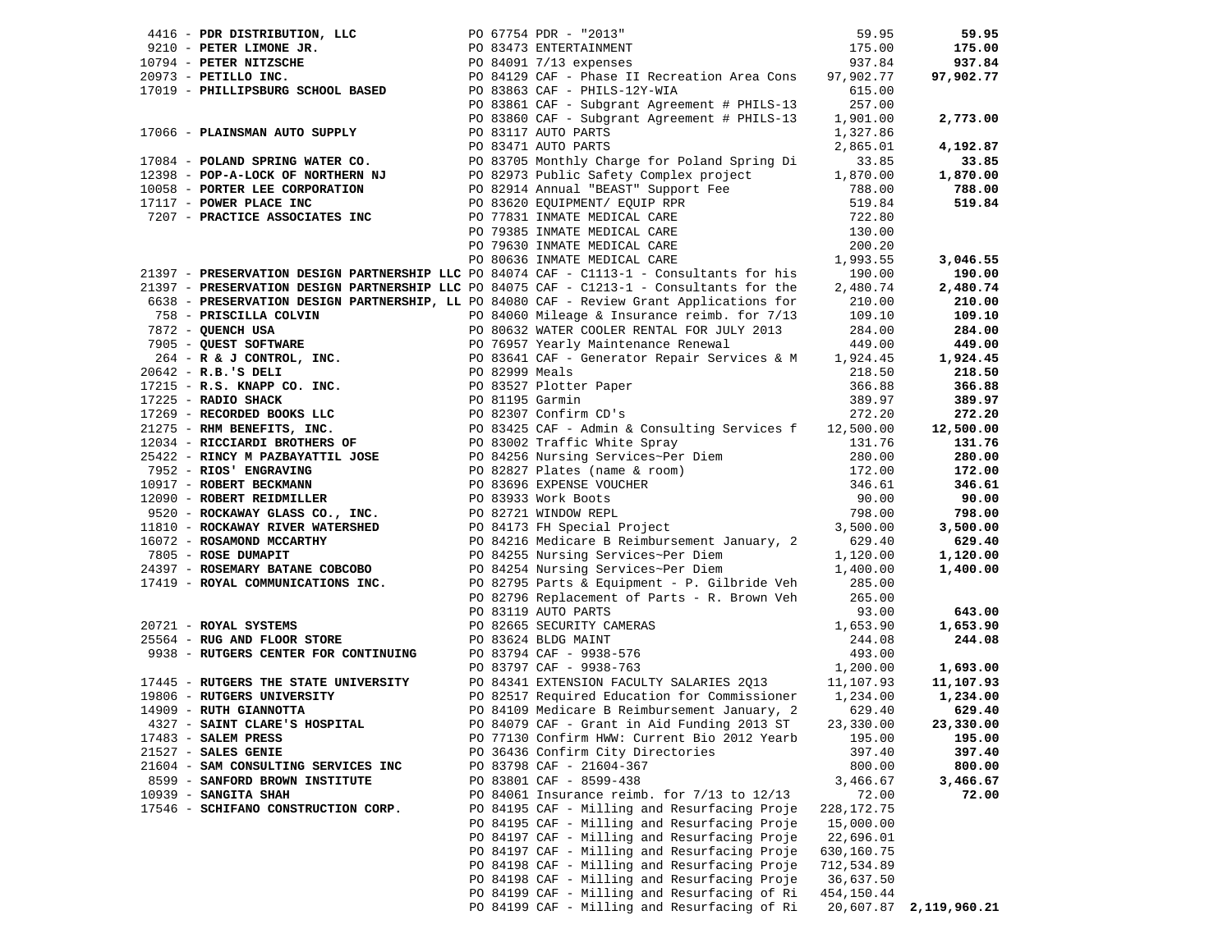| Vendor | PO / Description | Amount | Total |
|---|---|---|---|
| 4416 - **PDR DISTRIBUTION, LLC** | PO 67754 PDR - "2013" | 59.95 | **59.95** |
| 9210 - **PETER LIMONE JR.** | PO 83473 ENTERTAINMENT | 175.00 | **175.00** |
| 10794 - **PETER NITZSCHE** | PO 84091 7/13 expenses | 937.84 | **937.84** |
| 20973 - **PETILLO INC.** | PO 84129 CAF - Phase II Recreation Area Cons | 97,902.77 | **97,902.77** |
| 17019 - **PHILLIPSBURG SCHOOL BASED** | PO 83863 CAF - PHILS-12Y-WIA | 615.00 | |
| | PO 83861 CAF - Subgrant Agreement # PHILS-13 | 257.00 | |
| | PO 83860 CAF - Subgrant Agreement # PHILS-13 | 1,901.00 | **2,773.00** |
| 17066 - **PLAINSMAN AUTO SUPPLY** | PO 83117 AUTO PARTS | 1,327.86 | |
| | PO 83471 AUTO PARTS | 2,865.01 | **4,192.87** |
| 17084 - **POLAND SPRING WATER CO.** | PO 83705 Monthly Charge for Poland Spring Di | 33.85 | **33.85** |
| 12398 - **POP-A-LOCK OF NORTHERN NJ** | PO 82973 Public Safety Complex project | 1,870.00 | **1,870.00** |
| 10058 - **PORTER LEE CORPORATION** | PO 82914 Annual "BEAST" Support Fee | 788.00 | **788.00** |
| 17117 - **POWER PLACE INC** | PO 83620 EQUIPMENT/ EQUIP RPR | 519.84 | **519.84** |
| 7207 - **PRACTICE ASSOCIATES INC** | PO 77831 INMATE MEDICAL CARE | 722.80 | |
| | PO 79385 INMATE MEDICAL CARE | 130.00 | |
| | PO 79630 INMATE MEDICAL CARE | 200.20 | |
| | PO 80636 INMATE MEDICAL CARE | 1,993.55 | **3,046.55** |
| 21397 - **PRESERVATION DESIGN PARTNERSHIP LLC** | PO 84074 CAF - C1113-1 - Consultants for his | 190.00 | **190.00** |
| 21397 - **PRESERVATION DESIGN PARTNERSHIP LLC** | PO 84075 CAF - C1213-1 - Consultants for the | 2,480.74 | **2,480.74** |
| 6638 - **PRESERVATION DESIGN PARTNERSHIP, LL** | PO 84080 CAF - Review Grant Applications for | 210.00 | **210.00** |
| 758 - **PRISCILLA COLVIN** | PO 84060 Mileage & Insurance reimb. for 7/13 | 109.10 | **109.10** |
| 7872 - **QUENCH USA** | PO 80632 WATER COOLER RENTAL FOR JULY 2013 | 284.00 | **284.00** |
| 7905 - **QUEST SOFTWARE** | PO 76957 Yearly Maintenance Renewal | 449.00 | **449.00** |
| 264 - **R & J CONTROL, INC.** | PO 83641 CAF - Generator Repair Services & M | 1,924.45 | **1,924.45** |
| 20642 - **R.B.'S DELI** | PO 82999 Meals | 218.50 | **218.50** |
| 17215 - **R.S. KNAPP CO. INC.** | PO 83527 Plotter Paper | 366.88 | **366.88** |
| 17225 - **RADIO SHACK** | PO 81195 Garmin | 389.97 | **389.97** |
| 17269 - **RECORDED BOOKS LLC** | PO 82307 Confirm CD's | 272.20 | **272.20** |
| 21275 - **RHM BENEFITS, INC.** | PO 83425 CAF - Admin & Consulting Services f | 12,500.00 | **12,500.00** |
| 12034 - **RICCIARDI BROTHERS OF** | PO 83002 Traffic White Spray | 131.76 | **131.76** |
| 25422 - **RINCY M PAZBAYATTIL JOSE** | PO 84256 Nursing Services~Per Diem | 280.00 | **280.00** |
| 7952 - **RIOS' ENGRAVING** | PO 82827 Plates (name & room) | 172.00 | **172.00** |
| 10917 - **ROBERT BECKMANN** | PO 83696 EXPENSE VOUCHER | 346.61 | **346.61** |
| 12090 - **ROBERT REIDMILLER** | PO 83933 Work Boots | 90.00 | **90.00** |
| 9520 - **ROCKAWAY GLASS CO., INC.** | PO 82721 WINDOW REPL | 798.00 | **798.00** |
| 11810 - **ROCKAWAY RIVER WATERSHED** | PO 84173 FH Special Project | 3,500.00 | **3,500.00** |
| 16072 - **ROSAMOND MCCARTHY** | PO 84216 Medicare B Reimbursement January, 2 | 629.40 | **629.40** |
| 7805 - **ROSE DUMAPIT** | PO 84255 Nursing Services~Per Diem | 1,120.00 | **1,120.00** |
| 24397 - **ROSEMARY BATANE COBCOBO** | PO 84254 Nursing Services~Per Diem | 1,400.00 | **1,400.00** |
| 17419 - **ROYAL COMMUNICATIONS INC.** | PO 82795 Parts & Equipment - P. Gilbride Veh | 285.00 | |
| | PO 82796 Replacement of Parts - R. Brown Veh | 265.00 | |
| | PO 83119 AUTO PARTS | 93.00 | **643.00** |
| 20721 - **ROYAL SYSTEMS** | PO 82665 SECURITY CAMERAS | 1,653.90 | **1,653.90** |
| 25564 - **RUG AND FLOOR STORE** | PO 83624 BLDG MAINT | 244.08 | **244.08** |
| 9938 - **RUTGERS CENTER FOR CONTINUING** | PO 83794 CAF - 9938-576 | 493.00 | |
| | PO 83797 CAF - 9938-763 | 1,200.00 | **1,693.00** |
| 17445 - **RUTGERS THE STATE UNIVERSITY** | PO 84341 EXTENSION FACULTY SALARIES 2Q13 | 11,107.93 | **11,107.93** |
| 19806 - **RUTGERS UNIVERSITY** | PO 82517 Required Education for Commissioner | 1,234.00 | **1,234.00** |
| 14909 - **RUTH GIANNOTTA** | PO 84109 Medicare B Reimbursement January, 2 | 629.40 | **629.40** |
| 4327 - **SAINT CLARE'S HOSPITAL** | PO 84079 CAF - Grant in Aid Funding 2013 ST | 23,330.00 | **23,330.00** |
| 17483 - **SALEM PRESS** | PO 77130 Confirm HWW: Current Bio 2012 Yearb | 195.00 | **195.00** |
| 21527 - **SALES GENIE** | PO 36436 Confirm City Directories | 397.40 | **397.40** |
| 21604 - **SAM CONSULTING SERVICES INC** | PO 83798 CAF - 21604-367 | 800.00 | **800.00** |
| 8599 - **SANFORD BROWN INSTITUTE** | PO 83801 CAF - 8599-438 | 3,466.67 | **3,466.67** |
| 10939 - **SANGITA SHAH** | PO 84061 Insurance reimb. for 7/13 to 12/13 | 72.00 | **72.00** |
| 17546 - **SCHIFANO CONSTRUCTION CORP.** | PO 84195 CAF - Milling and Resurfacing Proje | 228,172.75 | |
| | PO 84195 CAF - Milling and Resurfacing Proje | 15,000.00 | |
| | PO 84197 CAF - Milling and Resurfacing Proje | 22,696.01 | |
| | PO 84197 CAF - Milling and Resurfacing Proje | 630,160.75 | |
| | PO 84198 CAF - Milling and Resurfacing Proje | 712,534.89 | |
| | PO 84198 CAF - Milling and Resurfacing Proje | 36,637.50 | |
| | PO 84199 CAF - Milling and Resurfacing of Ri | 454,150.44 | |
| | PO 84199 CAF - Milling and Resurfacing of Ri | 20,607.87 | **2,119,960.21** |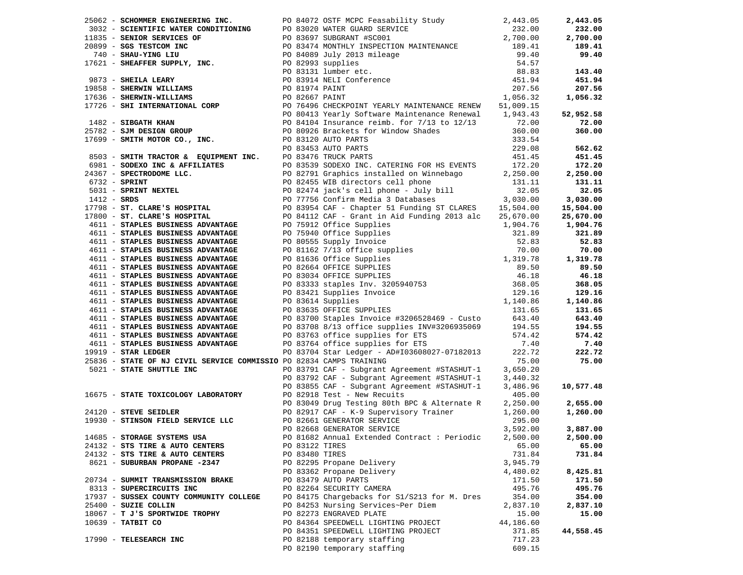| Vendor | PO / Description | Amount | Total |
|---|---|---|---|
| 25062 - **SCHOMMER ENGINEERING INC.** | PO 84072 OSTF MCPC Feasability Study | 2,443.05 | **2,443.05** |
| 3032 - **SCIENTIFIC WATER CONDITIONING** | PO 83020 WATER GUARD SERVICE | 232.00 | **232.00** |
| 11835 - **SENIOR SERVICES OF** | PO 83697 SUBGRANT #SC001 | 2,700.00 | **2,700.00** |
| 20899 - **SGS TESTCOM INC** | PO 83474 MONTHLY INSPECTION MAINTENANCE | 189.41 | **189.41** |
| 740 - **SHAU-YING LIU** | PO 84089 July 2013 mileage | 99.40 | **99.40** |
| 17621 - **SHEAFFER SUPPLY, INC.** | PO 82993 supplies | 54.57 | |
| | PO 83131 lumber etc. | 88.83 | **143.40** |
| 9873 - **SHEILA LEARY** | PO 83914 NELI Conference | 451.94 | **451.94** |
| 19858 - **SHERWIN WILLIAMS** | PO 81974 PAINT | 207.56 | **207.56** |
| 17636 - **SHERWIN-WILLIAMS** | PO 82667 PAINT | 1,056.32 | **1,056.32** |
| 17726 - **SHI INTERNATIONAL CORP** | PO 76496 CHECKPOINT YEARLY MAINTENANCE RENEW | 51,009.15 | |
| | PO 80413 Yearly Software Maintenance Renewal | 1,943.43 | **52,952.58** |
| 1482 - **SIBGATH KHAN** | PO 84104 Insurance reimb. for 7/13 to 12/13 | 72.00 | **72.00** |
| 25782 - **SJM DESIGN GROUP** | PO 80926 Brackets for Window Shades | 360.00 | **360.00** |
| 17699 - **SMITH MOTOR CO., INC.** | PO 83120 AUTO PARTS | 333.54 | |
| | PO 83453 AUTO PARTS | 229.08 | **562.62** |
| 8503 - **SMITH TRACTOR & EQUIPMENT INC.** | PO 83476 TRUCK PARTS | 451.45 | **451.45** |
| 6981 - **SODEXO INC & AFFILIATES** | PO 83539 SODEXO INC. CATERING FOR HS EVENTS | 172.20 | **172.20** |
| 24367 - **SPECTRODOME LLC.** | PO 82791 Graphics installed on Winnebago | 2,250.00 | **2,250.00** |
| 6732 - **SPRINT** | PO 82455 WIB directors cell phone | 131.11 | **131.11** |
| 5031 - **SPRINT NEXTEL** | PO 82474 jack's cell phone - July bill | 32.05 | **32.05** |
| 1412 - **SRDS** | PO 77756 Confirm Media 3 Databases | 3,030.00 | **3,030.00** |
| 17798 - **ST. CLARE'S HOSPITAL** | PO 83954 CAF - Chapter 51 Funding ST CLARES | 15,504.00 | **15,504.00** |
| 17800 - **ST. CLARE'S HOSPITAL** | PO 84112 CAF - Grant in Aid Funding 2013 alc | 25,670.00 | **25,670.00** |
| 4611 - **STAPLES BUSINESS ADVANTAGE** | PO 75912 Office Supplies | 1,904.76 | **1,904.76** |
| 4611 - **STAPLES BUSINESS ADVANTAGE** | PO 75940 Office Supplies | 321.89 | **321.89** |
| 4611 - **STAPLES BUSINESS ADVANTAGE** | PO 80555 Supply Invoice | 52.83 | **52.83** |
| 4611 - **STAPLES BUSINESS ADVANTAGE** | PO 81162 7/13 office supplies | 70.00 | **70.00** |
| 4611 - **STAPLES BUSINESS ADVANTAGE** | PO 81636 Office Supplies | 1,319.78 | **1,319.78** |
| 4611 - **STAPLES BUSINESS ADVANTAGE** | PO 82664 OFFICE SUPPLIES | 89.50 | **89.50** |
| 4611 - **STAPLES BUSINESS ADVANTAGE** | PO 83034 OFFICE SUPPLIES | 46.18 | **46.18** |
| 4611 - **STAPLES BUSINESS ADVANTAGE** | PO 83333 staples Inv. 3205940753 | 368.05 | **368.05** |
| 4611 - **STAPLES BUSINESS ADVANTAGE** | PO 83421 Supplies Invoice | 129.16 | **129.16** |
| 4611 - **STAPLES BUSINESS ADVANTAGE** | PO 83614 Supplies | 1,140.86 | **1,140.86** |
| 4611 - **STAPLES BUSINESS ADVANTAGE** | PO 83635 OFFICE SUPPLIES | 131.65 | **131.65** |
| 4611 - **STAPLES BUSINESS ADVANTAGE** | PO 83700 Staples Invoice #3206528469 - Custo | 643.40 | **643.40** |
| 4611 - **STAPLES BUSINESS ADVANTAGE** | PO 83708 8/13 office supplies INV#3206935069 | 194.55 | **194.55** |
| 4611 - **STAPLES BUSINESS ADVANTAGE** | PO 83763 office supplies for ETS | 574.42 | **574.42** |
| 4611 - **STAPLES BUSINESS ADVANTAGE** | PO 83764 office supplies for ETS | 7.40 | **7.40** |
| 19919 - **STAR LEDGER** | PO 83704 Star Ledger - AD#I03608027-07182013 | 222.72 | **222.72** |
| 25836 - **STATE OF NJ CIVIL SERVICE COMMISSIO** | PO 82834 CAMPS TRAINING | 75.00 | **75.00** |
| 5021 - **STATE SHUTTLE INC** | PO 83791 CAF - Subgrant Agreement #STASHUT-1 | 3,650.20 | |
| | PO 83792 CAF - Subgrant Agreement #STASHUT-1 | 3,440.32 | |
| | PO 83855 CAF - Subgrant Agreement #STASHUT-1 | 3,486.96 | **10,577.48** |
| 16675 - **STATE TOXICOLOGY LABORATORY** | PO 82918 Test - New Recuits | 405.00 | |
| | PO 83049 Drug Testing 80th BPC & Alternate R | 2,250.00 | **2,655.00** |
| 24120 - **STEVE SEIDLER** | PO 82917 CAF - K-9 Supervisory Trainer | 1,260.00 | **1,260.00** |
| 19930 - **STINSON FIELD SERVICE LLC** | PO 82661 GENERATOR SERVICE | 295.00 | |
| | PO 82668 GENERATOR SERVICE | 3,592.00 | **3,887.00** |
| 14685 - **STORAGE SYSTEMS USA** | PO 81682 Annual Extended Contract : Periodic | 2,500.00 | **2,500.00** |
| 24132 - **STS TIRE & AUTO CENTERS** | PO 83122 TIRES | 65.00 | **65.00** |
| 24132 - **STS TIRE & AUTO CENTERS** | PO 83480 TIRES | 731.84 | **731.84** |
| 8621 - **SUBURBAN PROPANE -2347** | PO 82295 Propane Delivery | 3,945.79 | |
| | PO 83362 Propane Delivery | 4,480.02 | **8,425.81** |
| 20734 - **SUMMIT TRANSMISSION BRAKE** | PO 83479 AUTO PARTS | 171.50 | **171.50** |
| 8313 - **SUPERCIRCUITS INC** | PO 82264 SECURITY CAMERA | 495.76 | **495.76** |
| 17937 - **SUSSEX COUNTY COMMUNITY COLLEGE** | PO 84175 Chargebacks for S1/S213 for M. Dres | 354.00 | **354.00** |
| 25400 - **SUZIE COLLIN** | PO 84253 Nursing Services~Per Diem | 2,837.10 | **2,837.10** |
| 18067 - **T J'S SPORTWIDE TROPHY** | PO 82273 ENGRAVED PLATE | 15.00 | **15.00** |
| 10639 - **TATBIT CO** | PO 84364 SPEEDWELL LIGHTING PROJECT | 44,186.60 | |
| | PO 84351 SPEEDWELL LIGHTING PROJECT | 371.85 | **44,558.45** |
| 17990 - **TELESEARCH INC** | PO 82188 temporary staffing | 717.23 | |
| | PO 82190 temporary staffing | 609.15 | |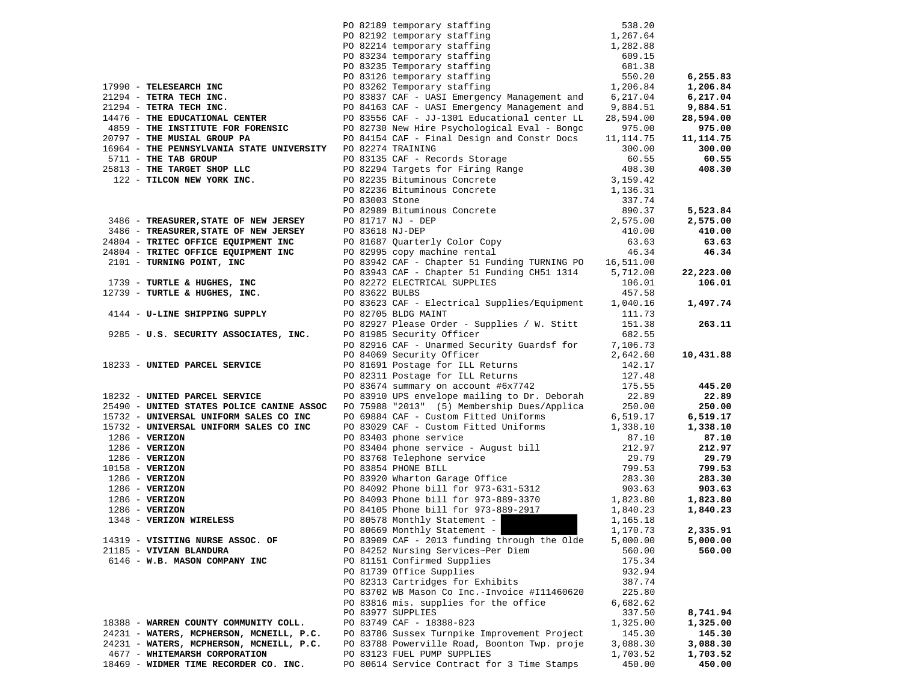| Vendor | PO / Description | Amount | Total |
|---|---|---|---|
| | PO 82189 temporary staffing | 538.20 | |
| | PO 82192 temporary staffing | 1,267.64 | |
| | PO 82214 temporary staffing | 1,282.88 | |
| | PO 83234 temporary staffing | 609.15 | |
| | PO 83235 Temporary staffing | 681.38 | |
| | PO 83126 temporary staffing | 550.20 | **6,255.83** |
| 17990 - **TELESEARCH INC** | PO 83262 Temporary staffing | 1,206.84 | **1,206.84** |
| 21294 - **TETRA TECH INC.** | PO 83837 CAF - UASI Emergency Management and | 6,217.04 | **6,217.04** |
| 21294 - **TETRA TECH INC.** | PO 84163 CAF - UASI Emergency Management and | 9,884.51 | **9,884.51** |
| 14476 - **THE EDUCATIONAL CENTER** | PO 83556 CAF - JJ-1301 Educational center LL | 28,594.00 | **28,594.00** |
| 4859 - **THE INSTITUTE FOR FORENSIC** | PO 82730 New Hire Psychological Eval - Bongc | 975.00 | **975.00** |
| 20797 - **THE MUSIAL GROUP PA** | PO 84154 CAF - Final Design and Constr Docs | 11,114.75 | **11,114.75** |
| 16964 - **THE PENNSYLVANIA STATE UNIVERSITY** | PO 82274 TRAINING | 300.00 | **300.00** |
| 5711 - **THE TAB GROUP** | PO 83135 CAF - Records Storage | 60.55 | **60.55** |
| 25813 - **THE TARGET SHOP LLC** | PO 82294 Targets for Firing Range | 408.30 | **408.30** |
| 122 - **TILCON NEW YORK INC.** | PO 82235 Bituminous Concrete | 3,159.42 | |
| | PO 82236 Bituminous Concrete | 1,136.31 | |
| | PO 83003 Stone | 337.74 | |
| | PO 82989 Bituminous Concrete | 890.37 | **5,523.84** |
| 3486 - **TREASURER,STATE OF NEW JERSEY** | PO 81717 NJ - DEP | 2,575.00 | **2,575.00** |
| 3486 - **TREASURER,STATE OF NEW JERSEY** | PO 83618 NJ-DEP | 410.00 | **410.00** |
| 24804 - **TRITEC OFFICE EQUIPMENT INC** | PO 81687 Quarterly Color Copy | 63.63 | **63.63** |
| 24804 - **TRITEC OFFICE EQUIPMENT INC** | PO 82995 copy machine rental | 46.34 | **46.34** |
| 2101 - **TURNING POINT, INC** | PO 83942 CAF - Chapter 51 Funding TURNING PO | 16,511.00 | |
| | PO 83943 CAF - Chapter 51 Funding CH51 1314 | 5,712.00 | **22,223.00** |
| 1739 - **TURTLE & HUGHES, INC** | PO 82272 ELECTRICAL SUPPLIES | 106.01 | **106.01** |
| 12739 - **TURTLE & HUGHES, INC.** | PO 83622 BULBS | 457.58 | |
| | PO 83623 CAF - Electrical Supplies/Equipment | 1,040.16 | **1,497.74** |
| 4144 - **U-LINE SHIPPING SUPPLY** | PO 82705 BLDG MAINT | 111.73 | |
| | PO 82927 Please Order - Supplies / W. Stitt | 151.38 | **263.11** |
| 9285 - **U.S. SECURITY ASSOCIATES, INC.** | PO 81985 Security Officer | 682.55 | |
| | PO 82916 CAF - Unarmed Security Guardsf for | 7,106.73 | |
| | PO 84069 Security Officer | 2,642.60 | **10,431.88** |
| 18233 - **UNITED PARCEL SERVICE** | PO 81691 Postage for ILL Returns | 142.17 | |
| | PO 82311 Postage for ILL Returns | 127.48 | |
| | PO 83674 summary on account #6x7742 | 175.55 | **445.20** |
| 18232 - **UNITED PARCEL SERVICE** | PO 83910 UPS envelope mailing to Dr. Deborah | 22.89 | **22.89** |
| 25490 - **UNITED STATES POLICE CANINE ASSOC** | PO 75988 "2013" (5) Membership Dues/Applica | 250.00 | **250.00** |
| 15732 - **UNIVERSAL UNIFORM SALES CO INC** | PO 69884 CAF - Custom Fitted Uniforms | 6,519.17 | **6,519.17** |
| 15732 - **UNIVERSAL UNIFORM SALES CO INC** | PO 83029 CAF - Custom Fitted Uniforms | 1,338.10 | **1,338.10** |
| 1286 - **VERIZON** | PO 83403 phone service | 87.10 | **87.10** |
| 1286 - **VERIZON** | PO 83404 phone service - August bill | 212.97 | **212.97** |
| 1286 - **VERIZON** | PO 83768 Telephone service | 29.79 | **29.79** |
| 10158 - **VERIZON** | PO 83854 PHONE BILL | 799.53 | **799.53** |
| 1286 - **VERIZON** | PO 83920 Wharton Garage Office | 283.30 | **283.30** |
| 1286 - **VERIZON** | PO 84092 Phone bill for 973-631-5312 | 903.63 | **903.63** |
| 1286 - **VERIZON** | PO 84093 Phone bill for 973-889-3370 | 1,823.80 | **1,823.80** |
| 1286 - **VERIZON** | PO 84105 Phone bill for 973-889-2917 | 1,840.23 | **1,840.23** |
| 1348 - **VERIZON WIRELESS** | PO 80578 Monthly Statement - | 1,165.18 | |
| | PO 80669 Monthly Statement - | 1,170.73 | **2,335.91** |
| 14319 - **VISITING NURSE ASSOC. OF** | PO 83909 CAF - 2013 funding through the Olde | 5,000.00 | **5,000.00** |
| 21185 - **VIVIAN BLANDURA** | PO 84252 Nursing Services~Per Diem | 560.00 | **560.00** |
| 6146 - **W.B. MASON COMPANY INC** | PO 81151 Confirmed Supplies | 175.34 | |
| | PO 81739 Office Supplies | 932.94 | |
| | PO 82313 Cartridges for Exhibits | 387.74 | |
| | PO 83702 WB Mason Co Inc.-Invoice #I11460620 | 225.80 | |
| | PO 83816 mis. supplies for the office | 6,682.62 | |
| | PO 83977 SUPPLIES | 337.50 | **8,741.94** |
| 18388 - **WARREN COUNTY COMMUNITY COLL.** | PO 83749 CAF - 18388-823 | 1,325.00 | **1,325.00** |
| 24231 - **WATERS, MCPHERSON, MCNEILL, P.C.** | PO 83786 Sussex Turnpike Improvement Project | 145.30 | **145.30** |
| 24231 - **WATERS, MCPHERSON, MCNEILL, P.C.** | PO 83788 Powerville Road, Boonton Twp. proje | 3,088.30 | **3,088.30** |
| 4677 - **WHITEMARSH CORPORATION** | PO 83123 FUEL PUMP SUPPLIES | 1,703.52 | **1,703.52** |
| 18469 - **WIDMER TIME RECORDER CO. INC.** | PO 80614 Service Contract for 3 Time Stamps | 450.00 | **450.00** |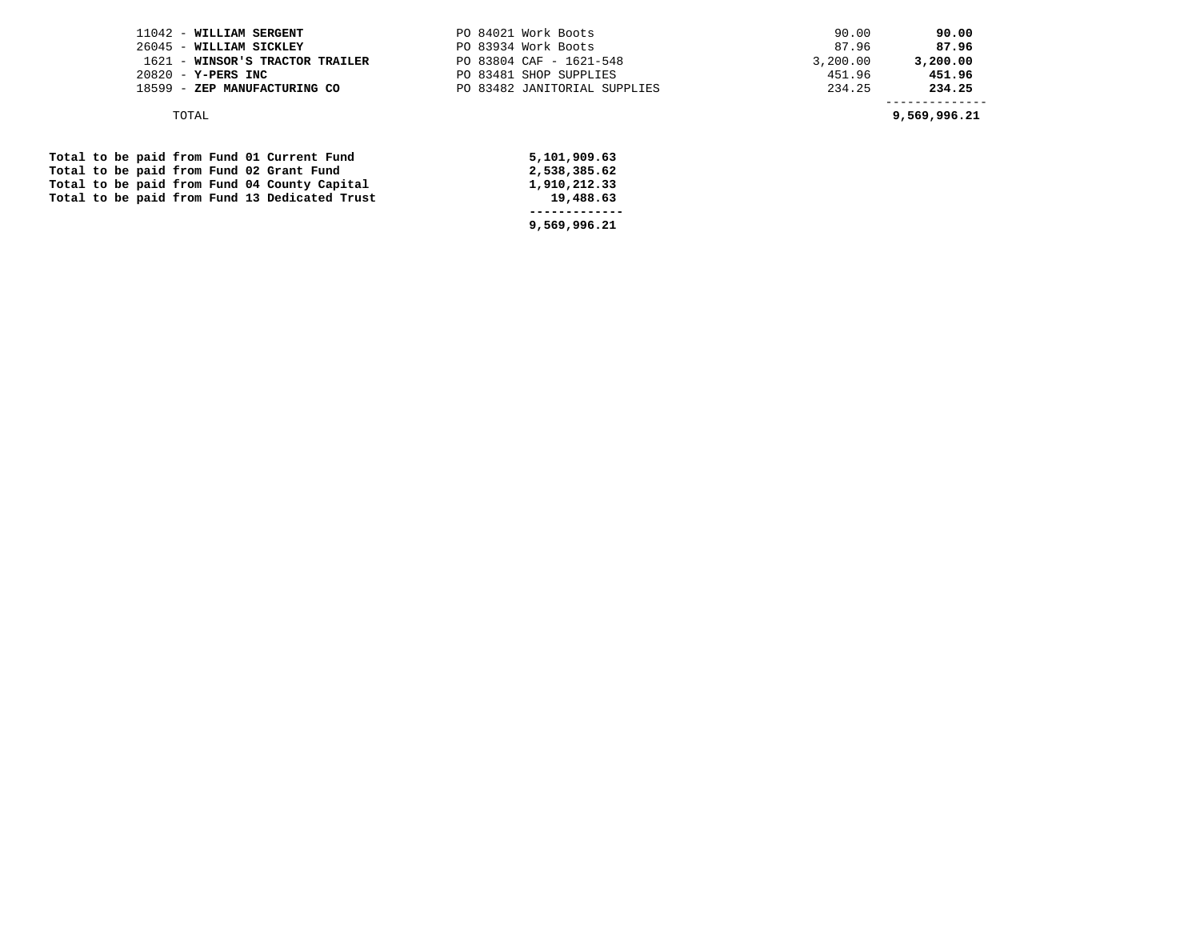| Vendor | Description | Amount | Total |
|---|---|---|---|
| 11042 - **WILLIAM SERGENT** | PO 84021 Work Boots | 90.00 | **90.00** |
| 26045 - **WILLIAM SICKLEY** | PO 83934 Work Boots | 87.96 | **87.96** |
| 1621 - **WINSOR'S TRACTOR TRAILER** | PO 83804 CAF - 1621-548 | 3,200.00 | **3,200.00** |
| 20820 - **Y-PERS INC** | PO 83481 SHOP SUPPLIES | 451.96 | **451.96** |
| 18599 - **ZEP MANUFACTURING CO** | PO 83482 JANITORIAL SUPPLIES | 234.25 | **234.25** |
| TOTAL | | | **9,569,996.21** |

| | |
|---|---|
| **Total to be paid from Fund 01 Current Fund** | **5,101,909.63** |
| **Total to be paid from Fund 02 Grant Fund** | **2,538,385.62** |
| **Total to be paid from Fund 04 County Capital** | **1,910,212.33** |
| **Total to be paid from Fund 13 Dedicated Trust** | **19,488.63** |
| | **9,569,996.21** |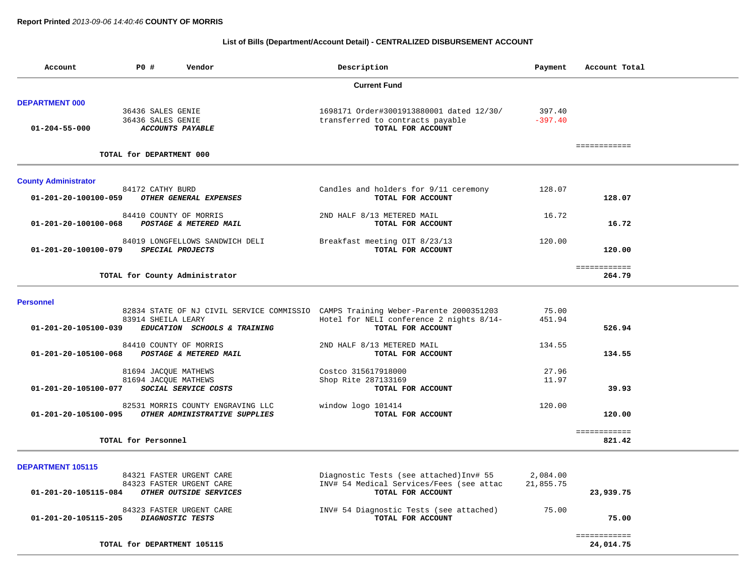**Report Printed** *2013-09-06 14:40:46* **COUNTY OF MORRIS**

### List of Bills (Department/Account Detail) - CENTRALIZED DISBURSEMENT ACCOUNT

| Account | PO # | Vendor | Description | Payment | Account Total |
|---|---|---|---|---|---|
| | | | **Current Fund** | | |
| **DEPARTMENT 000** | | | | | |
| | 36436 | SALES GENIE | 1698171 Order#3001913880001 dated 12/30/ | 397.40 | |
| | 36436 | SALES GENIE | transferred to contracts payable | -397.40 | |
| 01-204-55-000 | | ***ACCOUNTS PAYABLE*** | **TOTAL FOR ACCOUNT** | | |
| | | | | | ============ |
| | **TOTAL for DEPARTMENT 000** | | | | |
| **County Administrator** | | | | | |
| | 84172 | CATHY BURD | Candles and holders for 9/11 ceremony | 128.07 | |
| 01-201-20-100100-059 | | ***OTHER GENERAL EXPENSES*** | **TOTAL FOR ACCOUNT** | | **128.07** |
| | 84410 | COUNTY OF MORRIS | 2ND HALF 8/13 METERED MAIL | 16.72 | |
| 01-201-20-100100-068 | | ***POSTAGE & METERED MAIL*** | **TOTAL FOR ACCOUNT** | | **16.72** |
| | 84019 | LONGFELLOWS SANDWICH DELI | Breakfast meeting OIT 8/23/13 | 120.00 | |
| 01-201-20-100100-079 | | ***SPECIAL PROJECTS*** | **TOTAL FOR ACCOUNT** | | **120.00** |
| | | | | | ============ |
| | **TOTAL for County Administrator** | | | | **264.79** |
| **Personnel** | | | | | |
| | 82834 | STATE OF NJ CIVIL SERVICE COMMISSIO | CAMPS Training Weber-Parente 2000351203 | 75.00 | |
| | 83914 | SHEILA LEARY | Hotel for NELI conference 2 nights 8/14- | 451.94 | |
| 01-201-20-105100-039 | | ***EDUCATION SCHOOLS & TRAINING*** | **TOTAL FOR ACCOUNT** | | **526.94** |
| | 84410 | COUNTY OF MORRIS | 2ND HALF 8/13 METERED MAIL | 134.55 | |
| 01-201-20-105100-068 | | ***POSTAGE & METERED MAIL*** | **TOTAL FOR ACCOUNT** | | **134.55** |
| | 81694 | JACQUE MATHEWS | Costco 315617918000 | 27.96 | |
| | 81694 | JACQUE MATHEWS | Shop Rite 287133169 | 11.97 | |
| 01-201-20-105100-077 | | ***SOCIAL SERVICE COSTS*** | **TOTAL FOR ACCOUNT** | | **39.93** |
| | 82531 | MORRIS COUNTY ENGRAVING LLC | window logo 101414 | 120.00 | |
| 01-201-20-105100-095 | | ***OTHER ADMINISTRATIVE SUPPLIES*** | **TOTAL FOR ACCOUNT** | | **120.00** |
| | | | | | ============ |
| | **TOTAL for Personnel** | | | | **821.42** |
| **DEPARTMENT 105115** | | | | | |
| | 84321 | FASTER URGENT CARE | Diagnostic Tests (see attached)Inv# 55 | 2,084.00 | |
| | 84323 | FASTER URGENT CARE | INV# 54 Medical Services/Fees (see attac | 21,855.75 | |
| 01-201-20-105115-084 | | ***OTHER OUTSIDE SERVICES*** | **TOTAL FOR ACCOUNT** | | **23,939.75** |
| | 84323 | FASTER URGENT CARE | INV# 54 Diagnostic Tests (see attached) | 75.00 | |
| 01-201-20-105115-205 | | ***DIAGNOSTIC TESTS*** | **TOTAL FOR ACCOUNT** | | **75.00** |
| | | | | | ============ |
| | **TOTAL for DEPARTMENT 105115** | | | | **24,014.75** |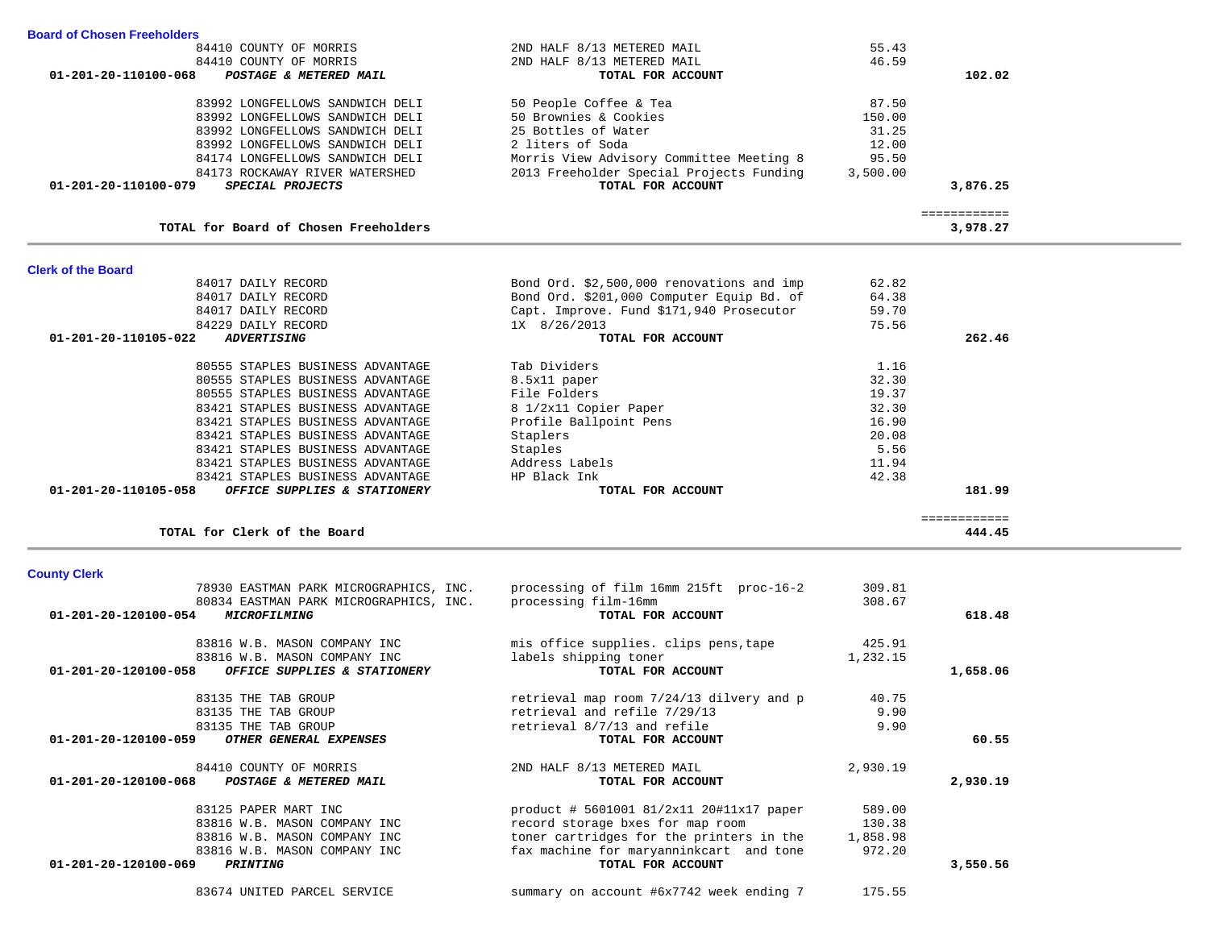## Board of Chosen Freeholders

| Account | Vendor / Item | Description | Amount | Total |
|---|---|---|---|---|
| | 84410 COUNTY OF MORRIS | 2ND HALF 8/13 METERED MAIL | 55.43 | |
| | 84410 COUNTY OF MORRIS | 2ND HALF 8/13 METERED MAIL | 46.59 | |
| 01-201-20-110100-068 | *POSTAGE & METERED MAIL* | **TOTAL FOR ACCOUNT** | | **102.02** |
| | 83992 LONGFELLOWS SANDWICH DELI | 50 People Coffee & Tea | 87.50 | |
| | 83992 LONGFELLOWS SANDWICH DELI | 50 Brownies & Cookies | 150.00 | |
| | 83992 LONGFELLOWS SANDWICH DELI | 25 Bottles of Water | 31.25 | |
| | 83992 LONGFELLOWS SANDWICH DELI | 2 liters of Soda | 12.00 | |
| | 84174 LONGFELLOWS SANDWICH DELI | Morris View Advisory Committee Meeting 8 | 95.50 | |
| | 84173 ROCKAWAY RIVER WATERSHED | 2013 Freeholder Special Projects Funding | 3,500.00 | |
| 01-201-20-110100-079 | *SPECIAL PROJECTS* | **TOTAL FOR ACCOUNT** | | **3,876.25** |
| | | | | ============ |
| | **TOTAL for Board of Chosen Freeholders** | | | **3,978.27** |

## Clerk of the Board

| Account | Vendor / Item | Description | Amount | Total |
|---|---|---|---|---|
| | 84017 DAILY RECORD | Bond Ord. $2,500,000 renovations and imp | 62.82 | |
| | 84017 DAILY RECORD | Bond Ord. $201,000 Computer Equip Bd. of | 64.38 | |
| | 84017 DAILY RECORD | Capt. Improve. Fund $171,940 Prosecutor | 59.70 | |
| | 84229 DAILY RECORD | 1X 8/26/2013 | 75.56 | |
| 01-201-20-110105-022 | *ADVERTISING* | **TOTAL FOR ACCOUNT** | | **262.46** |
| | 80555 STAPLES BUSINESS ADVANTAGE | Tab Dividers | 1.16 | |
| | 80555 STAPLES BUSINESS ADVANTAGE | 8.5x11 paper | 32.30 | |
| | 80555 STAPLES BUSINESS ADVANTAGE | File Folders | 19.37 | |
| | 83421 STAPLES BUSINESS ADVANTAGE | 8 1/2x11 Copier Paper | 32.30 | |
| | 83421 STAPLES BUSINESS ADVANTAGE | Profile Ballpoint Pens | 16.90 | |
| | 83421 STAPLES BUSINESS ADVANTAGE | Staplers | 20.08 | |
| | 83421 STAPLES BUSINESS ADVANTAGE | Staples | 5.56 | |
| | 83421 STAPLES BUSINESS ADVANTAGE | Address Labels | 11.94 | |
| | 83421 STAPLES BUSINESS ADVANTAGE | HP Black Ink | 42.38 | |
| 01-201-20-110105-058 | *OFFICE SUPPLIES & STATIONERY* | **TOTAL FOR ACCOUNT** | | **181.99** |
| | | | | ============ |
| | **TOTAL for Clerk of the Board** | | | **444.45** |

## County Clerk

| Account | Vendor / Item | Description | Amount | Total |
|---|---|---|---|---|
| | 78930 EASTMAN PARK MICROGRAPHICS, INC. | processing of film 16mm 215ft proc-16-2 | 309.81 | |
| | 80834 EASTMAN PARK MICROGRAPHICS, INC. | processing film-16mm | 308.67 | |
| 01-201-20-120100-054 | *MICROFILMING* | **TOTAL FOR ACCOUNT** | | **618.48** |
| | 83816 W.B. MASON COMPANY INC | mis office supplies. clips pens,tape | 425.91 | |
| | 83816 W.B. MASON COMPANY INC | labels shipping toner | 1,232.15 | |
| 01-201-20-120100-058 | *OFFICE SUPPLIES & STATIONERY* | **TOTAL FOR ACCOUNT** | | **1,658.06** |
| | 83135 THE TAB GROUP | retrieval map room 7/24/13 dilvery and p | 40.75 | |
| | 83135 THE TAB GROUP | retrieval and refile 7/29/13 | 9.90 | |
| | 83135 THE TAB GROUP | retrieval 8/7/13 and refile | 9.90 | |
| 01-201-20-120100-059 | *OTHER GENERAL EXPENSES* | **TOTAL FOR ACCOUNT** | | **60.55** |
| | 84410 COUNTY OF MORRIS | 2ND HALF 8/13 METERED MAIL | 2,930.19 | |
| 01-201-20-120100-068 | *POSTAGE & METERED MAIL* | **TOTAL FOR ACCOUNT** | | **2,930.19** |
| | 83125 PAPER MART INC | product # 5601001 81/2x11 20#11x17 paper | 589.00 | |
| | 83816 W.B. MASON COMPANY INC | record storage bxes for map room | 130.38 | |
| | 83816 W.B. MASON COMPANY INC | toner cartridges for the printers in the | 1,858.98 | |
| | 83816 W.B. MASON COMPANY INC | fax machine for maryanninkcart and tone | 972.20 | |
| 01-201-20-120100-069 | *PRINTING* | **TOTAL FOR ACCOUNT** | | **3,550.56** |
| | 83674 UNITED PARCEL SERVICE | summary on account #6x7742 week ending 7 | 175.55 | |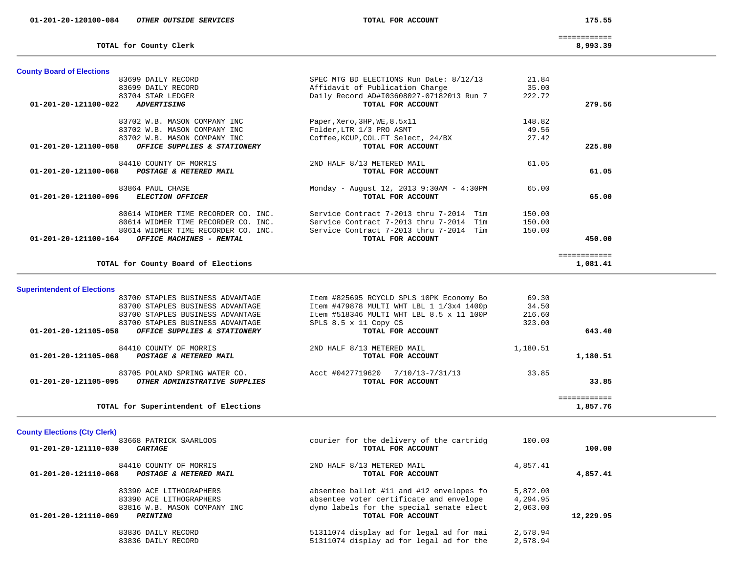| Account | Vendor / Description | Detail | Amount | Total |
|---|---|---|---|---|
| 01-201-20-120100-084 | ***OTHER OUTSIDE SERVICES*** | **TOTAL FOR ACCOUNT** | | **175.55** |
| | | | | ============ |
| | **TOTAL for County Clerk** | | | **8,993.39** |

## County Board of Elections

| Account | Vendor / Description | Detail | Amount | Total |
|---|---|---|---|---|
| | 83699 DAILY RECORD | SPEC MTG BD ELECTIONS Run Date: 8/12/13 | 21.84 | |
| | 83699 DAILY RECORD | Affidavit of Publication Charge | 35.00 | |
| | 83704 STAR LEDGER | Daily Record AD#I03608027-07182013 Run 7 | 222.72 | |
| 01-201-20-121100-022 | ***ADVERTISING*** | **TOTAL FOR ACCOUNT** | | **279.56** |
| | 83702 W.B. MASON COMPANY INC | Paper,Xero,3HP,WE,8.5x11 | 148.82 | |
| | 83702 W.B. MASON COMPANY INC | Folder,LTR 1/3 PRO ASMT | 49.56 | |
| | 83702 W.B. MASON COMPANY INC | Coffee,KCUP,COL.FT Select, 24/BX | 27.42 | |
| 01-201-20-121100-058 | ***OFFICE SUPPLIES & STATIONERY*** | **TOTAL FOR ACCOUNT** | | **225.80** |
| | 84410 COUNTY OF MORRIS | 2ND HALF 8/13 METERED MAIL | 61.05 | |
| 01-201-20-121100-068 | ***POSTAGE & METERED MAIL*** | **TOTAL FOR ACCOUNT** | | **61.05** |
| | 83864 PAUL CHASE | Monday - August 12, 2013 9:30AM - 4:30PM | 65.00 | |
| 01-201-20-121100-096 | ***ELECTION OFFICER*** | **TOTAL FOR ACCOUNT** | | **65.00** |
| | 80614 WIDMER TIME RECORDER CO. INC. | Service Contract 7-2013 thru 7-2014 Tim | 150.00 | |
| | 80614 WIDMER TIME RECORDER CO. INC. | Service Contract 7-2013 thru 7-2014 Tim | 150.00 | |
| | 80614 WIDMER TIME RECORDER CO. INC. | Service Contract 7-2013 thru 7-2014 Tim | 150.00 | |
| 01-201-20-121100-164 | ***OFFICE MACHINES - RENTAL*** | **TOTAL FOR ACCOUNT** | | **450.00** |
| | | | | ============ |
| | **TOTAL for County Board of Elections** | | | **1,081.41** |

## Superintendent of Elections

| Account | Vendor / Description | Detail | Amount | Total |
|---|---|---|---|---|
| | 83700 STAPLES BUSINESS ADVANTAGE | Item #825695 RCYCLD SPLS 10PK Economy Bo | 69.30 | |
| | 83700 STAPLES BUSINESS ADVANTAGE | Item #479878 MULTI WHT LBL 1 1/3x4 1400p | 34.50 | |
| | 83700 STAPLES BUSINESS ADVANTAGE | Item #518346 MULTI WHT LBL 8.5 x 11 100P | 216.60 | |
| | 83700 STAPLES BUSINESS ADVANTAGE | SPLS 8.5 x 11 Copy CS | 323.00 | |
| 01-201-20-121105-058 | ***OFFICE SUPPLIES & STATIONERY*** | **TOTAL FOR ACCOUNT** | | **643.40** |
| | 84410 COUNTY OF MORRIS | 2ND HALF 8/13 METERED MAIL | 1,180.51 | |
| 01-201-20-121105-068 | ***POSTAGE & METERED MAIL*** | **TOTAL FOR ACCOUNT** | | **1,180.51** |
| | 83705 POLAND SPRING WATER CO. | Acct #0427719620 7/10/13-7/31/13 | 33.85 | |
| 01-201-20-121105-095 | ***OTHER ADMINISTRATIVE SUPPLIES*** | **TOTAL FOR ACCOUNT** | | **33.85** |
| | | | | ============ |
| | **TOTAL for Superintendent of Elections** | | | **1,857.76** |

## County Elections (Cty Clerk)

| Account | Vendor / Description | Detail | Amount | Total |
|---|---|---|---|---|
| | 83668 PATRICK SAARLOOS | courier for the delivery of the cartridg | 100.00 | |
| 01-201-20-121110-030 | ***CARTAGE*** | **TOTAL FOR ACCOUNT** | | **100.00** |
| | 84410 COUNTY OF MORRIS | 2ND HALF 8/13 METERED MAIL | 4,857.41 | |
| 01-201-20-121110-068 | ***POSTAGE & METERED MAIL*** | **TOTAL FOR ACCOUNT** | | **4,857.41** |
| | 83390 ACE LITHOGRAPHERS | absentee ballot #11 and #12 envelopes fo | 5,872.00 | |
| | 83390 ACE LITHOGRAPHERS | absentee voter certificate and envelope | 4,294.95 | |
| | 83816 W.B. MASON COMPANY INC | dymo labels for the special senate elect | 2,063.00 | |
| 01-201-20-121110-069 | ***PRINTING*** | **TOTAL FOR ACCOUNT** | | **12,229.95** |
| | 83836 DAILY RECORD | 51311074 display ad for legal ad for mai | 2,578.94 | |
| | 83836 DAILY RECORD | 51311074 display ad for legal ad for the | 2,578.94 | |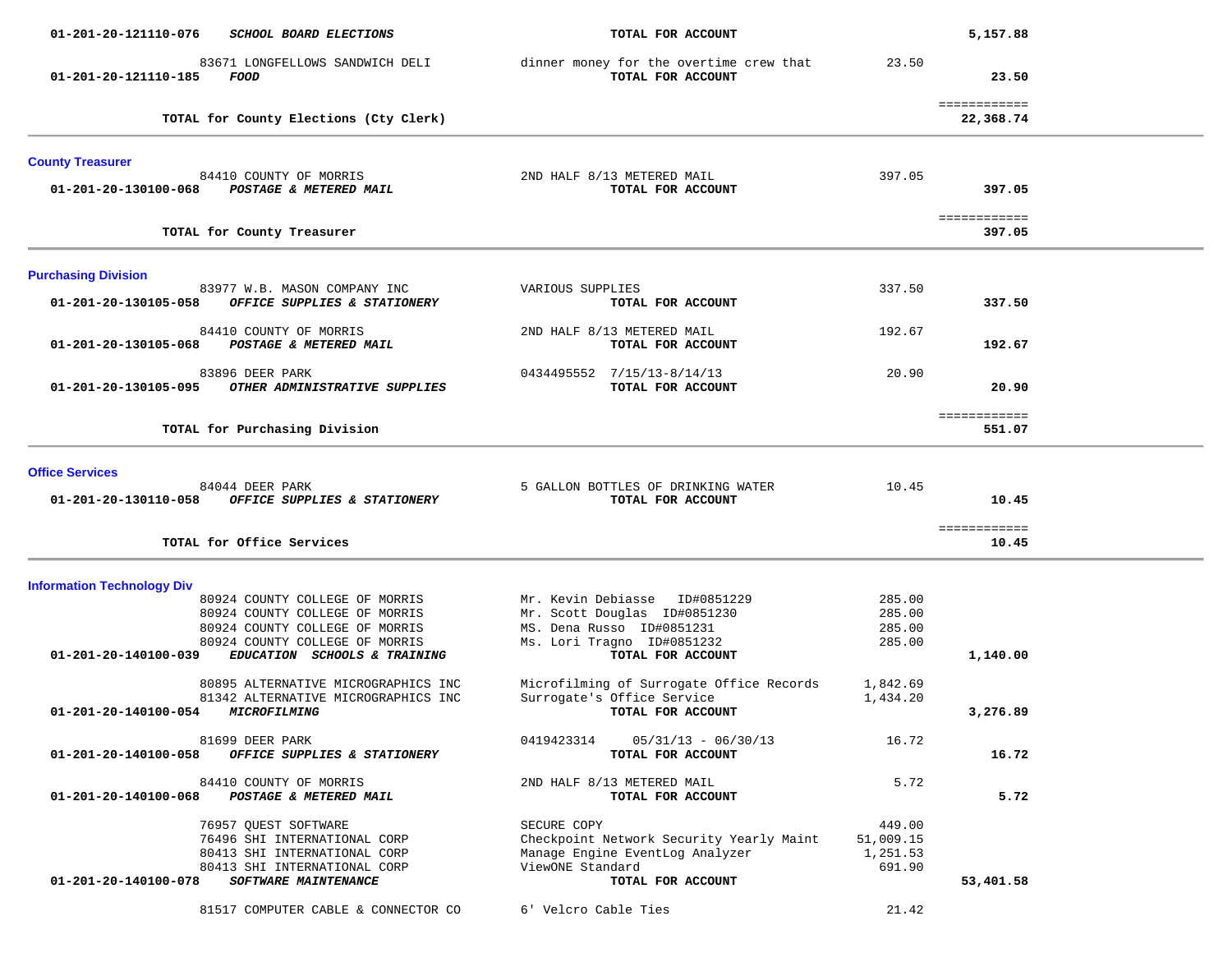| Account | Vendor / Description | Detail | Amount | Total |
|---|---|---|---|---|
| 01-201-20-121110-076 | ***SCHOOL BOARD ELECTIONS*** | **TOTAL FOR ACCOUNT** | | **5,157.88** |
| | 83671 LONGFELLOWS SANDWICH DELI | dinner money for the overtime crew that | 23.50 | |
| 01-201-20-121110-185 | ***FOOD*** | **TOTAL FOR ACCOUNT** | | **23.50** |
| | | | | ============ |
| | **TOTAL for County Elections (Cty Clerk)** | | | **22,368.74** |

## County Treasurer

| Account | Vendor / Description | Detail | Amount | Total |
|---|---|---|---|---|
| | 84410 COUNTY OF MORRIS | 2ND HALF 8/13 METERED MAIL | 397.05 | |
| 01-201-20-130100-068 | ***POSTAGE & METERED MAIL*** | **TOTAL FOR ACCOUNT** | | **397.05** |
| | | | | ============ |
| | **TOTAL for County Treasurer** | | | **397.05** |

## Purchasing Division

| Account | Vendor / Description | Detail | Amount | Total |
|---|---|---|---|---|
| | 83977 W.B. MASON COMPANY INC | VARIOUS SUPPLIES | 337.50 | |
| 01-201-20-130105-058 | ***OFFICE SUPPLIES & STATIONERY*** | **TOTAL FOR ACCOUNT** | | **337.50** |
| | 84410 COUNTY OF MORRIS | 2ND HALF 8/13 METERED MAIL | 192.67 | |
| 01-201-20-130105-068 | ***POSTAGE & METERED MAIL*** | **TOTAL FOR ACCOUNT** | | **192.67** |
| | 83896 DEER PARK | 0434495552 7/15/13-8/14/13 | 20.90 | |
| 01-201-20-130105-095 | ***OTHER ADMINISTRATIVE SUPPLIES*** | **TOTAL FOR ACCOUNT** | | **20.90** |
| | | | | ============ |
| | **TOTAL for Purchasing Division** | | | **551.07** |

## Office Services

| Account | Vendor / Description | Detail | Amount | Total |
|---|---|---|---|---|
| | 84044 DEER PARK | 5 GALLON BOTTLES OF DRINKING WATER | 10.45 | |
| 01-201-20-130110-058 | ***OFFICE SUPPLIES & STATIONERY*** | **TOTAL FOR ACCOUNT** | | **10.45** |
| | | | | ============ |
| | **TOTAL for Office Services** | | | **10.45** |

## Information Technology Div

| Account | Vendor / Description | Detail | Amount | Total |
|---|---|---|---|---|
| | 80924 COUNTY COLLEGE OF MORRIS | Mr. Kevin Debiasse ID#0851229 | 285.00 | |
| | 80924 COUNTY COLLEGE OF MORRIS | Mr. Scott Douglas ID#0851230 | 285.00 | |
| | 80924 COUNTY COLLEGE OF MORRIS | MS. Dena Russo ID#0851231 | 285.00 | |
| | 80924 COUNTY COLLEGE OF MORRIS | Ms. Lori Tragno ID#0851232 | 285.00 | |
| 01-201-20-140100-039 | ***EDUCATION SCHOOLS & TRAINING*** | **TOTAL FOR ACCOUNT** | | **1,140.00** |
| | 80895 ALTERNATIVE MICROGRAPHICS INC | Microfilming of Surrogate Office Records | 1,842.69 | |
| | 81342 ALTERNATIVE MICROGRAPHICS INC | Surrogate's Office Service | 1,434.20 | |
| 01-201-20-140100-054 | ***MICROFILMING*** | **TOTAL FOR ACCOUNT** | | **3,276.89** |
| | 81699 DEER PARK | 0419423314 05/31/13 - 06/30/13 | 16.72 | |
| 01-201-20-140100-058 | ***OFFICE SUPPLIES & STATIONERY*** | **TOTAL FOR ACCOUNT** | | **16.72** |
| | 84410 COUNTY OF MORRIS | 2ND HALF 8/13 METERED MAIL | 5.72 | |
| 01-201-20-140100-068 | ***POSTAGE & METERED MAIL*** | **TOTAL FOR ACCOUNT** | | **5.72** |
| | 76957 QUEST SOFTWARE | SECURE COPY | 449.00 | |
| | 76496 SHI INTERNATIONAL CORP | Checkpoint Network Security Yearly Maint | 51,009.15 | |
| | 80413 SHI INTERNATIONAL CORP | Manage Engine EventLog Analyzer | 1,251.53 | |
| | 80413 SHI INTERNATIONAL CORP | ViewONE Standard | 691.90 | |
| 01-201-20-140100-078 | ***SOFTWARE MAINTENANCE*** | **TOTAL FOR ACCOUNT** | | **53,401.58** |
| | 81517 COMPUTER CABLE & CONNECTOR CO | 6' Velcro Cable Ties | 21.42 | |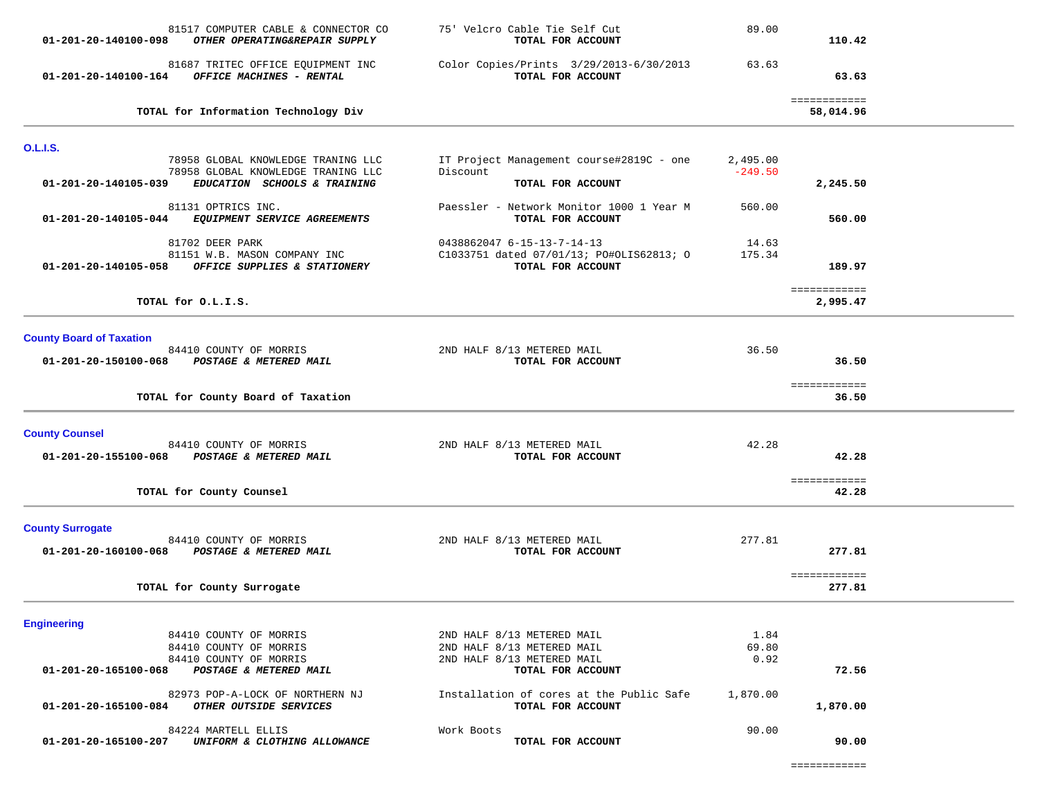| Account | Vendor / Description | Item Description | Amount | Total |
|---|---|---|---|---|
| | 81517 COMPUTER CABLE & CONNECTOR CO | 75' Velcro Cable Tie Self Cut | 89.00 | |
| **01-201-20-140100-098** | ***OTHER OPERATING&REPAIR SUPPLY*** | **TOTAL FOR ACCOUNT** | | **110.42** |
| | 81687 TRITEC OFFICE EQUIPMENT INC | Color Copies/Prints 3/29/2013-6/30/2013 | 63.63 | |
| **01-201-20-140100-164** | ***OFFICE MACHINES - RENTAL*** | **TOTAL FOR ACCOUNT** | | **63.63** |
| | **TOTAL for Information Technology Div** | | | **58,014.96** |

## O.L.I.S.

| Account | Vendor / Description | Item Description | Amount | Total |
|---|---|---|---|---|
| | 78958 GLOBAL KNOWLEDGE TRANING LLC | IT Project Management course#2819C - one | 2,495.00 | |
| | 78958 GLOBAL KNOWLEDGE TRANING LLC | Discount | -249.50 | |
| **01-201-20-140105-039** | ***EDUCATION SCHOOLS & TRAINING*** | **TOTAL FOR ACCOUNT** | | **2,245.50** |
| | 81131 OPTRICS INC. | Paessler - Network Monitor 1000 1 Year M | 560.00 | |
| **01-201-20-140105-044** | ***EQUIPMENT SERVICE AGREEMENTS*** | **TOTAL FOR ACCOUNT** | | **560.00** |
| | 81702 DEER PARK | 0438862047 6-15-13-7-14-13 | 14.63 | |
| | 81151 W.B. MASON COMPANY INC | C1033751 dated 07/01/13; PO#OLIS62813; O | 175.34 | |
| **01-201-20-140105-058** | ***OFFICE SUPPLIES & STATIONERY*** | **TOTAL FOR ACCOUNT** | | **189.97** |
| | **TOTAL for O.L.I.S.** | | | **2,995.47** |

## County Board of Taxation

| Account | Vendor / Description | Item Description | Amount | Total |
|---|---|---|---|---|
| | 84410 COUNTY OF MORRIS | 2ND HALF 8/13 METERED MAIL | 36.50 | |
| **01-201-20-150100-068** | ***POSTAGE & METERED MAIL*** | **TOTAL FOR ACCOUNT** | | **36.50** |
| | **TOTAL for County Board of Taxation** | | | **36.50** |

## County Counsel

| Account | Vendor / Description | Item Description | Amount | Total |
|---|---|---|---|---|
| | 84410 COUNTY OF MORRIS | 2ND HALF 8/13 METERED MAIL | 42.28 | |
| **01-201-20-155100-068** | ***POSTAGE & METERED MAIL*** | **TOTAL FOR ACCOUNT** | | **42.28** |
| | **TOTAL for County Counsel** | | | **42.28** |

## County Surrogate

| Account | Vendor / Description | Item Description | Amount | Total |
|---|---|---|---|---|
| | 84410 COUNTY OF MORRIS | 2ND HALF 8/13 METERED MAIL | 277.81 | |
| **01-201-20-160100-068** | ***POSTAGE & METERED MAIL*** | **TOTAL FOR ACCOUNT** | | **277.81** |
| | **TOTAL for County Surrogate** | | | **277.81** |

## Engineering

| Account | Vendor / Description | Item Description | Amount | Total |
|---|---|---|---|---|
| | 84410 COUNTY OF MORRIS | 2ND HALF 8/13 METERED MAIL | 1.84 | |
| | 84410 COUNTY OF MORRIS | 2ND HALF 8/13 METERED MAIL | 69.80 | |
| | 84410 COUNTY OF MORRIS | 2ND HALF 8/13 METERED MAIL | 0.92 | |
| **01-201-20-165100-068** | ***POSTAGE & METERED MAIL*** | **TOTAL FOR ACCOUNT** | | **72.56** |
| | 82973 POP-A-LOCK OF NORTHERN NJ | Installation of cores at the Public Safe | 1,870.00 | |
| **01-201-20-165100-084** | ***OTHER OUTSIDE SERVICES*** | **TOTAL FOR ACCOUNT** | | **1,870.00** |
| | 84224 MARTELL ELLIS | Work Boots | 90.00 | |
| **01-201-20-165100-207** | ***UNIFORM & CLOTHING ALLOWANCE*** | **TOTAL FOR ACCOUNT** | | **90.00** |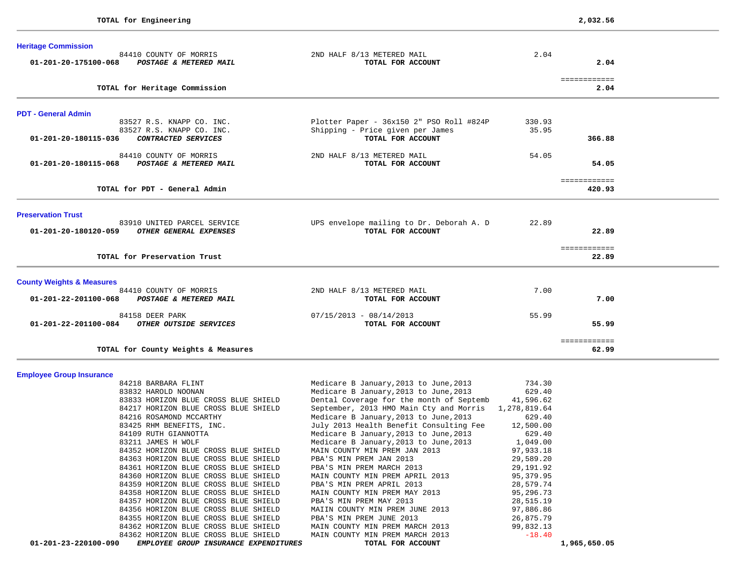**TOTAL for Engineering** 2,032.56

### Heritage Commission

| Account | Vendor / Description | Item | Amount | Total |
|---|---|---|---|---|
| | 84410 COUNTY OF MORRIS | 2ND HALF 8/13 METERED MAIL | 2.04 | |
| **01-201-20-175100-068** | ***POSTAGE & METERED MAIL*** | **TOTAL FOR ACCOUNT** | | **2.04** |

**TOTAL for Heritage Commission** **2.04**

### PDT - General Admin

| Account | Vendor / Description | Item | Amount | Total |
|---|---|---|---|---|
| | 83527 R.S. KNAPP CO. INC. | Plotter Paper - 36x150 2" PSO Roll #824P | 330.93 | |
| | 83527 R.S. KNAPP CO. INC. | Shipping - Price given per James | 35.95 | |
| **01-201-20-180115-036** | ***CONTRACTED SERVICES*** | **TOTAL FOR ACCOUNT** | | **366.88** |
| | 84410 COUNTY OF MORRIS | 2ND HALF 8/13 METERED MAIL | 54.05 | |
| **01-201-20-180115-068** | ***POSTAGE & METERED MAIL*** | **TOTAL FOR ACCOUNT** | | **54.05** |

**TOTAL for PDT - General Admin** **420.93**

### Preservation Trust

| Account | Vendor / Description | Item | Amount | Total |
|---|---|---|---|---|
| | 83910 UNITED PARCEL SERVICE | UPS envelope mailing to Dr. Deborah A. D | 22.89 | |
| **01-201-20-180120-059** | ***OTHER GENERAL EXPENSES*** | **TOTAL FOR ACCOUNT** | | **22.89** |

**TOTAL for Preservation Trust** **22.89**

### County Weights & Measures

| Account | Vendor / Description | Item | Amount | Total |
|---|---|---|---|---|
| | 84410 COUNTY OF MORRIS | 2ND HALF 8/13 METERED MAIL | 7.00 | |
| **01-201-22-201100-068** | ***POSTAGE & METERED MAIL*** | **TOTAL FOR ACCOUNT** | | **7.00** |
| | 84158 DEER PARK | 07/15/2013 - 08/14/2013 | 55.99 | |
| **01-201-22-201100-084** | ***OTHER OUTSIDE SERVICES*** | **TOTAL FOR ACCOUNT** | | **55.99** |

**TOTAL for County Weights & Measures** **62.99**

### Employee Group Insurance

| Account | Vendor / Description | Item | Amount | Total |
|---|---|---|---|---|
| | 84218 BARBARA FLINT | Medicare B January,2013 to June,2013 | 734.30 | |
| | 83832 HAROLD NOONAN | Medicare B January,2013 to June,2013 | 629.40 | |
| | 83833 HORIZON BLUE CROSS BLUE SHIELD | Dental Coverage for the month of Septemb | 41,596.62 | |
| | 84217 HORIZON BLUE CROSS BLUE SHIELD | September, 2013 HMO Main Cty and Morris | 1,278,819.64 | |
| | 84216 ROSAMOND MCCARTHY | Medicare B January,2013 to June,2013 | 629.40 | |
| | 83425 RHM BENEFITS, INC. | July 2013 Health Benefit Consulting Fee | 12,500.00 | |
| | 84109 RUTH GIANNOTTA | Medicare B January,2013 to June,2013 | 629.40 | |
| | 83211 JAMES H WOLF | Medicare B January,2013 to June,2013 | 1,049.00 | |
| | 84352 HORIZON BLUE CROSS BLUE SHIELD | MAIN COUNTY MIN PREM JAN 2013 | 97,933.18 | |
| | 84363 HORIZON BLUE CROSS BLUE SHIELD | PBA'S MIN PREM JAN 2013 | 29,589.20 | |
| | 84361 HORIZON BLUE CROSS BLUE SHIELD | PBA'S MIN PREM MARCH 2013 | 29,191.92 | |
| | 84360 HORIZON BLUE CROSS BLUE SHIELD | MAIN COUNTY MIN PREM APRIL 2013 | 95,379.95 | |
| | 84359 HORIZON BLUE CROSS BLUE SHIELD | PBA'S MIN PREM APRIL 2013 | 28,579.74 | |
| | 84358 HORIZON BLUE CROSS BLUE SHIELD | MAIN COUNTY MIN PREM MAY 2013 | 95,296.73 | |
| | 84357 HORIZON BLUE CROSS BLUE SHIELD | PBA'S MIN PREM MAY 2013 | 28,515.19 | |
| | 84356 HORIZON BLUE CROSS BLUE SHIELD | MAIIN COUNTY MIN PREM JUNE 2013 | 97,886.86 | |
| | 84355 HORIZON BLUE CROSS BLUE SHIELD | PBA'S MIN PREM JUNE 2013 | 26,875.79 | |
| | 84362 HORIZON BLUE CROSS BLUE SHIELD | MAIN COUNTY MIN PREM MARCH 2013 | 99,832.13 | |
| | 84362 HORIZON BLUE CROSS BLUE SHIELD | MAIN COUNTY MIN PREM MARCH 2013 | -18.40 | |
| **01-201-23-220100-090** | ***EMPLOYEE GROUP INSURANCE EXPENDITURES*** | **TOTAL FOR ACCOUNT** | | **1,965,650.05** |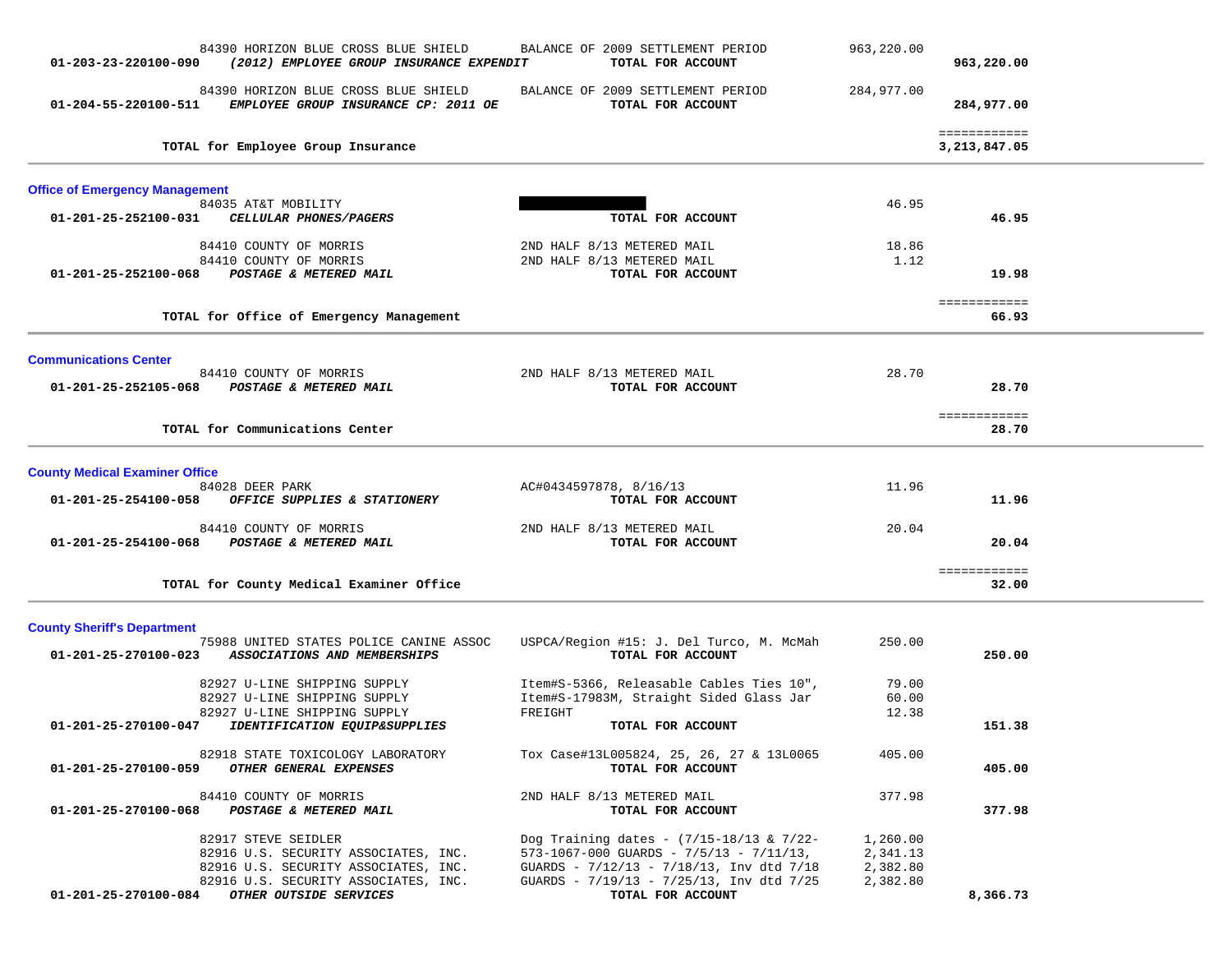| Account | Vendor / Description | Detail | Amount | Total |
|---|---|---|---|---|
| | 84390 HORIZON BLUE CROSS BLUE SHIELD | BALANCE OF 2009 SETTLEMENT PERIOD | 963,220.00 | |
| **01-203-23-220100-090** | ***(2012) EMPLOYEE GROUP INSURANCE EXPENDIT*** | **TOTAL FOR ACCOUNT** | | **963,220.00** |
| | 84390 HORIZON BLUE CROSS BLUE SHIELD | BALANCE OF 2009 SETTLEMENT PERIOD | 284,977.00 | |
| **01-204-55-220100-511** | ***EMPLOYEE GROUP INSURANCE CP: 2011 OE*** | **TOTAL FOR ACCOUNT** | | **284,977.00** |
| | **TOTAL for Employee Group Insurance** | | | **3,213,847.05** |

## Office of Emergency Management

| Account | Vendor / Description | Detail | Amount | Total |
|---|---|---|---|---|
| | 84035 AT&T MOBILITY | [REDACTED] | 46.95 | |
| **01-201-25-252100-031** | ***CELLULAR PHONES/PAGERS*** | **TOTAL FOR ACCOUNT** | | **46.95** |
| | 84410 COUNTY OF MORRIS | 2ND HALF 8/13 METERED MAIL | 18.86 | |
| | 84410 COUNTY OF MORRIS | 2ND HALF 8/13 METERED MAIL | 1.12 | |
| **01-201-25-252100-068** | ***POSTAGE & METERED MAIL*** | **TOTAL FOR ACCOUNT** | | **19.98** |
| | **TOTAL for Office of Emergency Management** | | | **66.93** |

## Communications Center

| Account | Vendor / Description | Detail | Amount | Total |
|---|---|---|---|---|
| | 84410 COUNTY OF MORRIS | 2ND HALF 8/13 METERED MAIL | 28.70 | |
| **01-201-25-252105-068** | ***POSTAGE & METERED MAIL*** | **TOTAL FOR ACCOUNT** | | **28.70** |
| | **TOTAL for Communications Center** | | | **28.70** |

## County Medical Examiner Office

| Account | Vendor / Description | Detail | Amount | Total |
|---|---|---|---|---|
| | 84028 DEER PARK | AC#0434597878, 8/16/13 | 11.96 | |
| **01-201-25-254100-058** | ***OFFICE SUPPLIES & STATIONERY*** | **TOTAL FOR ACCOUNT** | | **11.96** |
| | 84410 COUNTY OF MORRIS | 2ND HALF 8/13 METERED MAIL | 20.04 | |
| **01-201-25-254100-068** | ***POSTAGE & METERED MAIL*** | **TOTAL FOR ACCOUNT** | | **20.04** |
| | **TOTAL for County Medical Examiner Office** | | | **32.00** |

## County Sheriff's Department

| Account | Vendor / Description | Detail | Amount | Total |
|---|---|---|---|---|
| | 75988 UNITED STATES POLICE CANINE ASSOC | USPCA/Region #15: J. Del Turco, M. McMah | 250.00 | |
| **01-201-25-270100-023** | ***ASSOCIATIONS AND MEMBERSHIPS*** | **TOTAL FOR ACCOUNT** | | **250.00** |
| | 82927 U-LINE SHIPPING SUPPLY | Item#S-5366, Releasable Cables Ties 10", | 79.00 | |
| | 82927 U-LINE SHIPPING SUPPLY | Item#S-17983M, Straight Sided Glass Jar | 60.00 | |
| | 82927 U-LINE SHIPPING SUPPLY | FREIGHT | 12.38 | |
| **01-201-25-270100-047** | ***IDENTIFICATION EQUIP&SUPPLIES*** | **TOTAL FOR ACCOUNT** | | **151.38** |
| | 82918 STATE TOXICOLOGY LABORATORY | Tox Case#13L005824, 25, 26, 27 & 13L0065 | 405.00 | |
| **01-201-25-270100-059** | ***OTHER GENERAL EXPENSES*** | **TOTAL FOR ACCOUNT** | | **405.00** |
| | 84410 COUNTY OF MORRIS | 2ND HALF 8/13 METERED MAIL | 377.98 | |
| **01-201-25-270100-068** | ***POSTAGE & METERED MAIL*** | **TOTAL FOR ACCOUNT** | | **377.98** |
| | 82917 STEVE SEIDLER | Dog Training dates - (7/15-18/13 & 7/22- | 1,260.00 | |
| | 82916 U.S. SECURITY ASSOCIATES, INC. | 573-1067-000 GUARDS - 7/5/13 - 7/11/13, | 2,341.13 | |
| | 82916 U.S. SECURITY ASSOCIATES, INC. | GUARDS - 7/12/13 - 7/18/13, Inv dtd 7/18 | 2,382.80 | |
| | 82916 U.S. SECURITY ASSOCIATES, INC. | GUARDS - 7/19/13 - 7/25/13, Inv dtd 7/25 | 2,382.80 | |
| **01-201-25-270100-084** | ***OTHER OUTSIDE SERVICES*** | **TOTAL FOR ACCOUNT** | | **8,366.73** |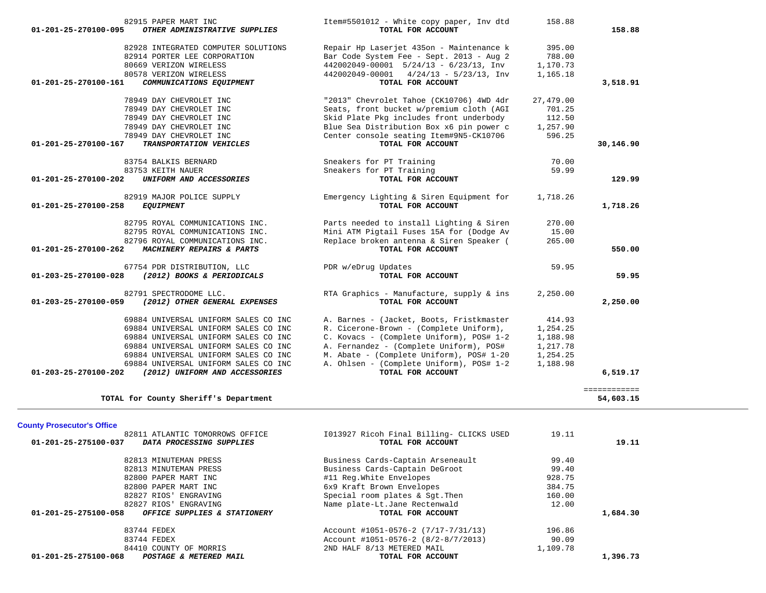| Account | Vendor | Description | Amount | Account Total |
|---|---|---|---|---|
| | 82915 PAPER MART INC | Item#5501012 - White copy paper, Inv dtd | 158.88 | |
| 01-201-25-270100-095 | *OTHER ADMINISTRATIVE SUPPLIES* | **TOTAL FOR ACCOUNT** | | **158.88** |
| | 82928 INTEGRATED COMPUTER SOLUTIONS | Repair Hp Laserjet 435on - Maintenance k | 395.00 | |
| | 82914 PORTER LEE CORPORATION | Bar Code System Fee - Sept. 2013 - Aug 2 | 788.00 | |
| | 80669 VERIZON WIRELESS | 442002049-00001 5/24/13 - 6/23/13, Inv | 1,170.73 | |
| | 80578 VERIZON WIRELESS | 442002049-00001 4/24/13 - 5/23/13, Inv | 1,165.18 | |
| 01-201-25-270100-161 | *COMMUNICATIONS EQUIPMENT* | **TOTAL FOR ACCOUNT** | | **3,518.91** |
| | 78949 DAY CHEVROLET INC | "2013" Chevrolet Tahoe (CK10706) 4WD 4dr | 27,479.00 | |
| | 78949 DAY CHEVROLET INC | Seats, front bucket w/premium cloth (AGI | 701.25 | |
| | 78949 DAY CHEVROLET INC | Skid Plate Pkg includes front underbody | 112.50 | |
| | 78949 DAY CHEVROLET INC | Blue Sea Distribution Box x6 pin power c | 1,257.90 | |
| | 78949 DAY CHEVROLET INC | Center console seating Item#9N5-CK10706 | 596.25 | |
| 01-201-25-270100-167 | *TRANSPORTATION VEHICLES* | **TOTAL FOR ACCOUNT** | | **30,146.90** |
| | 83754 BALKIS BERNARD | Sneakers for PT Training | 70.00 | |
| | 83753 KEITH NAUER | Sneakers for PT Training | 59.99 | |
| 01-201-25-270100-202 | *UNIFORM AND ACCESSORIES* | **TOTAL FOR ACCOUNT** | | **129.99** |
| | 82919 MAJOR POLICE SUPPLY | Emergency Lighting & Siren Equipment for | 1,718.26 | |
| 01-201-25-270100-258 | *EQUIPMENT* | **TOTAL FOR ACCOUNT** | | **1,718.26** |
| | 82795 ROYAL COMMUNICATIONS INC. | Parts needed to install Lighting & Siren | 270.00 | |
| | 82795 ROYAL COMMUNICATIONS INC. | Mini ATM Pigtail Fuses 15A for (Dodge Av | 15.00 | |
| | 82796 ROYAL COMMUNICATIONS INC. | Replace broken antenna & Siren Speaker ( | 265.00 | |
| 01-201-25-270100-262 | *MACHINERY REPAIRS & PARTS* | **TOTAL FOR ACCOUNT** | | **550.00** |
| | 67754 PDR DISTRIBUTION, LLC | PDR w/eDrug Updates | 59.95 | |
| 01-203-25-270100-028 | *(2012) BOOKS & PERIODICALS* | **TOTAL FOR ACCOUNT** | | **59.95** |
| | 82791 SPECTRODOME LLC. | RTA Graphics - Manufacture, supply & ins | 2,250.00 | |
| 01-203-25-270100-059 | *(2012) OTHER GENERAL EXPENSES* | **TOTAL FOR ACCOUNT** | | **2,250.00** |
| | 69884 UNIVERSAL UNIFORM SALES CO INC | A. Barnes - (Jacket, Boots, Fristkmaster | 414.93 | |
| | 69884 UNIVERSAL UNIFORM SALES CO INC | R. Cicerone-Brown - (Complete Uniform), | 1,254.25 | |
| | 69884 UNIVERSAL UNIFORM SALES CO INC | C. Kovacs - (Complete Uniform), POS# 1-2 | 1,188.98 | |
| | 69884 UNIVERSAL UNIFORM SALES CO INC | A. Fernandez - (Complete Uniform), POS# | 1,217.78 | |
| | 69884 UNIVERSAL UNIFORM SALES CO INC | M. Abate - (Complete Uniform), POS# 1-20 | 1,254.25 | |
| | 69884 UNIVERSAL UNIFORM SALES CO INC | A. Ohlsen - (Complete Uniform), POS# 1-2 | 1,188.98 | |
| 01-203-25-270100-202 | *(2012) UNIFORM AND ACCESSORIES* | **TOTAL FOR ACCOUNT** | | **6,519.17** |
| | **TOTAL for County Sheriff's Department** | | | **54,603.15** |

## County Prosecutor's Office

| Account | Vendor | Description | Amount | Account Total |
|---|---|---|---|---|
| | 82811 ATLANTIC TOMORROWS OFFICE | I013927 Ricoh Final Billing- CLICKS USED | 19.11 | |
| 01-201-25-275100-037 | *DATA PROCESSING SUPPLIES* | **TOTAL FOR ACCOUNT** | | **19.11** |
| | 82813 MINUTEMAN PRESS | Business Cards-Captain Arseneault | 99.40 | |
| | 82813 MINUTEMAN PRESS | Business Cards-Captain DeGroot | 99.40 | |
| | 82800 PAPER MART INC | #11 Reg.White Envelopes | 928.75 | |
| | 82800 PAPER MART INC | 6x9 Kraft Brown Envelopes | 384.75 | |
| | 82827 RIOS' ENGRAVING | Special room plates & Sgt.Then | 160.00 | |
| | 82827 RIOS' ENGRAVING | Name plate-Lt.Jane Rectenwald | 12.00 | |
| 01-201-25-275100-058 | *OFFICE SUPPLIES & STATIONERY* | **TOTAL FOR ACCOUNT** | | **1,684.30** |
| | 83744 FEDEX | Account #1051-0576-2 (7/17-7/31/13) | 196.86 | |
| | 83744 FEDEX | Account #1051-0576-2 (8/2-8/7/2013) | 90.09 | |
| | 84410 COUNTY OF MORRIS | 2ND HALF 8/13 METERED MAIL | 1,109.78 | |
| 01-201-25-275100-068 | *POSTAGE & METERED MAIL* | **TOTAL FOR ACCOUNT** | | **1,396.73** |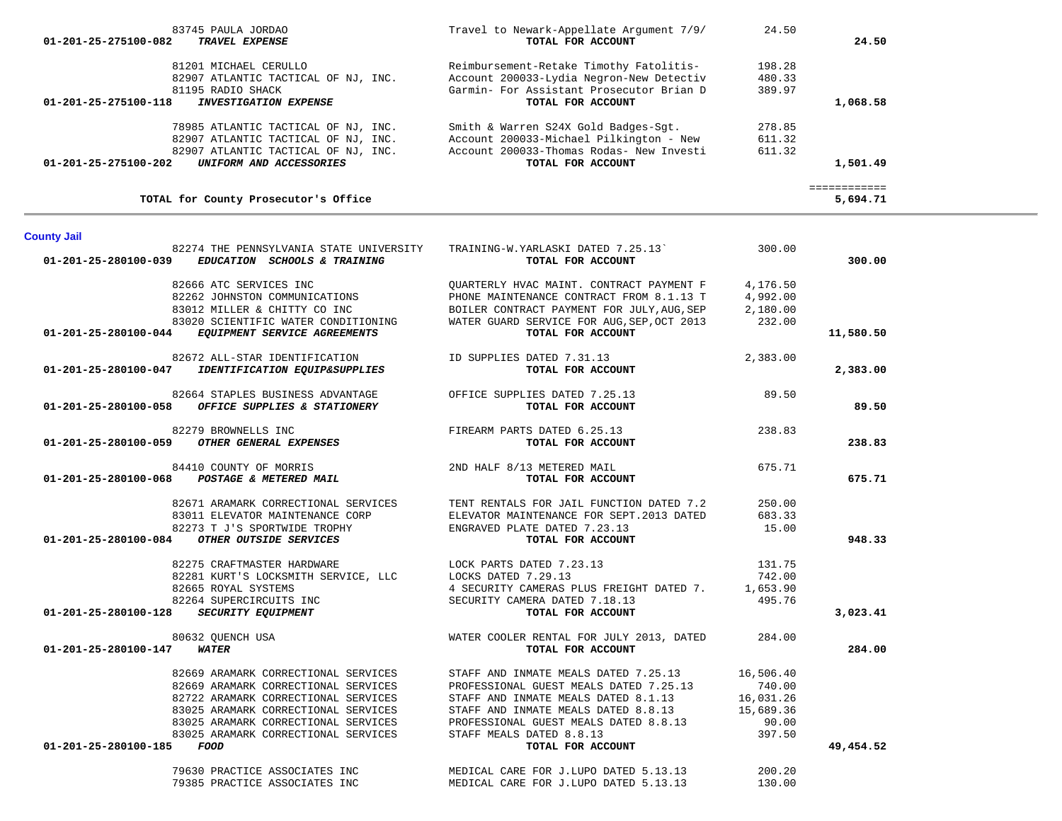| Account | Vendor / Account Name | Description | Amount | Account Total |
|---|---|---|---|---|
| | 83745 PAULA JORDAO | Travel to Newark-Appellate Argument 7/9/ | 24.50 | |
| 01-201-25-275100-082 | *TRAVEL EXPENSE* | TOTAL FOR ACCOUNT | | 24.50 |
| | 81201 MICHAEL CERULLO | Reimbursement-Retake Timothy Fatolitis- | 198.28 | |
| | 82907 ATLANTIC TACTICAL OF NJ, INC. | Account 200033-Lydia Negron-New Detectiv | 480.33 | |
| | 81195 RADIO SHACK | Garmin- For Assistant Prosecutor Brian D | 389.97 | |
| 01-201-25-275100-118 | *INVESTIGATION EXPENSE* | TOTAL FOR ACCOUNT | | 1,068.58 |
| | 78985 ATLANTIC TACTICAL OF NJ, INC. | Smith & Warren S24X Gold Badges-Sgt. | 278.85 | |
| | 82907 ATLANTIC TACTICAL OF NJ, INC. | Account 200033-Michael Pilkington - New | 611.32 | |
| | 82907 ATLANTIC TACTICAL OF NJ, INC. | Account 200033-Thomas Rodas- New Investi | 611.32 | |
| 01-201-25-275100-202 | *UNIFORM AND ACCESSORIES* | TOTAL FOR ACCOUNT | | 1,501.49 |
| | | | | ============ |
| | TOTAL for County Prosecutor's Office | | | 5,694.71 |

## County Jail

| Account | Vendor / Account Name | Description | Amount | Account Total |
|---|---|---|---|---|
| | 82274 THE PENNSYLVANIA STATE UNIVERSITY | TRAINING-W.YARLASKI DATED 7.25.13` | 300.00 | |
| 01-201-25-280100-039 | *EDUCATION SCHOOLS & TRAINING* | TOTAL FOR ACCOUNT | | 300.00 |
| | 82666 ATC SERVICES INC | QUARTERLY HVAC MAINT. CONTRACT PAYMENT F | 4,176.50 | |
| | 82262 JOHNSTON COMMUNICATIONS | PHONE MAINTENANCE CONTRACT FROM 8.1.13 T | 4,992.00 | |
| | 83012 MILLER & CHITTY CO INC | BOILER CONTRACT PAYMENT FOR JULY,AUG,SEP | 2,180.00 | |
| | 83020 SCIENTIFIC WATER CONDITIONING | WATER GUARD SERVICE FOR AUG,SEP,OCT 2013 | 232.00 | |
| 01-201-25-280100-044 | *EQUIPMENT SERVICE AGREEMENTS* | TOTAL FOR ACCOUNT | | 11,580.50 |
| | 82672 ALL-STAR IDENTIFICATION | ID SUPPLIES DATED 7.31.13 | 2,383.00 | |
| 01-201-25-280100-047 | *IDENTIFICATION EQUIP&SUPPLIES* | TOTAL FOR ACCOUNT | | 2,383.00 |
| | 82664 STAPLES BUSINESS ADVANTAGE | OFFICE SUPPLIES DATED 7.25.13 | 89.50 | |
| 01-201-25-280100-058 | *OFFICE SUPPLIES & STATIONERY* | TOTAL FOR ACCOUNT | | 89.50 |
| | 82279 BROWNELLS INC | FIREARM PARTS DATED 6.25.13 | 238.83 | |
| 01-201-25-280100-059 | *OTHER GENERAL EXPENSES* | TOTAL FOR ACCOUNT | | 238.83 |
| | 84410 COUNTY OF MORRIS | 2ND HALF 8/13 METERED MAIL | 675.71 | |
| 01-201-25-280100-068 | *POSTAGE & METERED MAIL* | TOTAL FOR ACCOUNT | | 675.71 |
| | 82671 ARAMARK CORRECTIONAL SERVICES | TENT RENTALS FOR JAIL FUNCTION DATED 7.2 | 250.00 | |
| | 83011 ELEVATOR MAINTENANCE CORP | ELEVATOR MAINTENANCE FOR SEPT.2013 DATED | 683.33 | |
| | 82273 T J'S SPORTWIDE TROPHY | ENGRAVED PLATE DATED 7.23.13 | 15.00 | |
| 01-201-25-280100-084 | *OTHER OUTSIDE SERVICES* | TOTAL FOR ACCOUNT | | 948.33 |
| | 82275 CRAFTMASTER HARDWARE | LOCK PARTS DATED 7.23.13 | 131.75 | |
| | 82281 KURT'S LOCKSMITH SERVICE, LLC | LOCKS DATED 7.29.13 | 742.00 | |
| | 82665 ROYAL SYSTEMS | 4 SECURITY CAMERAS PLUS FREIGHT DATED 7. | 1,653.90 | |
| | 82264 SUPERCIRCUITS INC | SECURITY CAMERA DATED 7.18.13 | 495.76 | |
| 01-201-25-280100-128 | *SECURITY EQUIPMENT* | TOTAL FOR ACCOUNT | | 3,023.41 |
| | 80632 QUENCH USA | WATER COOLER RENTAL FOR JULY 2013, DATED | 284.00 | |
| 01-201-25-280100-147 | *WATER* | TOTAL FOR ACCOUNT | | 284.00 |
| | 82669 ARAMARK CORRECTIONAL SERVICES | STAFF AND INMATE MEALS DATED 7.25.13 | 16,506.40 | |
| | 82669 ARAMARK CORRECTIONAL SERVICES | PROFESSIONAL GUEST MEALS DATED 7.25.13 | 740.00 | |
| | 82722 ARAMARK CORRECTIONAL SERVICES | STAFF AND INMATE MEALS DATED 8.1.13 | 16,031.26 | |
| | 83025 ARAMARK CORRECTIONAL SERVICES | STAFF AND INMATE MEALS DATED 8.8.13 | 15,689.36 | |
| | 83025 ARAMARK CORRECTIONAL SERVICES | PROFESSIONAL GUEST MEALS DATED 8.8.13 | 90.00 | |
| | 83025 ARAMARK CORRECTIONAL SERVICES | STAFF MEALS DATED 8.8.13 | 397.50 | |
| 01-201-25-280100-185 | *FOOD* | TOTAL FOR ACCOUNT | | 49,454.52 |
| | 79630 PRACTICE ASSOCIATES INC | MEDICAL CARE FOR J.LUPO DATED 5.13.13 | 200.20 | |
| | 79385 PRACTICE ASSOCIATES INC | MEDICAL CARE FOR J.LUPO DATED 5.13.13 | 130.00 | |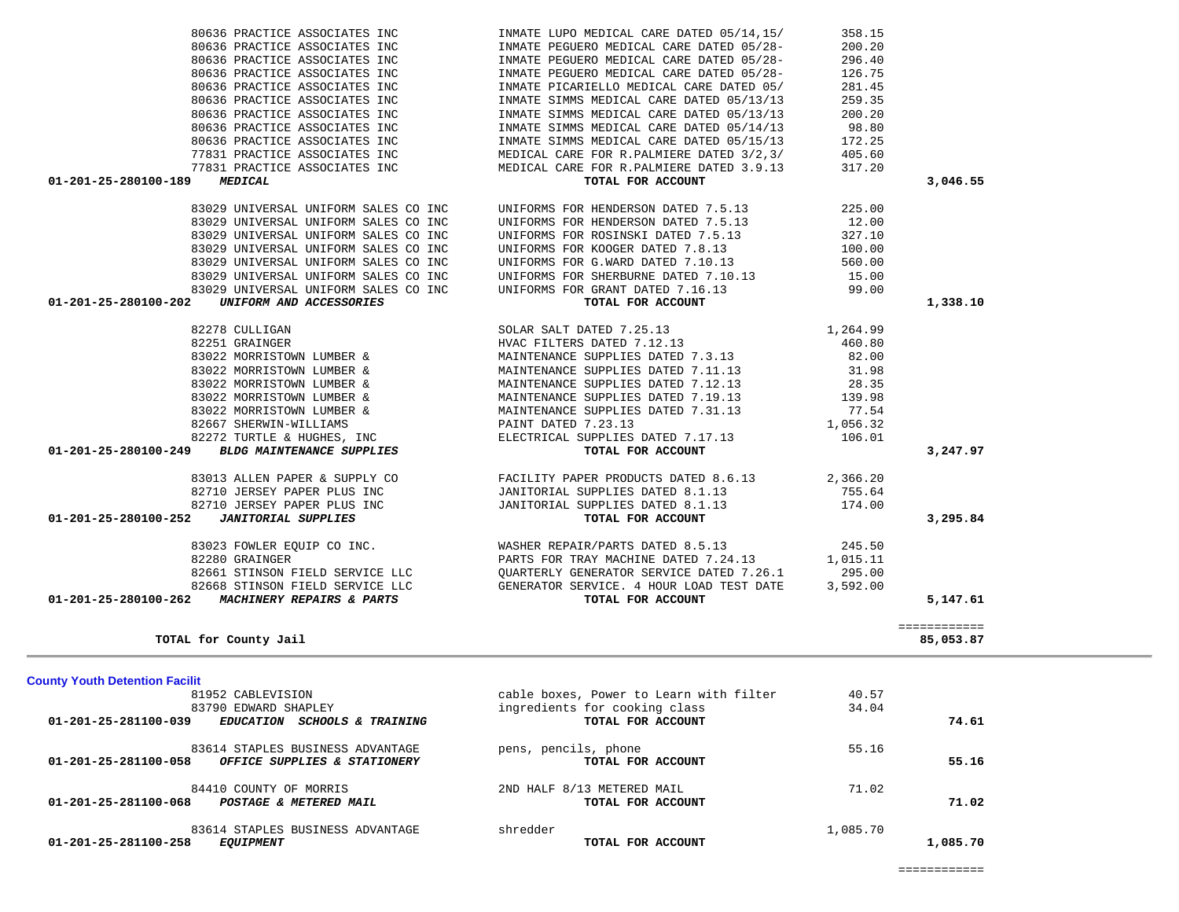| Account | Vendor | Description | Amount | Total |
|---|---|---|---|---|
| | 80636 PRACTICE ASSOCIATES INC | INMATE LUPO MEDICAL CARE DATED 05/14,15/ | 358.15 | |
| | 80636 PRACTICE ASSOCIATES INC | INMATE PEGUERO MEDICAL CARE DATED 05/28- | 200.20 | |
| | 80636 PRACTICE ASSOCIATES INC | INMATE PEGUERO MEDICAL CARE DATED 05/28- | 296.40 | |
| | 80636 PRACTICE ASSOCIATES INC | INMATE PEGUERO MEDICAL CARE DATED 05/28- | 126.75 | |
| | 80636 PRACTICE ASSOCIATES INC | INMATE PICARIELLO MEDICAL CARE DATED 05/ | 281.45 | |
| | 80636 PRACTICE ASSOCIATES INC | INMATE SIMMS MEDICAL CARE DATED 05/13/13 | 259.35 | |
| | 80636 PRACTICE ASSOCIATES INC | INMATE SIMMS MEDICAL CARE DATED 05/13/13 | 200.20 | |
| | 80636 PRACTICE ASSOCIATES INC | INMATE SIMMS MEDICAL CARE DATED 05/14/13 | 98.80 | |
| | 80636 PRACTICE ASSOCIATES INC | INMATE SIMMS MEDICAL CARE DATED 05/15/13 | 172.25 | |
| | 77831 PRACTICE ASSOCIATES INC | MEDICAL CARE FOR R.PALMIERE DATED 3/2,3/ | 405.60 | |
| | 77831 PRACTICE ASSOCIATES INC | MEDICAL CARE FOR R.PALMIERE DATED 3.9.13 | 317.20 | |
| **01-201-25-280100-189** | ***MEDICAL*** | **TOTAL FOR ACCOUNT** | | **3,046.55** |
| | 83029 UNIVERSAL UNIFORM SALES CO INC | UNIFORMS FOR HENDERSON DATED 7.5.13 | 225.00 | |
| | 83029 UNIVERSAL UNIFORM SALES CO INC | UNIFORMS FOR HENDERSON DATED 7.5.13 | 12.00 | |
| | 83029 UNIVERSAL UNIFORM SALES CO INC | UNIFORMS FOR ROSINSKI DATED 7.5.13 | 327.10 | |
| | 83029 UNIVERSAL UNIFORM SALES CO INC | UNIFORMS FOR KOOGER DATED 7.8.13 | 100.00 | |
| | 83029 UNIVERSAL UNIFORM SALES CO INC | UNIFORMS FOR G.WARD DATED 7.10.13 | 560.00 | |
| | 83029 UNIVERSAL UNIFORM SALES CO INC | UNIFORMS FOR SHERBURNE DATED 7.10.13 | 15.00 | |
| | 83029 UNIVERSAL UNIFORM SALES CO INC | UNIFORMS FOR GRANT DATED 7.16.13 | 99.00 | |
| **01-201-25-280100-202** | ***UNIFORM AND ACCESSORIES*** | **TOTAL FOR ACCOUNT** | | **1,338.10** |
| | 82278 CULLIGAN | SOLAR SALT DATED 7.25.13 | 1,264.99 | |
| | 82251 GRAINGER | HVAC FILTERS DATED 7.12.13 | 460.80 | |
| | 83022 MORRISTOWN LUMBER & | MAINTENANCE SUPPLIES DATED 7.3.13 | 82.00 | |
| | 83022 MORRISTOWN LUMBER & | MAINTENANCE SUPPLIES DATED 7.11.13 | 31.98 | |
| | 83022 MORRISTOWN LUMBER & | MAINTENANCE SUPPLIES DATED 7.12.13 | 28.35 | |
| | 83022 MORRISTOWN LUMBER & | MAINTENANCE SUPPLIES DATED 7.19.13 | 139.98 | |
| | 83022 MORRISTOWN LUMBER & | MAINTENANCE SUPPLIES DATED 7.31.13 | 77.54 | |
| | 82667 SHERWIN-WILLIAMS | PAINT DATED 7.23.13 | 1,056.32 | |
| | 82272 TURTLE & HUGHES, INC | ELECTRICAL SUPPLIES DATED 7.17.13 | 106.01 | |
| **01-201-25-280100-249** | ***BLDG MAINTENANCE SUPPLIES*** | **TOTAL FOR ACCOUNT** | | **3,247.97** |
| | 83013 ALLEN PAPER & SUPPLY CO | FACILITY PAPER PRODUCTS DATED 8.6.13 | 2,366.20 | |
| | 82710 JERSEY PAPER PLUS INC | JANITORIAL SUPPLIES DATED 8.1.13 | 755.64 | |
| | 82710 JERSEY PAPER PLUS INC | JANITORIAL SUPPLIES DATED 8.1.13 | 174.00 | |
| **01-201-25-280100-252** | ***JANITORIAL SUPPLIES*** | **TOTAL FOR ACCOUNT** | | **3,295.84** |
| | 83023 FOWLER EQUIP CO INC. | WASHER REPAIR/PARTS DATED 8.5.13 | 245.50 | |
| | 82280 GRAINGER | PARTS FOR TRAY MACHINE DATED 7.24.13 | 1,015.11 | |
| | 82661 STINSON FIELD SERVICE LLC | QUARTERLY GENERATOR SERVICE DATED 7.26.1 | 295.00 | |
| | 82668 STINSON FIELD SERVICE LLC | GENERATOR SERVICE. 4 HOUR LOAD TEST DATE | 3,592.00 | |
| **01-201-25-280100-262** | ***MACHINERY REPAIRS & PARTS*** | **TOTAL FOR ACCOUNT** | | **5,147.61** |
| | | | | ============ |
| **TOTAL for County Jail** | | | | **85,053.87** |

## County Youth Detention Facilit

| Account | Vendor | Description | Amount | Total |
|---|---|---|---|---|
| | 81952 CABLEVISION | cable boxes, Power to Learn with filter | 40.57 | |
| | 83790 EDWARD SHAPLEY | ingredients for cooking class | 34.04 | |
| **01-201-25-281100-039** | ***EDUCATION SCHOOLS & TRAINING*** | **TOTAL FOR ACCOUNT** | | **74.61** |
| | 83614 STAPLES BUSINESS ADVANTAGE | pens, pencils, phone | 55.16 | |
| **01-201-25-281100-058** | ***OFFICE SUPPLIES & STATIONERY*** | **TOTAL FOR ACCOUNT** | | **55.16** |
| | 84410 COUNTY OF MORRIS | 2ND HALF 8/13 METERED MAIL | 71.02 | |
| **01-201-25-281100-068** | ***POSTAGE & METERED MAIL*** | **TOTAL FOR ACCOUNT** | | **71.02** |
| | 83614 STAPLES BUSINESS ADVANTAGE | shredder | 1,085.70 | |
| **01-201-25-281100-258** | ***EQUIPMENT*** | **TOTAL FOR ACCOUNT** | | **1,085.70** |
| | | | | ============ |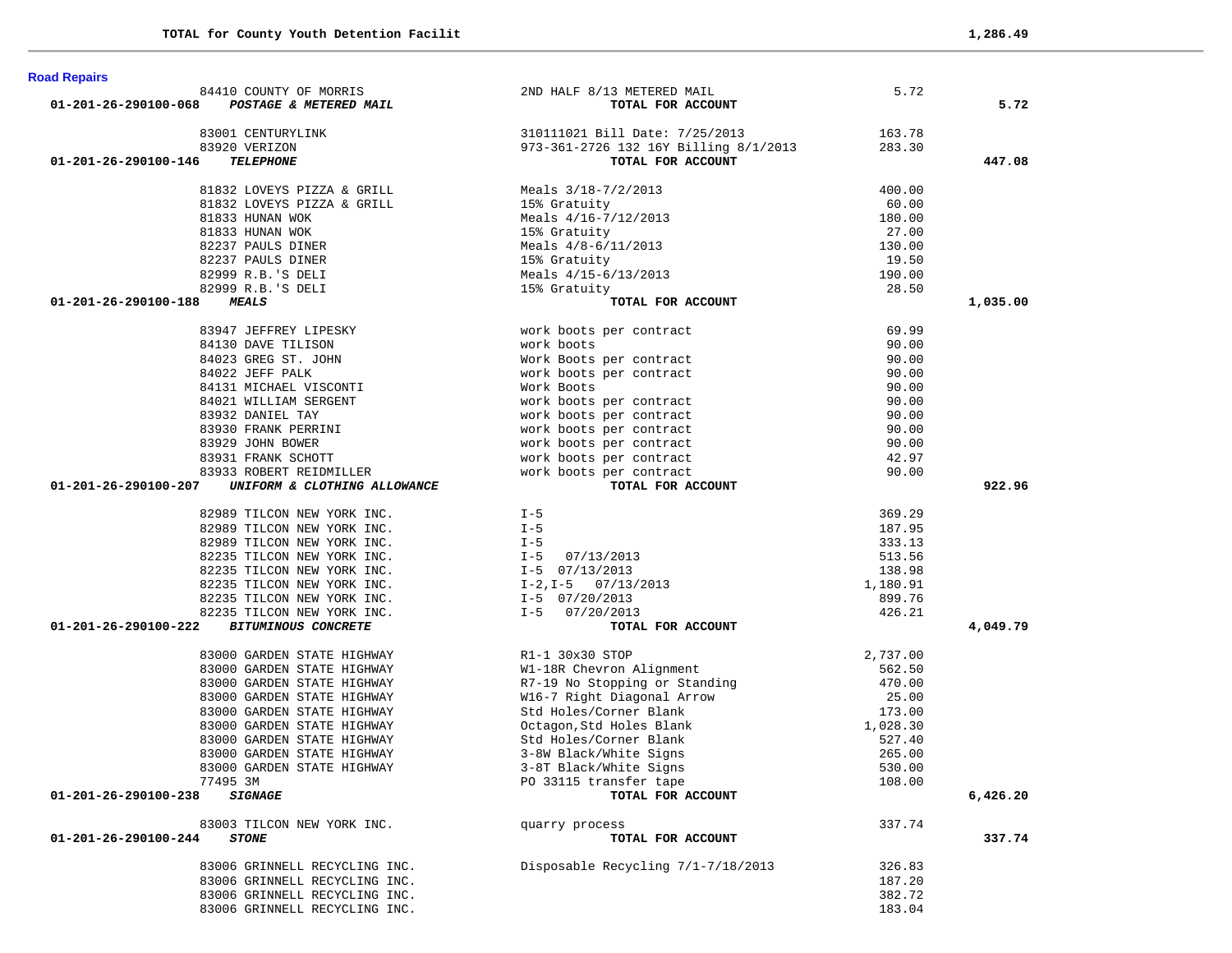| | | | |
|---|---|---|---|
| **TOTAL for County Youth Detention Facilit** | | | **1,286.49** |

**Road Repairs**

| Account / Vendor | Description | Amount | Total |
|---|---|---|---|
| 84410 COUNTY OF MORRIS | 2ND HALF 8/13 METERED MAIL | 5.72 | |
| **01-201-26-290100-068** ***POSTAGE & METERED MAIL*** | **TOTAL FOR ACCOUNT** | | **5.72** |
| 83001 CENTURYLINK | 310111021 Bill Date: 7/25/2013 | 163.78 | |
| 83920 VERIZON | 973-361-2726 132 16Y Billing 8/1/2013 | 283.30 | |
| **01-201-26-290100-146** ***TELEPHONE*** | **TOTAL FOR ACCOUNT** | | **447.08** |
| 81832 LOVEYS PIZZA & GRILL | Meals 3/18-7/2/2013 | 400.00 | |
| 81832 LOVEYS PIZZA & GRILL | 15% Gratuity | 60.00 | |
| 81833 HUNAN WOK | Meals 4/16-7/12/2013 | 180.00 | |
| 81833 HUNAN WOK | 15% Gratuity | 27.00 | |
| 82237 PAULS DINER | Meals 4/8-6/11/2013 | 130.00 | |
| 82237 PAULS DINER | 15% Gratuity | 19.50 | |
| 82999 R.B.'S DELI | Meals 4/15-6/13/2013 | 190.00 | |
| 82999 R.B.'S DELI | 15% Gratuity | 28.50 | |
| **01-201-26-290100-188** ***MEALS*** | **TOTAL FOR ACCOUNT** | | **1,035.00** |
| 83947 JEFFREY LIPESKY | work boots per contract | 69.99 | |
| 84130 DAVE TILISON | work boots | 90.00 | |
| 84023 GREG ST. JOHN | Work Boots per contract | 90.00 | |
| 84022 JEFF PALK | work boots per contract | 90.00 | |
| 84131 MICHAEL VISCONTI | Work Boots | 90.00 | |
| 84021 WILLIAM SERGENT | work boots per contract | 90.00 | |
| 83932 DANIEL TAY | work boots per contract | 90.00 | |
| 83930 FRANK PERRINI | work boots per contract | 90.00 | |
| 83929 JOHN BOWER | work boots per contract | 90.00 | |
| 83931 FRANK SCHOTT | work boots per contract | 42.97 | |
| 83933 ROBERT REIDMILLER | work boots per contract | 90.00 | |
| **01-201-26-290100-207** ***UNIFORM & CLOTHING ALLOWANCE*** | **TOTAL FOR ACCOUNT** | | **922.96** |
| 82989 TILCON NEW YORK INC. | I-5 | 369.29 | |
| 82989 TILCON NEW YORK INC. | I-5 | 187.95 | |
| 82989 TILCON NEW YORK INC. | I-5 | 333.13 | |
| 82235 TILCON NEW YORK INC. | I-5 07/13/2013 | 513.56 | |
| 82235 TILCON NEW YORK INC. | I-5 07/13/2013 | 138.98 | |
| 82235 TILCON NEW YORK INC. | I-2,I-5 07/13/2013 | 1,180.91 | |
| 82235 TILCON NEW YORK INC. | I-5 07/20/2013 | 899.76 | |
| 82235 TILCON NEW YORK INC. | I-5 07/20/2013 | 426.21 | |
| **01-201-26-290100-222** ***BITUMINOUS CONCRETE*** | **TOTAL FOR ACCOUNT** | | **4,049.79** |
| 83000 GARDEN STATE HIGHWAY | R1-1 30x30 STOP | 2,737.00 | |
| 83000 GARDEN STATE HIGHWAY | W1-18R Chevron Alignment | 562.50 | |
| 83000 GARDEN STATE HIGHWAY | R7-19 No Stopping or Standing | 470.00 | |
| 83000 GARDEN STATE HIGHWAY | W16-7 Right Diagonal Arrow | 25.00 | |
| 83000 GARDEN STATE HIGHWAY | Std Holes/Corner Blank | 173.00 | |
| 83000 GARDEN STATE HIGHWAY | Octagon,Std Holes Blank | 1,028.30 | |
| 83000 GARDEN STATE HIGHWAY | Std Holes/Corner Blank | 527.40 | |
| 83000 GARDEN STATE HIGHWAY | 3-8W Black/White Signs | 265.00 | |
| 83000 GARDEN STATE HIGHWAY | 3-8T Black/White Signs | 530.00 | |
| 77495 3M | PO 33115 transfer tape | 108.00 | |
| **01-201-26-290100-238** ***SIGNAGE*** | **TOTAL FOR ACCOUNT** | | **6,426.20** |
| 83003 TILCON NEW YORK INC. | quarry process | 337.74 | |
| **01-201-26-290100-244** ***STONE*** | **TOTAL FOR ACCOUNT** | | **337.74** |
| 83006 GRINNELL RECYCLING INC. | Disposable Recycling 7/1-7/18/2013 | 326.83 | |
| 83006 GRINNELL RECYCLING INC. | | 187.20 | |
| 83006 GRINNELL RECYCLING INC. | | 382.72 | |
| 83006 GRINNELL RECYCLING INC. | | 183.04 | |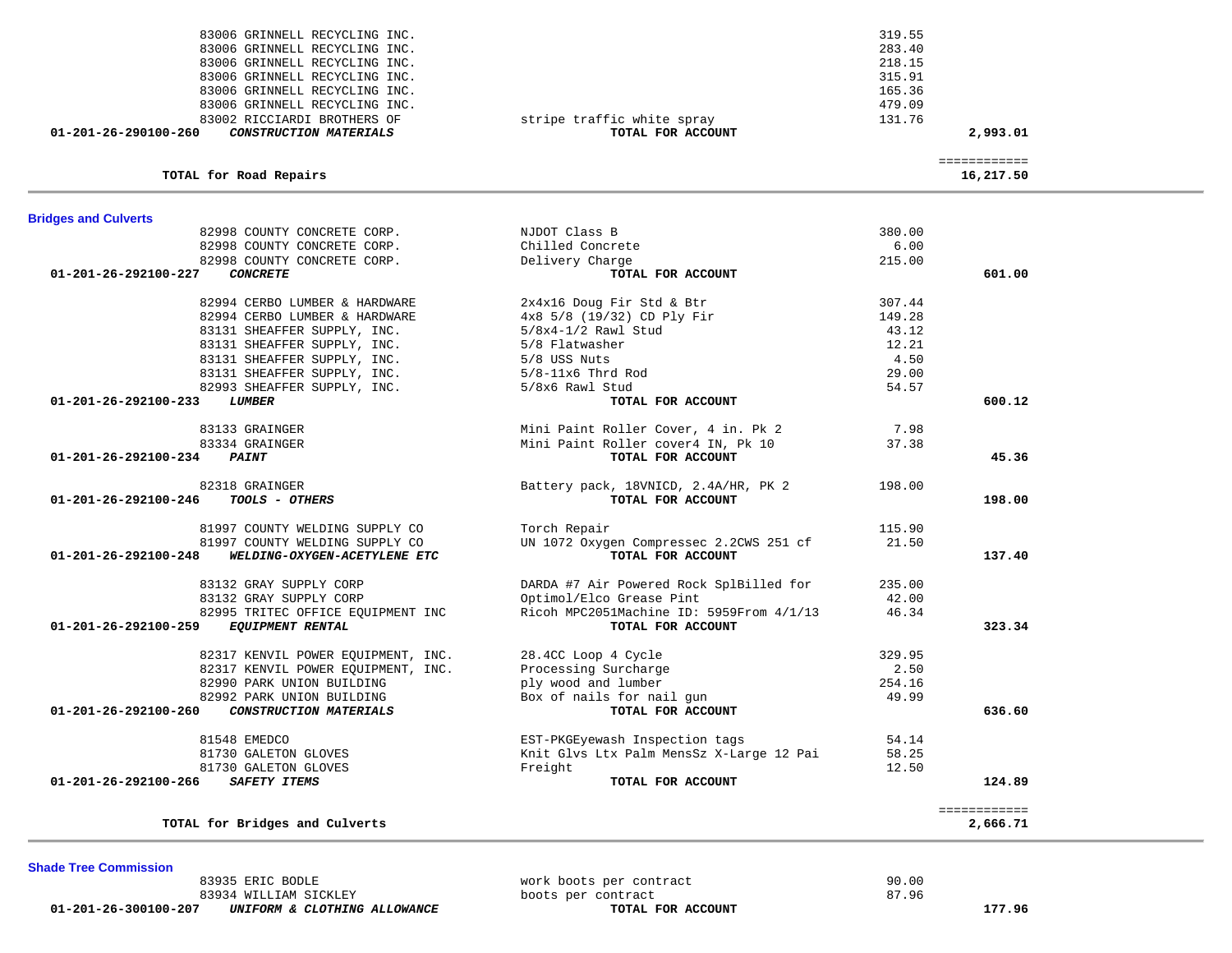| Account | Vendor / Description | Item | Amount | Total |
|---|---|---|---|---|
| | 83006 GRINNELL RECYCLING INC. | | 319.55 | |
| | 83006 GRINNELL RECYCLING INC. | | 283.40 | |
| | 83006 GRINNELL RECYCLING INC. | | 218.15 | |
| | 83006 GRINNELL RECYCLING INC. | | 315.91 | |
| | 83006 GRINNELL RECYCLING INC. | | 165.36 | |
| | 83006 GRINNELL RECYCLING INC. | | 479.09 | |
| | 83002 RICCIARDI BROTHERS OF | stripe traffic white spray | 131.76 | |
| **01-201-26-290100-260** | ***CONSTRUCTION MATERIALS*** | **TOTAL FOR ACCOUNT** | | **2,993.01** |
| | | | | ============ |
| | **TOTAL for Road Repairs** | | | **16,217.50** |

**Bridges and Culverts**

| Account | Vendor / Description | Item | Amount | Total |
|---|---|---|---|---|
| | 82998 COUNTY CONCRETE CORP. | NJDOT Class B | 380.00 | |
| | 82998 COUNTY CONCRETE CORP. | Chilled Concrete | 6.00 | |
| | 82998 COUNTY CONCRETE CORP. | Delivery Charge | 215.00 | |
| **01-201-26-292100-227** | ***CONCRETE*** | **TOTAL FOR ACCOUNT** | | **601.00** |
| | 82994 CERBO LUMBER & HARDWARE | 2x4x16 Doug Fir Std & Btr | 307.44 | |
| | 82994 CERBO LUMBER & HARDWARE | 4x8 5/8 (19/32) CD Ply Fir | 149.28 | |
| | 83131 SHEAFFER SUPPLY, INC. | 5/8x4-1/2 Rawl Stud | 43.12 | |
| | 83131 SHEAFFER SUPPLY, INC. | 5/8 Flatwasher | 12.21 | |
| | 83131 SHEAFFER SUPPLY, INC. | 5/8 USS Nuts | 4.50 | |
| | 83131 SHEAFFER SUPPLY, INC. | 5/8-11x6 Thrd Rod | 29.00 | |
| | 82993 SHEAFFER SUPPLY, INC. | 5/8x6 Rawl Stud | 54.57 | |
| **01-201-26-292100-233** | ***LUMBER*** | **TOTAL FOR ACCOUNT** | | **600.12** |
| | 83133 GRAINGER | Mini Paint Roller Cover, 4 in. Pk 2 | 7.98 | |
| | 83334 GRAINGER | Mini Paint Roller cover4 IN, Pk 10 | 37.38 | |
| **01-201-26-292100-234** | ***PAINT*** | **TOTAL FOR ACCOUNT** | | **45.36** |
| | 82318 GRAINGER | Battery pack, 18VNICD, 2.4A/HR, PK 2 | 198.00 | |
| **01-201-26-292100-246** | ***TOOLS - OTHERS*** | **TOTAL FOR ACCOUNT** | | **198.00** |
| | 81997 COUNTY WELDING SUPPLY CO | Torch Repair | 115.90 | |
| | 81997 COUNTY WELDING SUPPLY CO | UN 1072 Oxygen Compressec 2.2CWS 251 cf | 21.50 | |
| **01-201-26-292100-248** | ***WELDING-OXYGEN-ACETYLENE ETC*** | **TOTAL FOR ACCOUNT** | | **137.40** |
| | 83132 GRAY SUPPLY CORP | DARDA #7 Air Powered Rock SplBilled for | 235.00 | |
| | 83132 GRAY SUPPLY CORP | Optimol/Elco Grease Pint | 42.00 | |
| | 82995 TRITEC OFFICE EQUIPMENT INC | Ricoh MPC2051Machine ID: 5959From 4/1/13 | 46.34 | |
| **01-201-26-292100-259** | ***EQUIPMENT RENTAL*** | **TOTAL FOR ACCOUNT** | | **323.34** |
| | 82317 KENVIL POWER EQUIPMENT, INC. | 28.4CC Loop 4 Cycle | 329.95 | |
| | 82317 KENVIL POWER EQUIPMENT, INC. | Processing Surcharge | 2.50 | |
| | 82990 PARK UNION BUILDING | ply wood and lumber | 254.16 | |
| | 82992 PARK UNION BUILDING | Box of nails for nail gun | 49.99 | |
| **01-201-26-292100-260** | ***CONSTRUCTION MATERIALS*** | **TOTAL FOR ACCOUNT** | | **636.60** |
| | 81548 EMEDCO | EST-PKGEyewash Inspection tags | 54.14 | |
| | 81730 GALETON GLOVES | Knit Glvs Ltx Palm MensSz X-Large 12 Pai | 58.25 | |
| | 81730 GALETON GLOVES | Freight | 12.50 | |
| **01-201-26-292100-266** | ***SAFETY ITEMS*** | **TOTAL FOR ACCOUNT** | | **124.89** |
| | | | | ============ |
| | **TOTAL for Bridges and Culverts** | | | **2,666.71** |

**Shade Tree Commission**

| Account | Vendor / Description | Item | Amount | Total |
|---|---|---|---|---|
| | 83935 ERIC BODLE | work boots per contract | 90.00 | |
| | 83934 WILLIAM SICKLEY | boots per contract | 87.96 | |
| **01-201-26-300100-207** | ***UNIFORM & CLOTHING ALLOWANCE*** | **TOTAL FOR ACCOUNT** | | **177.96** |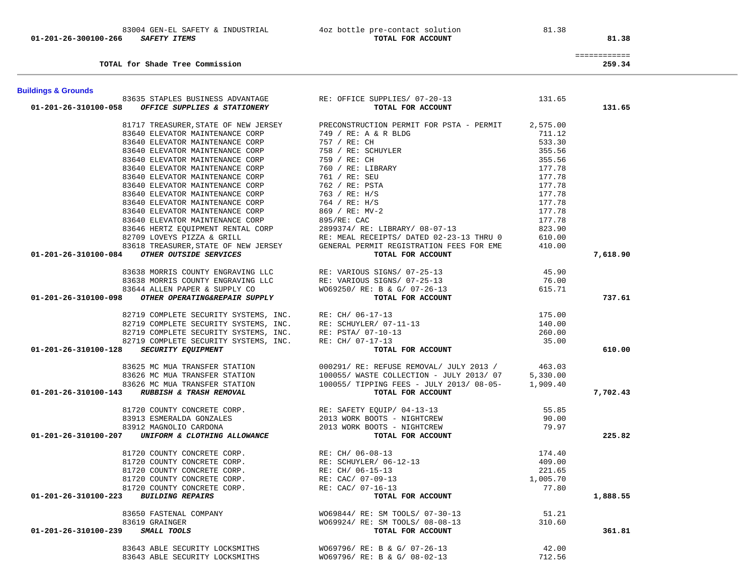| Account | Vendor | Description | Amount | Total |
|---|---|---|---|---|
| | 83004 GEN-EL SAFETY & INDUSTRIAL | 4oz bottle pre-contact solution | 81.38 | |
| 01-201-26-300100-266 | ***SAFETY ITEMS*** | **TOTAL FOR ACCOUNT** | | **81.38** |
| | | | | ============ |
| | **TOTAL for Shade Tree Commission** | | | **259.34** |

**Buildings & Grounds**

| Account | Vendor | Description | Amount | Total |
|---|---|---|---|---|
| | 83635 STAPLES BUSINESS ADVANTAGE | RE: OFFICE SUPPLIES/ 07-20-13 | 131.65 | |
| 01-201-26-310100-058 | ***OFFICE SUPPLIES & STATIONERY*** | **TOTAL FOR ACCOUNT** | | **131.65** |
| | 81717 TREASURER,STATE OF NEW JERSEY | PRECONSTRUCTION PERMIT FOR PSTA - PERMIT | 2,575.00 | |
| | 83640 ELEVATOR MAINTENANCE CORP | 749 / RE: A & R BLDG | 711.12 | |
| | 83640 ELEVATOR MAINTENANCE CORP | 757 / RE: CH | 533.30 | |
| | 83640 ELEVATOR MAINTENANCE CORP | 758 / RE: SCHUYLER | 355.56 | |
| | 83640 ELEVATOR MAINTENANCE CORP | 759 / RE: CH | 355.56 | |
| | 83640 ELEVATOR MAINTENANCE CORP | 760 / RE: LIBRARY | 177.78 | |
| | 83640 ELEVATOR MAINTENANCE CORP | 761 / RE: SEU | 177.78 | |
| | 83640 ELEVATOR MAINTENANCE CORP | 762 / RE: PSTA | 177.78 | |
| | 83640 ELEVATOR MAINTENANCE CORP | 763 / RE: H/S | 177.78 | |
| | 83640 ELEVATOR MAINTENANCE CORP | 764 / RE: H/S | 177.78 | |
| | 83640 ELEVATOR MAINTENANCE CORP | 869 / RE: MV-2 | 177.78 | |
| | 83640 ELEVATOR MAINTENANCE CORP | 895/RE: CAC | 177.78 | |
| | 83646 HERTZ EQUIPMENT RENTAL CORP | 2899374/ RE: LIBRARY/ 08-07-13 | 823.90 | |
| | 82709 LOVEYS PIZZA & GRILL | RE: MEAL RECEIPTS/ DATED 02-23-13 THRU 0 | 610.00 | |
| | 83618 TREASURER,STATE OF NEW JERSEY | GENERAL PERMIT REGISTRATION FEES FOR EME | 410.00 | |
| 01-201-26-310100-084 | ***OTHER OUTSIDE SERVICES*** | **TOTAL FOR ACCOUNT** | | **7,618.90** |
| | 83638 MORRIS COUNTY ENGRAVING LLC | RE: VARIOUS SIGNS/ 07-25-13 | 45.90 | |
| | 83638 MORRIS COUNTY ENGRAVING LLC | RE: VARIOUS SIGNS/ 07-25-13 | 76.00 | |
| | 83644 ALLEN PAPER & SUPPLY CO | WO69250/ RE: B & G/ 07-26-13 | 615.71 | |
| 01-201-26-310100-098 | ***OTHER OPERATING&REPAIR SUPPLY*** | **TOTAL FOR ACCOUNT** | | **737.61** |
| | 82719 COMPLETE SECURITY SYSTEMS, INC. | RE: CH/ 06-17-13 | 175.00 | |
| | 82719 COMPLETE SECURITY SYSTEMS, INC. | RE: SCHUYLER/ 07-11-13 | 140.00 | |
| | 82719 COMPLETE SECURITY SYSTEMS, INC. | RE: PSTA/ 07-10-13 | 260.00 | |
| | 82719 COMPLETE SECURITY SYSTEMS, INC. | RE: CH/ 07-17-13 | 35.00 | |
| 01-201-26-310100-128 | ***SECURITY EQUIPMENT*** | **TOTAL FOR ACCOUNT** | | **610.00** |
| | 83625 MC MUA TRANSFER STATION | 000291/ RE: REFUSE REMOVAL/ JULY 2013 / | 463.03 | |
| | 83626 MC MUA TRANSFER STATION | 100055/ WASTE COLLECTION - JULY 2013/ 07 | 5,330.00 | |
| | 83626 MC MUA TRANSFER STATION | 100055/ TIPPING FEES - JULY 2013/ 08-05- | 1,909.40 | |
| 01-201-26-310100-143 | ***RUBBISH & TRASH REMOVAL*** | **TOTAL FOR ACCOUNT** | | **7,702.43** |
| | 81720 COUNTY CONCRETE CORP. | RE: SAFETY EQUIP/ 04-13-13 | 55.85 | |
| | 83913 ESMERALDA GONZALES | 2013 WORK BOOTS - NIGHTCREW | 90.00 | |
| | 83912 MAGNOLIO CARDONA | 2013 WORK BOOTS - NIGHTCREW | 79.97 | |
| 01-201-26-310100-207 | ***UNIFORM & CLOTHING ALLOWANCE*** | **TOTAL FOR ACCOUNT** | | **225.82** |
| | 81720 COUNTY CONCRETE CORP. | RE: CH/ 06-08-13 | 174.40 | |
| | 81720 COUNTY CONCRETE CORP. | RE: SCHUYLER/ 06-12-13 | 409.00 | |
| | 81720 COUNTY CONCRETE CORP. | RE: CH/ 06-15-13 | 221.65 | |
| | 81720 COUNTY CONCRETE CORP. | RE: CAC/ 07-09-13 | 1,005.70 | |
| | 81720 COUNTY CONCRETE CORP. | RE: CAC/ 07-16-13 | 77.80 | |
| 01-201-26-310100-223 | ***BUILDING REPAIRS*** | **TOTAL FOR ACCOUNT** | | **1,888.55** |
| | 83650 FASTENAL COMPANY | WO69844/ RE: SM TOOLS/ 07-30-13 | 51.21 | |
| | 83619 GRAINGER | WO69924/ RE: SM TOOLS/ 08-08-13 | 310.60 | |
| 01-201-26-310100-239 | ***SMALL TOOLS*** | **TOTAL FOR ACCOUNT** | | **361.81** |
| | 83643 ABLE SECURITY LOCKSMITHS | WO69796/ RE: B & G/ 07-26-13 | 42.00 | |
| | 83643 ABLE SECURITY LOCKSMITHS | WO69796/ RE: B & G/ 08-02-13 | 712.56 | |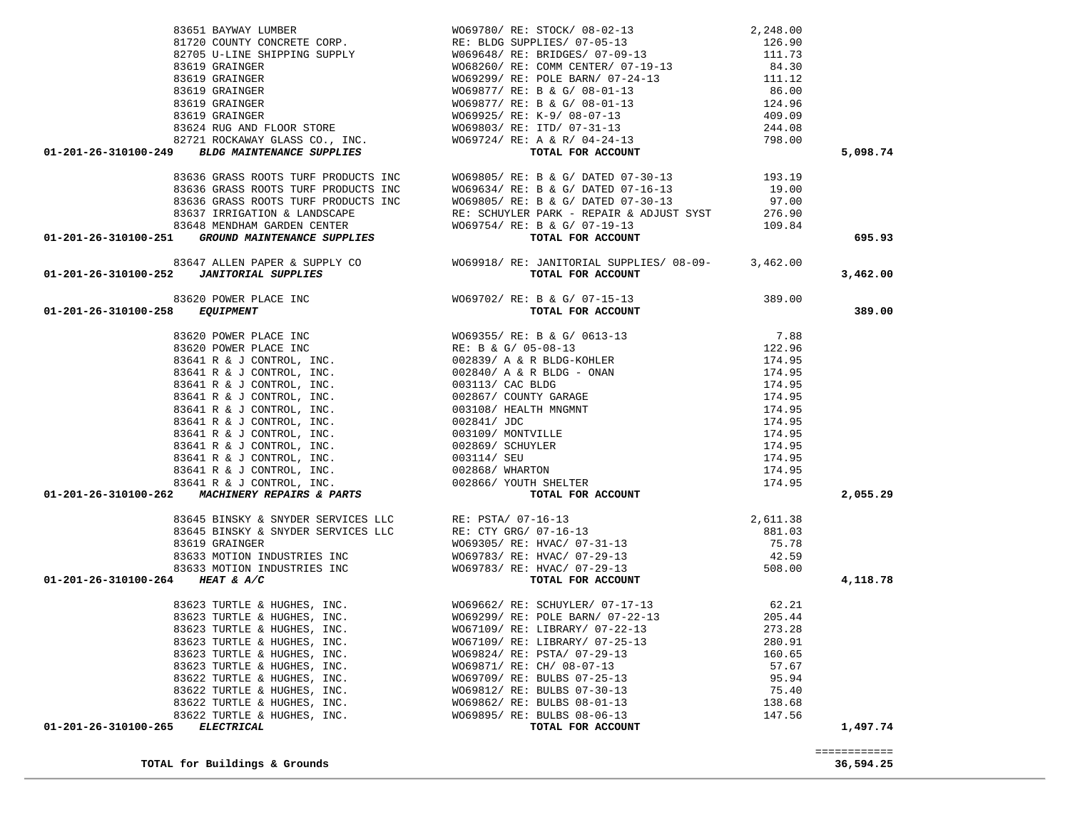| Account | Vendor | Description | Amount | Total |
|---|---|---|---|---|
| | 83651 BAYWAY LUMBER | WO69780/ RE: STOCK/ 08-02-13 | 2,248.00 | |
| | 81720 COUNTY CONCRETE CORP. | RE: BLDG SUPPLIES/ 07-05-13 | 126.90 | |
| | 82705 U-LINE SHIPPING SUPPLY | WO69648/ RE: BRIDGES/ 07-09-13 | 111.73 | |
| | 83619 GRAINGER | WO68260/ RE: COMM CENTER/ 07-19-13 | 84.30 | |
| | 83619 GRAINGER | WO69299/ RE: POLE BARN/ 07-24-13 | 111.12 | |
| | 83619 GRAINGER | WO69877/ RE: B & G/ 08-01-13 | 86.00 | |
| | 83619 GRAINGER | WO69877/ RE: B & G/ 08-01-13 | 124.96 | |
| | 83619 GRAINGER | WO69925/ RE: K-9/ 08-07-13 | 409.09 | |
| | 83624 RUG AND FLOOR STORE | WO69803/ RE: ITD/ 07-31-13 | 244.08 | |
| | 82721 ROCKAWAY GLASS CO., INC. | WO69724/ RE: A & R/ 04-24-13 | 798.00 | |
| **01-201-26-310100-249** | ***BLDG MAINTENANCE SUPPLIES*** | **TOTAL FOR ACCOUNT** | | **5,098.74** |
| | 83636 GRASS ROOTS TURF PRODUCTS INC | WO69805/ RE: B & G/ DATED 07-30-13 | 193.19 | |
| | 83636 GRASS ROOTS TURF PRODUCTS INC | WO69634/ RE: B & G/ DATED 07-16-13 | 19.00 | |
| | 83636 GRASS ROOTS TURF PRODUCTS INC | WO69805/ RE: B & G/ DATED 07-30-13 | 97.00 | |
| | 83637 IRRIGATION & LANDSCAPE | RE: SCHUYLER PARK - REPAIR & ADJUST SYST | 276.90 | |
| | 83648 MENDHAM GARDEN CENTER | WO69754/ RE: B & G/ 07-19-13 | 109.84 | |
| **01-201-26-310100-251** | ***GROUND MAINTENANCE SUPPLIES*** | **TOTAL FOR ACCOUNT** | | **695.93** |
| | 83647 ALLEN PAPER & SUPPLY CO | WO69918/ RE: JANITORIAL SUPPLIES/ 08-09- | 3,462.00 | |
| **01-201-26-310100-252** | ***JANITORIAL SUPPLIES*** | **TOTAL FOR ACCOUNT** | | **3,462.00** |
| | 83620 POWER PLACE INC | WO69702/ RE: B & G/ 07-15-13 | 389.00 | |
| **01-201-26-310100-258** | ***EQUIPMENT*** | **TOTAL FOR ACCOUNT** | | **389.00** |
| | 83620 POWER PLACE INC | WO69355/ RE: B & G/ 0613-13 | 7.88 | |
| | 83620 POWER PLACE INC | RE: B & G/ 05-08-13 | 122.96 | |
| | 83641 R & J CONTROL, INC. | 002839/ A & R BLDG-KOHLER | 174.95 | |
| | 83641 R & J CONTROL, INC. | 002840/ A & R BLDG - ONAN | 174.95 | |
| | 83641 R & J CONTROL, INC. | 003113/ CAC BLDG | 174.95 | |
| | 83641 R & J CONTROL, INC. | 002867/ COUNTY GARAGE | 174.95 | |
| | 83641 R & J CONTROL, INC. | 003108/ HEALTH MNGMNT | 174.95 | |
| | 83641 R & J CONTROL, INC. | 002841/ JDC | 174.95 | |
| | 83641 R & J CONTROL, INC. | 003109/ MONTVILLE | 174.95 | |
| | 83641 R & J CONTROL, INC. | 002869/ SCHUYLER | 174.95 | |
| | 83641 R & J CONTROL, INC. | 003114/ SEU | 174.95 | |
| | 83641 R & J CONTROL, INC. | 002868/ WHARTON | 174.95 | |
| | 83641 R & J CONTROL, INC. | 002866/ YOUTH SHELTER | 174.95 | |
| **01-201-26-310100-262** | ***MACHINERY REPAIRS & PARTS*** | **TOTAL FOR ACCOUNT** | | **2,055.29** |
| | 83645 BINSKY & SNYDER SERVICES LLC | RE: PSTA/ 07-16-13 | 2,611.38 | |
| | 83645 BINSKY & SNYDER SERVICES LLC | RE: CTY GRG/ 07-16-13 | 881.03 | |
| | 83619 GRAINGER | WO69305/ RE: HVAC/ 07-31-13 | 75.78 | |
| | 83633 MOTION INDUSTRIES INC | WO69783/ RE: HVAC/ 07-29-13 | 42.59 | |
| | 83633 MOTION INDUSTRIES INC | WO69783/ RE: HVAC/ 07-29-13 | 508.00 | |
| **01-201-26-310100-264** | ***HEAT & A/C*** | **TOTAL FOR ACCOUNT** | | **4,118.78** |
| | 83623 TURTLE & HUGHES, INC. | WO69662/ RE: SCHUYLER/ 07-17-13 | 62.21 | |
| | 83623 TURTLE & HUGHES, INC. | WO69299/ RE: POLE BARN/ 07-22-13 | 205.44 | |
| | 83623 TURTLE & HUGHES, INC. | WO67109/ RE: LIBRARY/ 07-22-13 | 273.28 | |
| | 83623 TURTLE & HUGHES, INC. | WO67109/ RE: LIBRARY/ 07-25-13 | 280.91 | |
| | 83623 TURTLE & HUGHES, INC. | WO69824/ RE: PSTA/ 07-29-13 | 160.65 | |
| | 83623 TURTLE & HUGHES, INC. | WO69871/ RE: CH/ 08-07-13 | 57.67 | |
| | 83622 TURTLE & HUGHES, INC. | WO69709/ RE: BULBS 07-25-13 | 95.94 | |
| | 83622 TURTLE & HUGHES, INC. | WO69812/ RE: BULBS 07-30-13 | 75.40 | |
| | 83622 TURTLE & HUGHES, INC. | WO69862/ RE: BULBS 08-01-13 | 138.68 | |
| | 83622 TURTLE & HUGHES, INC. | WO69895/ RE: BULBS 08-06-13 | 147.56 | |
| **01-201-26-310100-265** | ***ELECTRICAL*** | **TOTAL FOR ACCOUNT** | | **1,497.74** |
| | | | | ============ |
| | **TOTAL for Buildings & Grounds** | | | **36,594.25** |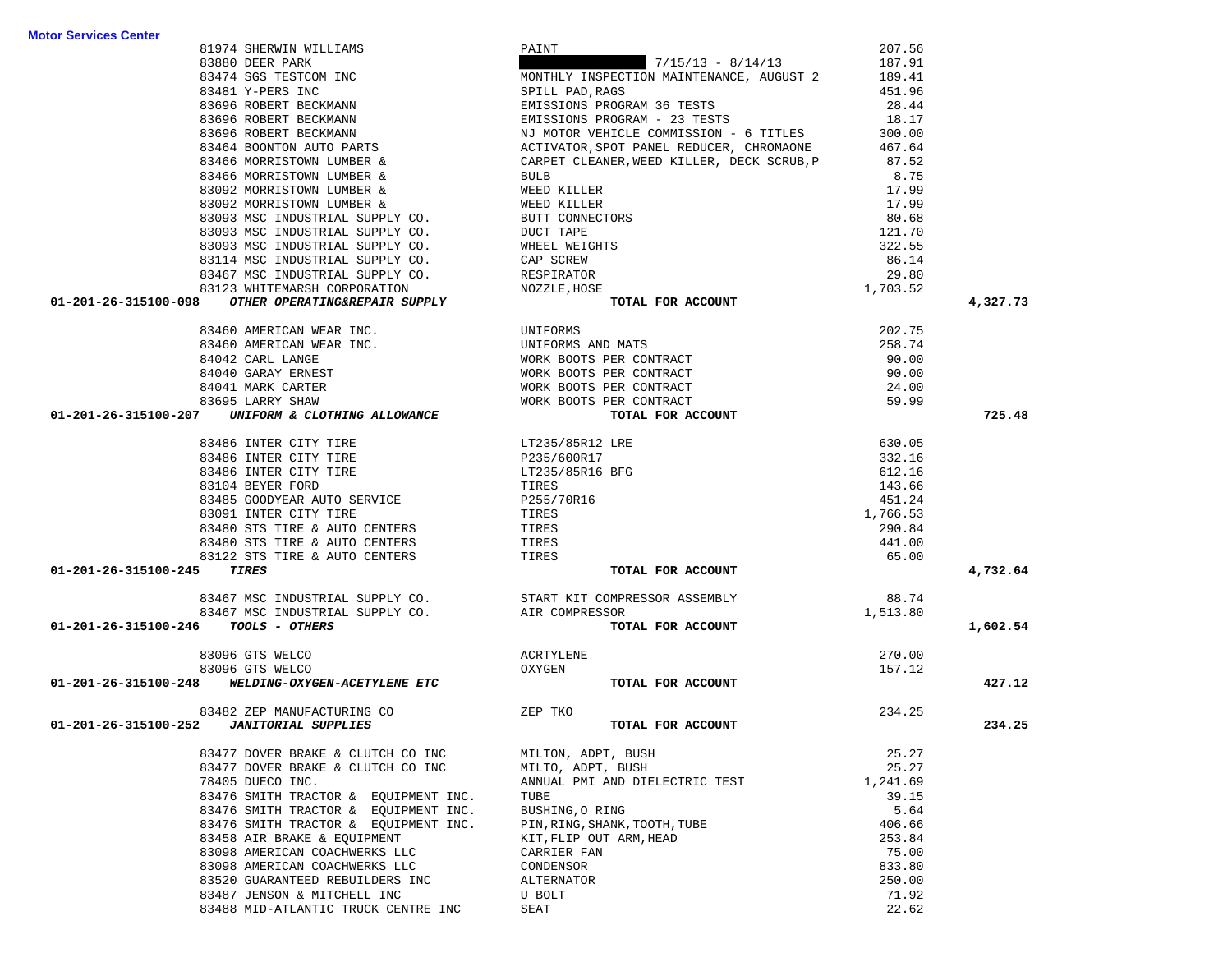**Motor Services Center**

| Vendor | Description | Amount | Total |
|---|---|---|---|
| 81974 SHERWIN WILLIAMS | PAINT | 207.56 | |
| 83880 DEER PARK | 7/15/13 - 8/14/13 | 187.91 | |
| 83474 SGS TESTCOM INC | MONTHLY INSPECTION MAINTENANCE, AUGUST 2 | 189.41 | |
| 83481 Y-PERS INC | SPILL PAD,RAGS | 451.96 | |
| 83696 ROBERT BECKMANN | EMISSIONS PROGRAM 36 TESTS | 28.44 | |
| 83696 ROBERT BECKMANN | EMISSIONS PROGRAM - 23 TESTS | 18.17 | |
| 83696 ROBERT BECKMANN | NJ MOTOR VEHICLE COMMISSION - 6 TITLES | 300.00 | |
| 83464 BOONTON AUTO PARTS | ACTIVATOR,SPOT PANEL REDUCER, CHROMAONE | 467.64 | |
| 83466 MORRISTOWN LUMBER & | CARPET CLEANER,WEED KILLER, DECK SCRUB,P | 87.52 | |
| 83466 MORRISTOWN LUMBER & | BULB | 8.75 | |
| 83092 MORRISTOWN LUMBER & | WEED KILLER | 17.99 | |
| 83092 MORRISTOWN LUMBER & | WEED KILLER | 17.99 | |
| 83093 MSC INDUSTRIAL SUPPLY CO. | BUTT CONNECTORS | 80.68 | |
| 83093 MSC INDUSTRIAL SUPPLY CO. | DUCT TAPE | 121.70 | |
| 83093 MSC INDUSTRIAL SUPPLY CO. | WHEEL WEIGHTS | 322.55 | |
| 83114 MSC INDUSTRIAL SUPPLY CO. | CAP SCREW | 86.14 | |
| 83467 MSC INDUSTRIAL SUPPLY CO. | RESPIRATOR | 29.80 | |
| 83123 WHITEMARSH CORPORATION | NOZZLE,HOSE | 1,703.52 | |
| **01-201-26-315100-098** ***OTHER OPERATING&REPAIR SUPPLY*** | **TOTAL FOR ACCOUNT** | | **4,327.73** |
| 83460 AMERICAN WEAR INC. | UNIFORMS | 202.75 | |
| 83460 AMERICAN WEAR INC. | UNIFORMS AND MATS | 258.74 | |
| 84042 CARL LANGE | WORK BOOTS PER CONTRACT | 90.00 | |
| 84040 GARAY ERNEST | WORK BOOTS PER CONTRACT | 90.00 | |
| 84041 MARK CARTER | WORK BOOTS PER CONTRACT | 24.00 | |
| 83695 LARRY SHAW | WORK BOOTS PER CONTRACT | 59.99 | |
| **01-201-26-315100-207** ***UNIFORM & CLOTHING ALLOWANCE*** | **TOTAL FOR ACCOUNT** | | **725.48** |
| 83486 INTER CITY TIRE | LT235/85R12 LRE | 630.05 | |
| 83486 INTER CITY TIRE | P235/600R17 | 332.16 | |
| 83486 INTER CITY TIRE | LT235/85R16 BFG | 612.16 | |
| 83104 BEYER FORD | TIRES | 143.66 | |
| 83485 GOODYEAR AUTO SERVICE | P255/70R16 | 451.24 | |
| 83091 INTER CITY TIRE | TIRES | 1,766.53 | |
| 83480 STS TIRE & AUTO CENTERS | TIRES | 290.84 | |
| 83480 STS TIRE & AUTO CENTERS | TIRES | 441.00 | |
| 83122 STS TIRE & AUTO CENTERS | TIRES | 65.00 | |
| **01-201-26-315100-245** ***TIRES*** | **TOTAL FOR ACCOUNT** | | **4,732.64** |
| 83467 MSC INDUSTRIAL SUPPLY CO. | START KIT COMPRESSOR ASSEMBLY | 88.74 | |
| 83467 MSC INDUSTRIAL SUPPLY CO. | AIR COMPRESSOR | 1,513.80 | |
| **01-201-26-315100-246** ***TOOLS - OTHERS*** | **TOTAL FOR ACCOUNT** | | **1,602.54** |
| 83096 GTS WELCO | ACRTYLENE | 270.00 | |
| 83096 GTS WELCO | OXYGEN | 157.12 | |
| **01-201-26-315100-248** ***WELDING-OXYGEN-ACETYLENE ETC*** | **TOTAL FOR ACCOUNT** | | **427.12** |
| 83482 ZEP MANUFACTURING CO | ZEP TKO | 234.25 | |
| **01-201-26-315100-252** ***JANITORIAL SUPPLIES*** | **TOTAL FOR ACCOUNT** | | **234.25** |
| 83477 DOVER BRAKE & CLUTCH CO INC | MILTON, ADPT, BUSH | 25.27 | |
| 83477 DOVER BRAKE & CLUTCH CO INC | MILTO, ADPT, BUSH | 25.27 | |
| 78405 DUECO INC. | ANNUAL PMI AND DIELECTRIC TEST | 1,241.69 | |
| 83476 SMITH TRACTOR & EQUIPMENT INC. | TUBE | 39.15 | |
| 83476 SMITH TRACTOR & EQUIPMENT INC. | BUSHING,O RING | 5.64 | |
| 83476 SMITH TRACTOR & EQUIPMENT INC. | PIN,RING,SHANK,TOOTH,TUBE | 406.66 | |
| 83458 AIR BRAKE & EQUIPMENT | KIT,FLIP OUT ARM,HEAD | 253.84 | |
| 83098 AMERICAN COACHWERKS LLC | CARRIER FAN | 75.00 | |
| 83098 AMERICAN COACHWERKS LLC | CONDENSOR | 833.80 | |
| 83520 GUARANTEED REBUILDERS INC | ALTERNATOR | 250.00 | |
| 83487 JENSON & MITCHELL INC | U BOLT | 71.92 | |
| 83488 MID-ATLANTIC TRUCK CENTRE INC | SEAT | 22.62 | |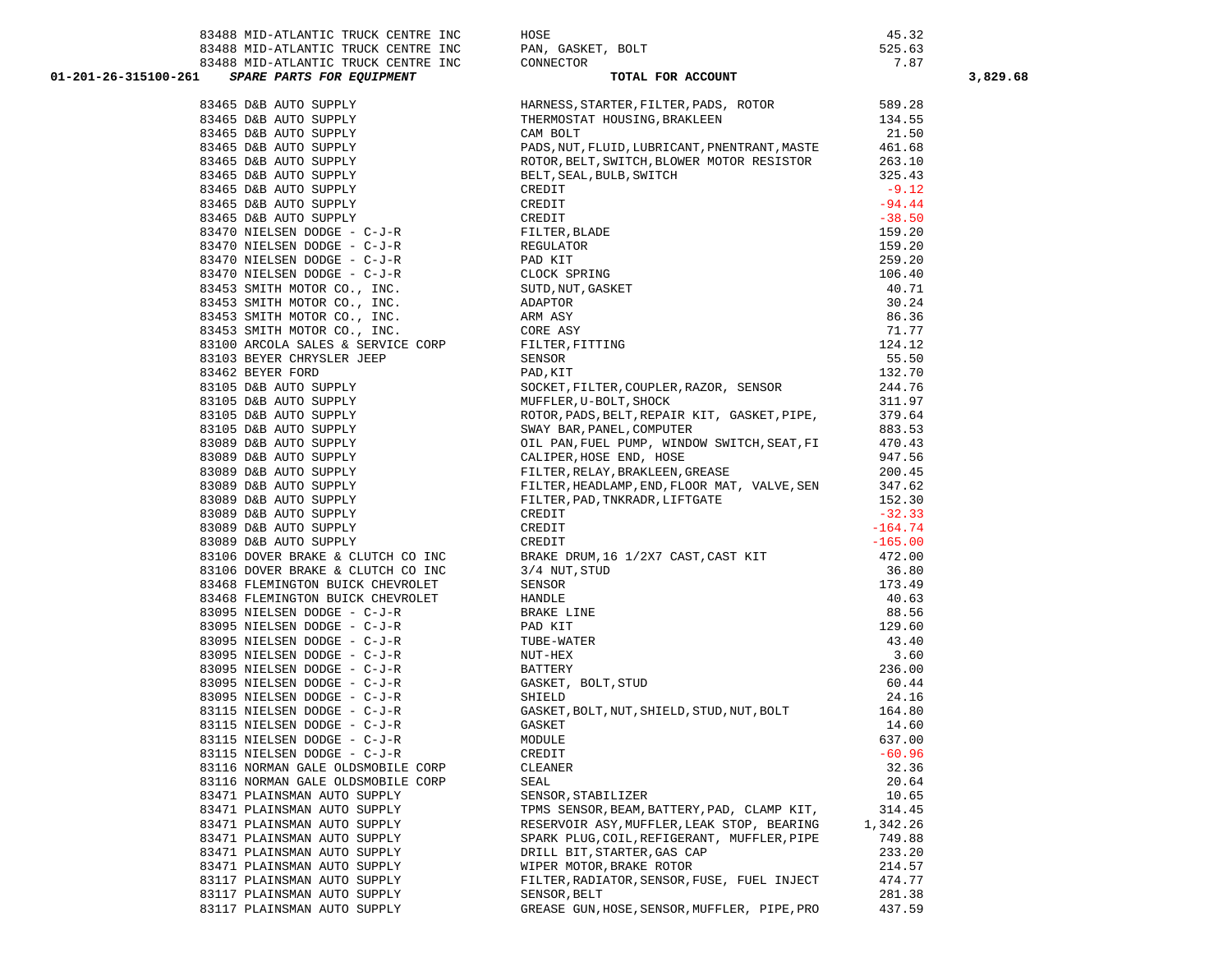| Account | PO / Vendor | Description | Amount | Total |
|---|---|---|---|---|
| | 83488 MID-ATLANTIC TRUCK CENTRE INC | HOSE | 45.32 | |
| | 83488 MID-ATLANTIC TRUCK CENTRE INC | PAN, GASKET, BOLT | 525.63 | |
| | 83488 MID-ATLANTIC TRUCK CENTRE INC | CONNECTOR | 7.87 | |
| **01-201-26-315100-261** | ***SPARE PARTS FOR EQUIPMENT*** | **TOTAL FOR ACCOUNT** | | **3,829.68** |
| | 83465 D&B AUTO SUPPLY | HARNESS,STARTER,FILTER,PADS, ROTOR | 589.28 | |
| | 83465 D&B AUTO SUPPLY | THERMOSTAT HOUSING,BRAKLEEN | 134.55 | |
| | 83465 D&B AUTO SUPPLY | CAM BOLT | 21.50 | |
| | 83465 D&B AUTO SUPPLY | PADS,NUT,FLUID,LUBRICANT,PNENTRANT,MASTE | 461.68 | |
| | 83465 D&B AUTO SUPPLY | ROTOR,BELT,SWITCH,BLOWER MOTOR RESISTOR | 263.10 | |
| | 83465 D&B AUTO SUPPLY | BELT,SEAL,BULB,SWITCH | 325.43 | |
| | 83465 D&B AUTO SUPPLY | CREDIT | -9.12 | |
| | 83465 D&B AUTO SUPPLY | CREDIT | -94.44 | |
| | 83465 D&B AUTO SUPPLY | CREDIT | -38.50 | |
| | 83470 NIELSEN DODGE - C-J-R | FILTER,BLADE | 159.20 | |
| | 83470 NIELSEN DODGE - C-J-R | REGULATOR | 159.20 | |
| | 83470 NIELSEN DODGE - C-J-R | PAD KIT | 259.20 | |
| | 83470 NIELSEN DODGE - C-J-R | CLOCK SPRING | 106.40 | |
| | 83453 SMITH MOTOR CO., INC. | SUTD,NUT,GASKET | 40.71 | |
| | 83453 SMITH MOTOR CO., INC. | ADAPTOR | 30.24 | |
| | 83453 SMITH MOTOR CO., INC. | ARM ASY | 86.36 | |
| | 83453 SMITH MOTOR CO., INC. | CORE ASY | 71.77 | |
| | 83100 ARCOLA SALES & SERVICE CORP | FILTER,FITTING | 124.12 | |
| | 83103 BEYER CHRYSLER JEEP | SENSOR | 55.50 | |
| | 83462 BEYER FORD | PAD,KIT | 132.70 | |
| | 83105 D&B AUTO SUPPLY | SOCKET,FILTER,COUPLER,RAZOR, SENSOR | 244.76 | |
| | 83105 D&B AUTO SUPPLY | MUFFLER,U-BOLT,SHOCK | 311.97 | |
| | 83105 D&B AUTO SUPPLY | ROTOR,PADS,BELT,REPAIR KIT, GASKET,PIPE, | 379.64 | |
| | 83105 D&B AUTO SUPPLY | SWAY BAR,PANEL,COMPUTER | 883.53 | |
| | 83089 D&B AUTO SUPPLY | OIL PAN,FUEL PUMP, WINDOW SWITCH,SEAT,FI | 470.43 | |
| | 83089 D&B AUTO SUPPLY | CALIPER,HOSE END, HOSE | 947.56 | |
| | 83089 D&B AUTO SUPPLY | FILTER,RELAY,BRAKLEEN,GREASE | 200.45 | |
| | 83089 D&B AUTO SUPPLY | FILTER,HEADLAMP,END,FLOOR MAT, VALVE,SEN | 347.62 | |
| | 83089 D&B AUTO SUPPLY | FILTER,PAD,TNKRADR,LIFTGATE | 152.30 | |
| | 83089 D&B AUTO SUPPLY | CREDIT | -32.33 | |
| | 83089 D&B AUTO SUPPLY | CREDIT | -164.74 | |
| | 83089 D&B AUTO SUPPLY | CREDIT | -165.00 | |
| | 83106 DOVER BRAKE & CLUTCH CO INC | BRAKE DRUM,16 1/2X7 CAST,CAST KIT | 472.00 | |
| | 83106 DOVER BRAKE & CLUTCH CO INC | 3/4 NUT,STUD | 36.80 | |
| | 83468 FLEMINGTON BUICK CHEVROLET | SENSOR | 173.49 | |
| | 83468 FLEMINGTON BUICK CHEVROLET | HANDLE | 40.63 | |
| | 83095 NIELSEN DODGE - C-J-R | BRAKE LINE | 88.56 | |
| | 83095 NIELSEN DODGE - C-J-R | PAD KIT | 129.60 | |
| | 83095 NIELSEN DODGE - C-J-R | TUBE-WATER | 43.40 | |
| | 83095 NIELSEN DODGE - C-J-R | NUT-HEX | 3.60 | |
| | 83095 NIELSEN DODGE - C-J-R | BATTERY | 236.00 | |
| | 83095 NIELSEN DODGE - C-J-R | GASKET, BOLT,STUD | 60.44 | |
| | 83095 NIELSEN DODGE - C-J-R | SHIELD | 24.16 | |
| | 83115 NIELSEN DODGE - C-J-R | GASKET,BOLT,NUT,SHIELD,STUD,NUT,BOLT | 164.80 | |
| | 83115 NIELSEN DODGE - C-J-R | GASKET | 14.60 | |
| | 83115 NIELSEN DODGE - C-J-R | MODULE | 637.00 | |
| | 83115 NIELSEN DODGE - C-J-R | CREDIT | -60.96 | |
| | 83116 NORMAN GALE OLDSMOBILE CORP | CLEANER | 32.36 | |
| | 83116 NORMAN GALE OLDSMOBILE CORP | SEAL | 20.64 | |
| | 83471 PLAINSMAN AUTO SUPPLY | SENSOR,STABILIZER | 10.65 | |
| | 83471 PLAINSMAN AUTO SUPPLY | TPMS SENSOR,BEAM,BATTERY,PAD, CLAMP KIT, | 314.45 | |
| | 83471 PLAINSMAN AUTO SUPPLY | RESERVOIR ASY,MUFFLER,LEAK STOP, BEARING | 1,342.26 | |
| | 83471 PLAINSMAN AUTO SUPPLY | SPARK PLUG,COIL,REFIGERANT, MUFFLER,PIPE | 749.88 | |
| | 83471 PLAINSMAN AUTO SUPPLY | DRILL BIT,STARTER,GAS CAP | 233.20 | |
| | 83471 PLAINSMAN AUTO SUPPLY | WIPER MOTOR,BRAKE ROTOR | 214.57 | |
| | 83117 PLAINSMAN AUTO SUPPLY | FILTER,RADIATOR,SENSOR,FUSE, FUEL INJECT | 474.77 | |
| | 83117 PLAINSMAN AUTO SUPPLY | SENSOR,BELT | 281.38 | |
| | 83117 PLAINSMAN AUTO SUPPLY | GREASE GUN,HOSE,SENSOR,MUFFLER, PIPE,PRO | 437.59 | |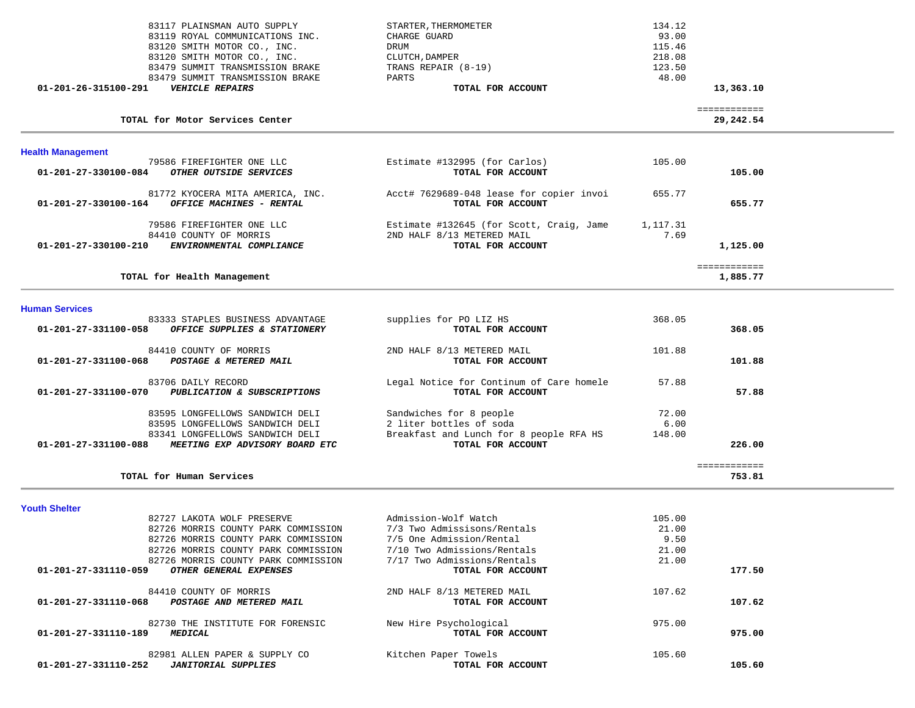| Account | Vendor / Description | Detail | Amount | Total |
|---|---|---|---|---|
| | 83117 PLAINSMAN AUTO SUPPLY | STARTER,THERMOMETER | 134.12 | |
| | 83119 ROYAL COMMUNICATIONS INC. | CHARGE GUARD | 93.00 | |
| | 83120 SMITH MOTOR CO., INC. | DRUM | 115.46 | |
| | 83120 SMITH MOTOR CO., INC. | CLUTCH,DAMPER | 218.08 | |
| | 83479 SUMMIT TRANSMISSION BRAKE | TRANS REPAIR (8-19) | 123.50 | |
| | 83479 SUMMIT TRANSMISSION BRAKE | PARTS | 48.00 | |
| **01-201-26-315100-291** | ***VEHICLE REPAIRS*** | **TOTAL FOR ACCOUNT** | | **13,363.10** |
| | **TOTAL for Motor Services Center** | | | **29,242.54** |

## Health Management

| Account | Vendor / Description | Detail | Amount | Total |
|---|---|---|---|---|
| | 79586 FIREFIGHTER ONE LLC | Estimate #132995 (for Carlos) | 105.00 | |
| **01-201-27-330100-084** | ***OTHER OUTSIDE SERVICES*** | **TOTAL FOR ACCOUNT** | | **105.00** |
| | 81772 KYOCERA MITA AMERICA, INC. | Acct# 7629689-048 lease for copier invoi | 655.77 | |
| **01-201-27-330100-164** | ***OFFICE MACHINES - RENTAL*** | **TOTAL FOR ACCOUNT** | | **655.77** |
| | 79586 FIREFIGHTER ONE LLC | Estimate #132645 (for Scott, Craig, Jame | 1,117.31 | |
| | 84410 COUNTY OF MORRIS | 2ND HALF 8/13 METERED MAIL | 7.69 | |
| **01-201-27-330100-210** | ***ENVIRONMENTAL COMPLIANCE*** | **TOTAL FOR ACCOUNT** | | **1,125.00** |
| | **TOTAL for Health Management** | | | **1,885.77** |

## Human Services

| Account | Vendor / Description | Detail | Amount | Total |
|---|---|---|---|---|
| | 83333 STAPLES BUSINESS ADVANTAGE | supplies for PO LIZ HS | 368.05 | |
| **01-201-27-331100-058** | ***OFFICE SUPPLIES & STATIONERY*** | **TOTAL FOR ACCOUNT** | | **368.05** |
| | 84410 COUNTY OF MORRIS | 2ND HALF 8/13 METERED MAIL | 101.88 | |
| **01-201-27-331100-068** | ***POSTAGE & METERED MAIL*** | **TOTAL FOR ACCOUNT** | | **101.88** |
| | 83706 DAILY RECORD | Legal Notice for Continum of Care homele | 57.88 | |
| **01-201-27-331100-070** | ***PUBLICATION & SUBSCRIPTIONS*** | **TOTAL FOR ACCOUNT** | | **57.88** |
| | 83595 LONGFELLOWS SANDWICH DELI | Sandwiches for 8 people | 72.00 | |
| | 83595 LONGFELLOWS SANDWICH DELI | 2 liter bottles of soda | 6.00 | |
| | 83341 LONGFELLOWS SANDWICH DELI | Breakfast and Lunch for 8 people RFA HS | 148.00 | |
| **01-201-27-331100-088** | ***MEETING EXP ADVISORY BOARD ETC*** | **TOTAL FOR ACCOUNT** | | **226.00** |
| | **TOTAL for Human Services** | | | **753.81** |

## Youth Shelter

| Account | Vendor / Description | Detail | Amount | Total |
|---|---|---|---|---|
| | 82727 LAKOTA WOLF PRESERVE | Admission-Wolf Watch | 105.00 | |
| | 82726 MORRIS COUNTY PARK COMMISSION | 7/3 Two Admissisons/Rentals | 21.00 | |
| | 82726 MORRIS COUNTY PARK COMMISSION | 7/5 One Admission/Rental | 9.50 | |
| | 82726 MORRIS COUNTY PARK COMMISSION | 7/10 Two Admissions/Rentals | 21.00 | |
| | 82726 MORRIS COUNTY PARK COMMISSION | 7/17 Two Admissions/Rentals | 21.00 | |
| **01-201-27-331110-059** | ***OTHER GENERAL EXPENSES*** | **TOTAL FOR ACCOUNT** | | **177.50** |
| | 84410 COUNTY OF MORRIS | 2ND HALF 8/13 METERED MAIL | 107.62 | |
| **01-201-27-331110-068** | ***POSTAGE AND METERED MAIL*** | **TOTAL FOR ACCOUNT** | | **107.62** |
| | 82730 THE INSTITUTE FOR FORENSIC | New Hire Psychological | 975.00 | |
| **01-201-27-331110-189** | ***MEDICAL*** | **TOTAL FOR ACCOUNT** | | **975.00** |
| | 82981 ALLEN PAPER & SUPPLY CO | Kitchen Paper Towels | 105.60 | |
| **01-201-27-331110-252** | ***JANITORIAL SUPPLIES*** | **TOTAL FOR ACCOUNT** | | **105.60** |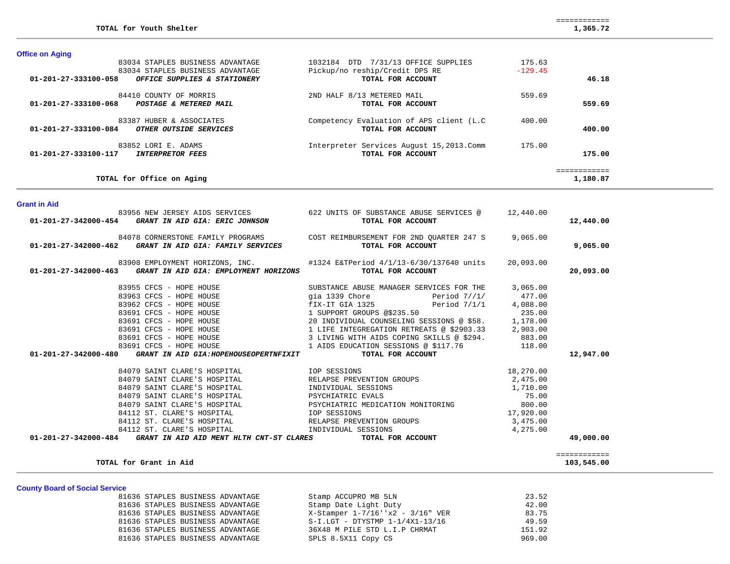| | | | | |
|---|---|---|---|---|
| **TOTAL for Youth Shelter** | | | | ============ **1,365.72** |

## Office on Aging

| Account | Vendor / Account Name | Description | Amount | Total |
|---|---|---|---|---|
| | 83034 STAPLES BUSINESS ADVANTAGE | 1032184 DTD 7/31/13 OFFICE SUPPLIES | 175.63 | |
| | 83034 STAPLES BUSINESS ADVANTAGE | Pickup/no reship/Credit DPS RE | -129.45 | |
| **01-201-27-333100-058** | ***OFFICE SUPPLIES & STATIONERY*** | **TOTAL FOR ACCOUNT** | | **46.18** |
| | 84410 COUNTY OF MORRIS | 2ND HALF 8/13 METERED MAIL | 559.69 | |
| **01-201-27-333100-068** | ***POSTAGE & METERED MAIL*** | **TOTAL FOR ACCOUNT** | | **559.69** |
| | 83387 HUBER & ASSOCIATES | Competency Evaluation of APS client (L.C | 400.00 | |
| **01-201-27-333100-084** | ***OTHER OUTSIDE SERVICES*** | **TOTAL FOR ACCOUNT** | | **400.00** |
| | 83852 LORI E. ADAMS | Interpreter Services August 15,2013.Comm | 175.00 | |
| **01-201-27-333100-117** | ***INTERPRETOR FEES*** | **TOTAL FOR ACCOUNT** | | **175.00** |
| **TOTAL for Office on Aging** | | | | ============ **1,180.87** |

## Grant in Aid

| Account | Vendor / Account Name | Description | Amount | Total |
|---|---|---|---|---|
| | 83956 NEW JERSEY AIDS SERVICES | 622 UNITS OF SUBSTANCE ABUSE SERVICES @ | 12,440.00 | |
| **01-201-27-342000-454** | ***GRANT IN AID GIA: ERIC JOHNSON*** | **TOTAL FOR ACCOUNT** | | **12,440.00** |
| | 84078 CORNERSTONE FAMILY PROGRAMS | COST REIMBURSEMENT FOR 2ND QUARTER 247 S | 9,065.00 | |
| **01-201-27-342000-462** | ***GRANT IN AID GIA: FAMILY SERVICES*** | **TOTAL FOR ACCOUNT** | | **9,065.00** |
| | 83908 EMPLOYMENT HORIZONS, INC. | #1324 E&TPeriod 4/1/13-6/30/137640 units | 20,093.00 | |
| **01-201-27-342000-463** | ***GRANT IN AID GIA: EMPLOYMENT HORIZONS*** | **TOTAL FOR ACCOUNT** | | **20,093.00** |
| | 83955 CFCS - HOPE HOUSE | SUBSTANCE ABUSE MANAGER SERVICES FOR THE | 3,065.00 | |
| | 83963 CFCS - HOPE HOUSE | gia 1339 Chore Period 7//1/ | 477.00 | |
| | 83962 CFCS - HOPE HOUSE | fIX-IT GIA 1325 Period 7/1/1 | 4,088.00 | |
| | 83691 CFCS - HOPE HOUSE | 1 SUPPORT GROUPS @$235.50 | 235.00 | |
| | 83691 CFCS - HOPE HOUSE | 20 INDIVIDUAL COUNSELING SESSIONS @ $58. | 1,178.00 | |
| | 83691 CFCS - HOPE HOUSE | 1 LIFE INTEGREGATION RETREATS @ $2903.33 | 2,903.00 | |
| | 83691 CFCS - HOPE HOUSE | 3 LIVING WITH AIDS COPING SKILLS @ $294. | 883.00 | |
| | 83691 CFCS - HOPE HOUSE | 1 AIDS EDUCATION SESSIONS @ $117.76 | 118.00 | |
| **01-201-27-342000-480** | ***GRANT IN AID GIA:HOPEHOUSEOPERTNFIXIT*** | **TOTAL FOR ACCOUNT** | | **12,947.00** |
| | 84079 SAINT CLARE'S HOSPITAL | IOP SESSIONS | 18,270.00 | |
| | 84079 SAINT CLARE'S HOSPITAL | RELAPSE PREVENTION GROUPS | 2,475.00 | |
| | 84079 SAINT CLARE'S HOSPITAL | INDIVIDUAL SESSIONS | 1,710.00 | |
| | 84079 SAINT CLARE'S HOSPITAL | PSYCHIATRIC EVALS | 75.00 | |
| | 84079 SAINT CLARE'S HOSPITAL | PSYCHIATRIC MEDICATION MONITORING | 800.00 | |
| | 84112 ST. CLARE'S HOSPITAL | IOP SESSIONS | 17,920.00 | |
| | 84112 ST. CLARE'S HOSPITAL | RELAPSE PREVENTION GROUPS | 3,475.00 | |
| | 84112 ST. CLARE'S HOSPITAL | INDIVIDUAL SESSIONS | 4,275.00 | |
| **01-201-27-342000-484** | ***GRANT IN AID AID MENT HLTH CNT-ST CLARES*** | **TOTAL FOR ACCOUNT** | | **49,000.00** |
| **TOTAL for Grant in Aid** | | | | ============ **103,545.00** |

## County Board of Social Service

| Account | Vendor / Account Name | Description | Amount | Total |
|---|---|---|---|---|
| | 81636 STAPLES BUSINESS ADVANTAGE | Stamp ACCUPRO MB 5LN | 23.52 | |
| | 81636 STAPLES BUSINESS ADVANTAGE | Stamp Date Light Duty | 42.00 | |
| | 81636 STAPLES BUSINESS ADVANTAGE | X-Stamper 1-7/16''x2 - 3/16" VER | 83.75 | |
| | 81636 STAPLES BUSINESS ADVANTAGE | S-I.LGT - DTYSTMP 1-1/4X1-13/16 | 49.59 | |
| | 81636 STAPLES BUSINESS ADVANTAGE | 36X48 M PILE STD L.I.P CHRMAT | 151.92 | |
| | 81636 STAPLES BUSINESS ADVANTAGE | SPLS 8.5X11 Copy CS | 969.00 | |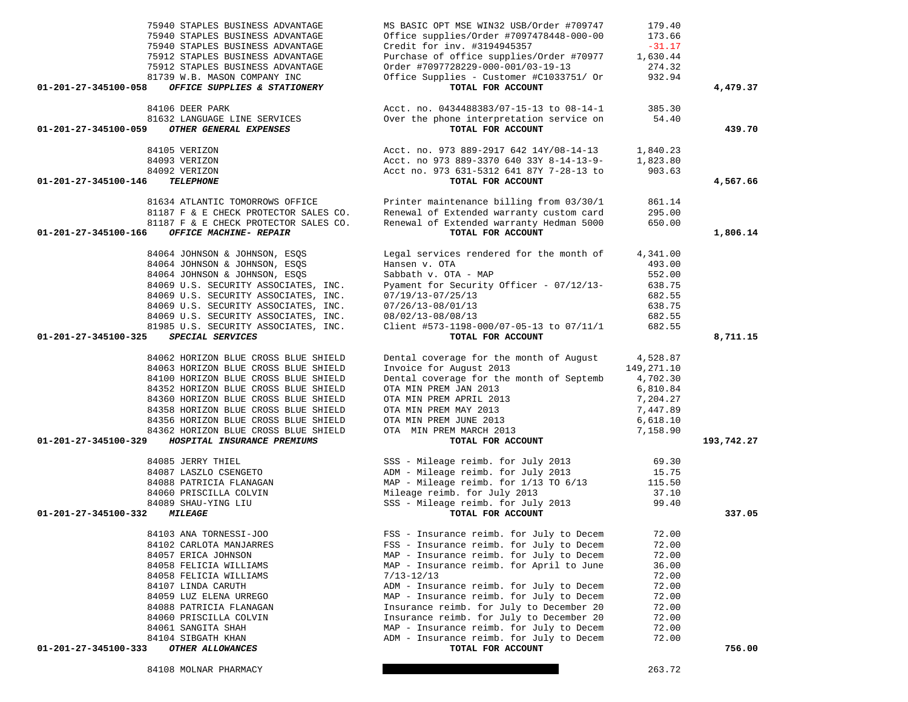| Account | Vendor | Description | Amount | Total |
|---|---|---|---|---|
| | 75940 STAPLES BUSINESS ADVANTAGE | MS BASIC OPT MSE WIN32 USB/Order #709747 | 179.40 | |
| | 75940 STAPLES BUSINESS ADVANTAGE | Office supplies/Order #7097478448-000-00 | 173.66 | |
| | 75940 STAPLES BUSINESS ADVANTAGE | Credit for inv. #3194945357 | -31.17 | |
| | 75912 STAPLES BUSINESS ADVANTAGE | Purchase of office supplies/Order #70977 | 1,630.44 | |
| | 75912 STAPLES BUSINESS ADVANTAGE | Order #7097728229-000-001/03-19-13 | 274.32 | |
| | 81739 W.B. MASON COMPANY INC | Office Supplies - Customer #C1033751/ Or | 932.94 | |
| **01-201-27-345100-058** | ***OFFICE SUPPLIES & STATIONERY*** | **TOTAL FOR ACCOUNT** | | **4,479.37** |
| | 84106 DEER PARK | Acct. no. 0434488383/07-15-13 to 08-14-1 | 385.30 | |
| | 81632 LANGUAGE LINE SERVICES | Over the phone interpretation service on | 54.40 | |
| **01-201-27-345100-059** | ***OTHER GENERAL EXPENSES*** | **TOTAL FOR ACCOUNT** | | **439.70** |
| | 84105 VERIZON | Acct. no. 973 889-2917 642 14Y/08-14-13 | 1,840.23 | |
| | 84093 VERIZON | Acct. no 973 889-3370 640 33Y 8-14-13-9- | 1,823.80 | |
| | 84092 VERIZON | Acct no. 973 631-5312 641 87Y 7-28-13 to | 903.63 | |
| **01-201-27-345100-146** | ***TELEPHONE*** | **TOTAL FOR ACCOUNT** | | **4,567.66** |
| | 81634 ATLANTIC TOMORROWS OFFICE | Printer maintenance billing from 03/30/1 | 861.14 | |
| | 81187 F & E CHECK PROTECTOR SALES CO. | Renewal of Extended warranty custom card | 295.00 | |
| | 81187 F & E CHECK PROTECTOR SALES CO. | Renewal of Extended warranty Hedman 5000 | 650.00 | |
| **01-201-27-345100-166** | ***OFFICE MACHINE- REPAIR*** | **TOTAL FOR ACCOUNT** | | **1,806.14** |
| | 84064 JOHNSON & JOHNSON, ESQS | Legal services rendered for the month of | 4,341.00 | |
| | 84064 JOHNSON & JOHNSON, ESQS | Hansen v. OTA | 493.00 | |
| | 84064 JOHNSON & JOHNSON, ESQS | Sabbath v. OTA - MAP | 552.00 | |
| | 84069 U.S. SECURITY ASSOCIATES, INC. | Pyament for Security Officer - 07/12/13- | 638.75 | |
| | 84069 U.S. SECURITY ASSOCIATES, INC. | 07/19/13-07/25/13 | 682.55 | |
| | 84069 U.S. SECURITY ASSOCIATES, INC. | 07/26/13-08/01/13 | 638.75 | |
| | 84069 U.S. SECURITY ASSOCIATES, INC. | 08/02/13-08/08/13 | 682.55 | |
| | 81985 U.S. SECURITY ASSOCIATES, INC. | Client #573-1198-000/07-05-13 to 07/11/1 | 682.55 | |
| **01-201-27-345100-325** | ***SPECIAL SERVICES*** | **TOTAL FOR ACCOUNT** | | **8,711.15** |
| | 84062 HORIZON BLUE CROSS BLUE SHIELD | Dental coverage for the month of August | 4,528.87 | |
| | 84063 HORIZON BLUE CROSS BLUE SHIELD | Invoice for August 2013 | 149,271.10 | |
| | 84100 HORIZON BLUE CROSS BLUE SHIELD | Dental coverage for the month of Septemb | 4,702.30 | |
| | 84352 HORIZON BLUE CROSS BLUE SHIELD | OTA MIN PREM JAN 2013 | 6,810.84 | |
| | 84360 HORIZON BLUE CROSS BLUE SHIELD | OTA MIN PREM APRIL 2013 | 7,204.27 | |
| | 84358 HORIZON BLUE CROSS BLUE SHIELD | OTA MIN PREM MAY 2013 | 7,447.89 | |
| | 84356 HORIZON BLUE CROSS BLUE SHIELD | OTA MIN PREM JUNE 2013 | 6,618.10 | |
| | 84362 HORIZON BLUE CROSS BLUE SHIELD | OTA MIN PREM MARCH 2013 | 7,158.90 | |
| **01-201-27-345100-329** | ***HOSPITAL INSURANCE PREMIUMS*** | **TOTAL FOR ACCOUNT** | | **193,742.27** |
| | 84085 JERRY THIEL | SSS - Mileage reimb. for July 2013 | 69.30 | |
| | 84087 LASZLO CSENGETO | ADM - Mileage reimb. for July 2013 | 15.75 | |
| | 84088 PATRICIA FLANAGAN | MAP - Mileage reimb. for 1/13 TO 6/13 | 115.50 | |
| | 84060 PRISCILLA COLVIN | Mileage reimb. for July 2013 | 37.10 | |
| | 84089 SHAU-YING LIU | SSS - Mileage reimb. for July 2013 | 99.40 | |
| **01-201-27-345100-332** | ***MILEAGE*** | **TOTAL FOR ACCOUNT** | | **337.05** |
| | 84103 ANA TORNESSI-JOO | FSS - Insurance reimb. for July to Decem | 72.00 | |
| | 84102 CARLOTA MANJARRES | FSS - Insurance reimb. for July to Decem | 72.00 | |
| | 84057 ERICA JOHNSON | MAP - Insurance reimb. for July to Decem | 72.00 | |
| | 84058 FELICIA WILLIAMS | MAP - Insurance reimb. for April to June | 36.00 | |
| | 84058 FELICIA WILLIAMS | 7/13-12/13 | 72.00 | |
| | 84107 LINDA CARUTH | ADM - Insurance reimb. for July to Decem | 72.00 | |
| | 84059 LUZ ELENA URREGO | MAP - Insurance reimb. for July to Decem | 72.00 | |
| | 84088 PATRICIA FLANAGAN | Insurance reimb. for July to December 20 | 72.00 | |
| | 84060 PRISCILLA COLVIN | Insurance reimb. for July to December 20 | 72.00 | |
| | 84061 SANGITA SHAH | MAP - Insurance reimb. for July to Decem | 72.00 | |
| | 84104 SIBGATH KHAN | ADM - Insurance reimb. for July to Decem | 72.00 | |
| **01-201-27-345100-333** | ***OTHER ALLOWANCES*** | **TOTAL FOR ACCOUNT** | | **756.00** |
| | 84108 MOLNAR PHARMACY | | 263.72 | |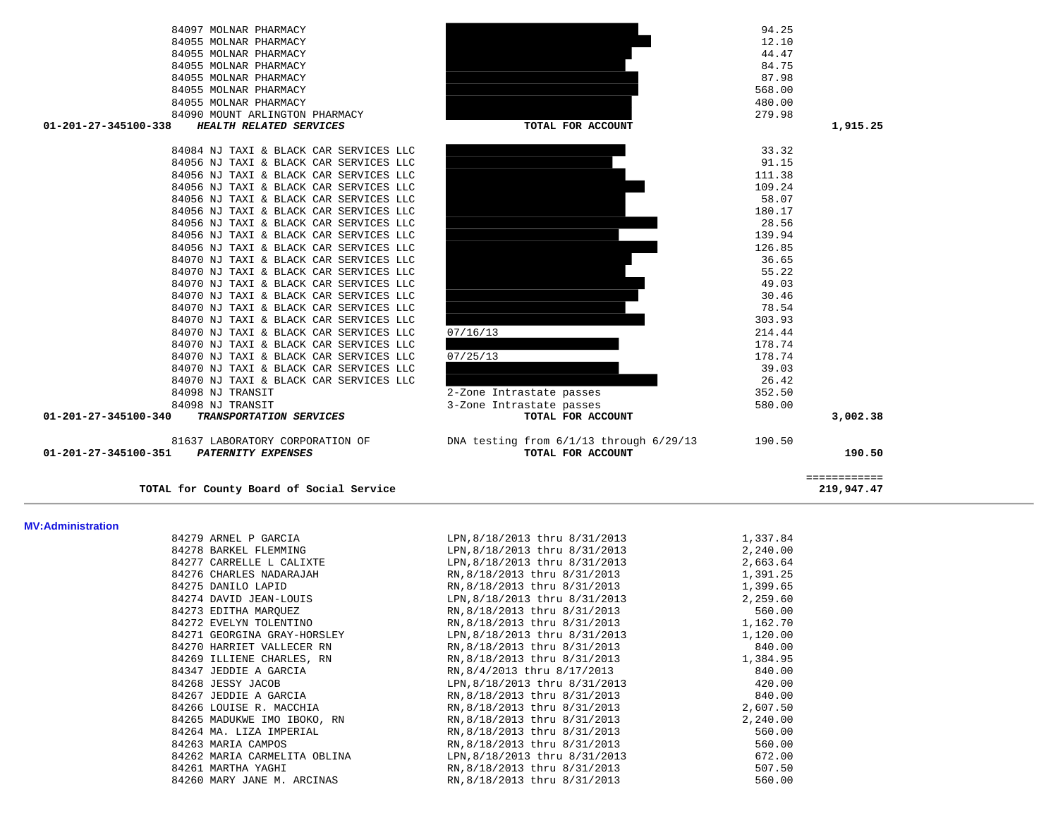| Account | Vendor | Description | Amount | Total |
|---|---|---|---|---|
| | 84097 MOLNAR PHARMACY | | 94.25 | |
| | 84055 MOLNAR PHARMACY | | 12.10 | |
| | 84055 MOLNAR PHARMACY | | 44.47 | |
| | 84055 MOLNAR PHARMACY | | 84.75 | |
| | 84055 MOLNAR PHARMACY | | 87.98 | |
| | 84055 MOLNAR PHARMACY | | 568.00 | |
| | 84055 MOLNAR PHARMACY | | 480.00 | |
| | 84090 MOUNT ARLINGTON PHARMACY | | 279.98 | |
| 01-201-27-345100-338 | ***HEALTH RELATED SERVICES*** | **TOTAL FOR ACCOUNT** | | **1,915.25** |
| | 84084 NJ TAXI & BLACK CAR SERVICES LLC | | 33.32 | |
| | 84056 NJ TAXI & BLACK CAR SERVICES LLC | | 91.15 | |
| | 84056 NJ TAXI & BLACK CAR SERVICES LLC | | 111.38 | |
| | 84056 NJ TAXI & BLACK CAR SERVICES LLC | | 109.24 | |
| | 84056 NJ TAXI & BLACK CAR SERVICES LLC | | 58.07 | |
| | 84056 NJ TAXI & BLACK CAR SERVICES LLC | | 180.17 | |
| | 84056 NJ TAXI & BLACK CAR SERVICES LLC | | 28.56 | |
| | 84056 NJ TAXI & BLACK CAR SERVICES LLC | | 139.94 | |
| | 84056 NJ TAXI & BLACK CAR SERVICES LLC | | 126.85 | |
| | 84070 NJ TAXI & BLACK CAR SERVICES LLC | | 36.65 | |
| | 84070 NJ TAXI & BLACK CAR SERVICES LLC | | 55.22 | |
| | 84070 NJ TAXI & BLACK CAR SERVICES LLC | | 49.03 | |
| | 84070 NJ TAXI & BLACK CAR SERVICES LLC | | 30.46 | |
| | 84070 NJ TAXI & BLACK CAR SERVICES LLC | | 78.54 | |
| | 84070 NJ TAXI & BLACK CAR SERVICES LLC | | 303.93 | |
| | 84070 NJ TAXI & BLACK CAR SERVICES LLC | 07/16/13 | 214.44 | |
| | 84070 NJ TAXI & BLACK CAR SERVICES LLC | | 178.74 | |
| | 84070 NJ TAXI & BLACK CAR SERVICES LLC | 07/25/13 | 178.74 | |
| | 84070 NJ TAXI & BLACK CAR SERVICES LLC | | 39.03 | |
| | 84070 NJ TAXI & BLACK CAR SERVICES LLC | | 26.42 | |
| | 84098 NJ TRANSIT | 2-Zone Intrastate passes | 352.50 | |
| | 84098 NJ TRANSIT | 3-Zone Intrastate passes | 580.00 | |
| 01-201-27-345100-340 | ***TRANSPORTATION SERVICES*** | **TOTAL FOR ACCOUNT** | | **3,002.38** |
| | 81637 LABORATORY CORPORATION OF | DNA testing from 6/1/13 through 6/29/13 | 190.50 | |
| 01-201-27-345100-351 | ***PATERNITY EXPENSES*** | **TOTAL FOR ACCOUNT** | | **190.50** |
| | **TOTAL for County Board of Social Service** | | | ============ **219,947.47** |

**MV:Administration**

| Vendor | Description | Amount |
|---|---|---|
| 84279 ARNEL P GARCIA | LPN,8/18/2013 thru 8/31/2013 | 1,337.84 |
| 84278 BARKEL FLEMMING | LPN,8/18/2013 thru 8/31/2013 | 2,240.00 |
| 84277 CARRELLE L CALIXTE | LPN,8/18/2013 thru 8/31/2013 | 2,663.64 |
| 84276 CHARLES NADARAJAH | RN,8/18/2013 thru 8/31/2013 | 1,391.25 |
| 84275 DANILO LAPID | RN,8/18/2013 thru 8/31/2013 | 1,399.65 |
| 84274 DAVID JEAN-LOUIS | LPN,8/18/2013 thru 8/31/2013 | 2,259.60 |
| 84273 EDITHA MARQUEZ | RN,8/18/2013 thru 8/31/2013 | 560.00 |
| 84272 EVELYN TOLENTINO | RN,8/18/2013 thru 8/31/2013 | 1,162.70 |
| 84271 GEORGINA GRAY-HORSLEY | LPN,8/18/2013 thru 8/31/2013 | 1,120.00 |
| 84270 HARRIET VALLECER RN | RN,8/18/2013 thru 8/31/2013 | 840.00 |
| 84269 ILLIENE CHARLES, RN | RN,8/18/2013 thru 8/31/2013 | 1,384.95 |
| 84347 JEDDIE A GARCIA | RN,8/4/2013 thru 8/17/2013 | 840.00 |
| 84268 JESSY JACOB | LPN,8/18/2013 thru 8/31/2013 | 420.00 |
| 84267 JEDDIE A GARCIA | RN,8/18/2013 thru 8/31/2013 | 840.00 |
| 84266 LOUISE R. MACCHIA | RN,8/18/2013 thru 8/31/2013 | 2,607.50 |
| 84265 MADUKWE IMO IBOKO, RN | RN,8/18/2013 thru 8/31/2013 | 2,240.00 |
| 84264 MA. LIZA IMPERIAL | RN,8/18/2013 thru 8/31/2013 | 560.00 |
| 84263 MARIA CAMPOS | RN,8/18/2013 thru 8/31/2013 | 560.00 |
| 84262 MARIA CARMELITA OBLINA | LPN,8/18/2013 thru 8/31/2013 | 672.00 |
| 84261 MARTHA YAGHI | RN,8/18/2013 thru 8/31/2013 | 507.50 |
| 84260 MARY JANE M. ARCINAS | RN,8/18/2013 thru 8/31/2013 | 560.00 |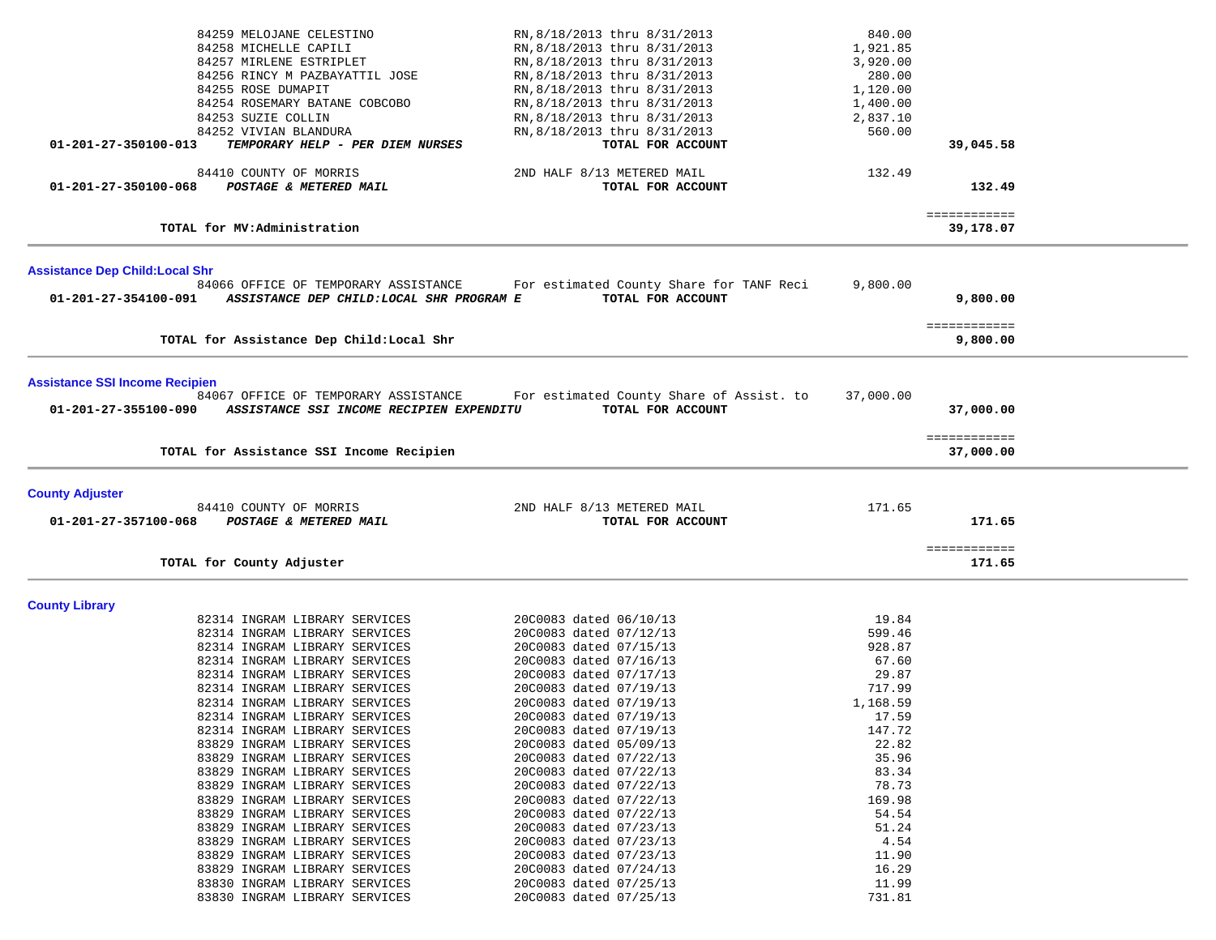| | | | | |
|---|---|---|---|---|
| | 84259 MELOJANE CELESTINO | RN,8/18/2013 thru 8/31/2013 | 840.00 | |
| | 84258 MICHELLE CAPILI | RN,8/18/2013 thru 8/31/2013 | 1,921.85 | |
| | 84257 MIRLENE ESTRIPLET | RN,8/18/2013 thru 8/31/2013 | 3,920.00 | |
| | 84256 RINCY M PAZBAYATTIL JOSE | RN,8/18/2013 thru 8/31/2013 | 280.00 | |
| | 84255 ROSE DUMAPIT | RN,8/18/2013 thru 8/31/2013 | 1,120.00 | |
| | 84254 ROSEMARY BATANE COBCOBO | RN,8/18/2013 thru 8/31/2013 | 1,400.00 | |
| | 84253 SUZIE COLLIN | RN,8/18/2013 thru 8/31/2013 | 2,837.10 | |
| | 84252 VIVIAN BLANDURA | RN,8/18/2013 thru 8/31/2013 | 560.00 | |
| **01-201-27-350100-013** | ***TEMPORARY HELP - PER DIEM NURSES*** | **TOTAL FOR ACCOUNT** | | **39,045.58** |
| | 84410 COUNTY OF MORRIS | 2ND HALF 8/13 METERED MAIL | 132.49 | |
| **01-201-27-350100-068** | ***POSTAGE & METERED MAIL*** | **TOTAL FOR ACCOUNT** | | **132.49** |

**TOTAL for MV:Administration** ============ **39,178.07**

---

## Assistance Dep Child:Local Shr

| | | | | |
|---|---|---|---|---|
| | 84066 OFFICE OF TEMPORARY ASSISTANCE | For estimated County Share for TANF Reci | 9,800.00 | |
| **01-201-27-354100-091** | ***ASSISTANCE DEP CHILD:LOCAL SHR PROGRAM E*** | **TOTAL FOR ACCOUNT** | | **9,800.00** |

**TOTAL for Assistance Dep Child:Local Shr** ============ **9,800.00**

---

## Assistance SSI Income Recipien

| | | | | |
|---|---|---|---|---|
| | 84067 OFFICE OF TEMPORARY ASSISTANCE | For estimated County Share of Assist. to | 37,000.00 | |
| **01-201-27-355100-090** | ***ASSISTANCE SSI INCOME RECIPIEN EXPENDITU*** | **TOTAL FOR ACCOUNT** | | **37,000.00** |

**TOTAL for Assistance SSI Income Recipien** ============ **37,000.00**

---

## County Adjuster

| | | | | |
|---|---|---|---|---|
| | 84410 COUNTY OF MORRIS | 2ND HALF 8/13 METERED MAIL | 171.65 | |
| **01-201-27-357100-068** | ***POSTAGE & METERED MAIL*** | **TOTAL FOR ACCOUNT** | | **171.65** |

**TOTAL for County Adjuster** ============ **171.65**

---

## County Library

| | | |
|---|---|---|
| 82314 INGRAM LIBRARY SERVICES | 20C0083 dated 06/10/13 | 19.84 |
| 82314 INGRAM LIBRARY SERVICES | 20C0083 dated 07/12/13 | 599.46 |
| 82314 INGRAM LIBRARY SERVICES | 20C0083 dated 07/15/13 | 928.87 |
| 82314 INGRAM LIBRARY SERVICES | 20C0083 dated 07/16/13 | 67.60 |
| 82314 INGRAM LIBRARY SERVICES | 20C0083 dated 07/17/13 | 29.87 |
| 82314 INGRAM LIBRARY SERVICES | 20C0083 dated 07/19/13 | 717.99 |
| 82314 INGRAM LIBRARY SERVICES | 20C0083 dated 07/19/13 | 1,168.59 |
| 82314 INGRAM LIBRARY SERVICES | 20C0083 dated 07/19/13 | 17.59 |
| 82314 INGRAM LIBRARY SERVICES | 20C0083 dated 07/19/13 | 147.72 |
| 83829 INGRAM LIBRARY SERVICES | 20C0083 dated 05/09/13 | 22.82 |
| 83829 INGRAM LIBRARY SERVICES | 20C0083 dated 07/22/13 | 35.96 |
| 83829 INGRAM LIBRARY SERVICES | 20C0083 dated 07/22/13 | 83.34 |
| 83829 INGRAM LIBRARY SERVICES | 20C0083 dated 07/22/13 | 78.73 |
| 83829 INGRAM LIBRARY SERVICES | 20C0083 dated 07/22/13 | 169.98 |
| 83829 INGRAM LIBRARY SERVICES | 20C0083 dated 07/22/13 | 54.54 |
| 83829 INGRAM LIBRARY SERVICES | 20C0083 dated 07/23/13 | 51.24 |
| 83829 INGRAM LIBRARY SERVICES | 20C0083 dated 07/23/13 | 4.54 |
| 83829 INGRAM LIBRARY SERVICES | 20C0083 dated 07/23/13 | 11.90 |
| 83829 INGRAM LIBRARY SERVICES | 20C0083 dated 07/24/13 | 16.29 |
| 83830 INGRAM LIBRARY SERVICES | 20C0083 dated 07/25/13 | 11.99 |
| 83830 INGRAM LIBRARY SERVICES | 20C0083 dated 07/25/13 | 731.81 |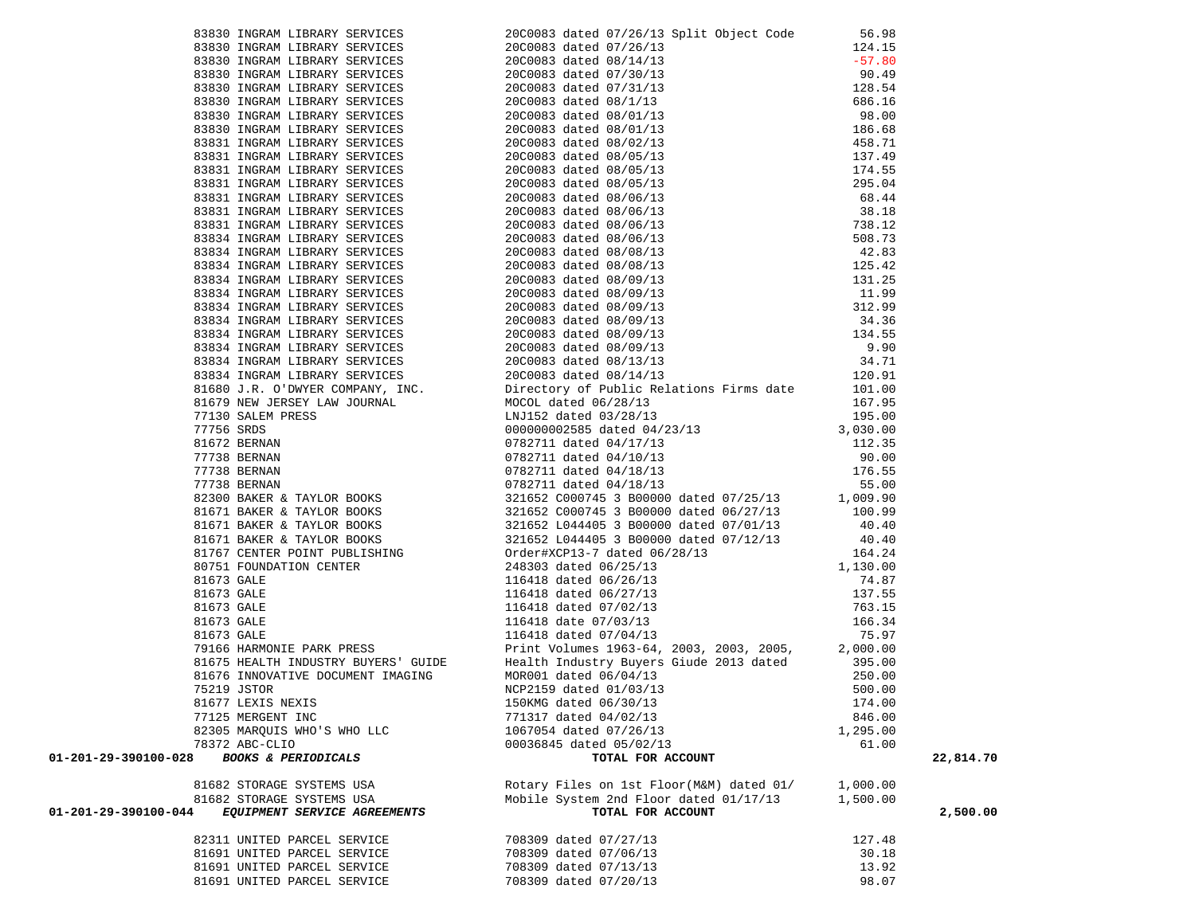| Account | Vendor | Description | Amount | Total |
|---|---|---|---|---|
| | 83830 INGRAM LIBRARY SERVICES | 20C0083 dated 07/26/13 Split Object Code | 56.98 | |
| | 83830 INGRAM LIBRARY SERVICES | 20C0083 dated 07/26/13 | 124.15 | |
| | 83830 INGRAM LIBRARY SERVICES | 20C0083 dated 08/14/13 | -57.80 | |
| | 83830 INGRAM LIBRARY SERVICES | 20C0083 dated 07/30/13 | 90.49 | |
| | 83830 INGRAM LIBRARY SERVICES | 20C0083 dated 07/31/13 | 128.54 | |
| | 83830 INGRAM LIBRARY SERVICES | 20C0083 dated 08/1/13 | 686.16 | |
| | 83830 INGRAM LIBRARY SERVICES | 20C0083 dated 08/01/13 | 98.00 | |
| | 83830 INGRAM LIBRARY SERVICES | 20C0083 dated 08/01/13 | 186.68 | |
| | 83831 INGRAM LIBRARY SERVICES | 20C0083 dated 08/02/13 | 458.71 | |
| | 83831 INGRAM LIBRARY SERVICES | 20C0083 dated 08/05/13 | 137.49 | |
| | 83831 INGRAM LIBRARY SERVICES | 20C0083 dated 08/05/13 | 174.55 | |
| | 83831 INGRAM LIBRARY SERVICES | 20C0083 dated 08/05/13 | 295.04 | |
| | 83831 INGRAM LIBRARY SERVICES | 20C0083 dated 08/06/13 | 68.44 | |
| | 83831 INGRAM LIBRARY SERVICES | 20C0083 dated 08/06/13 | 38.18 | |
| | 83831 INGRAM LIBRARY SERVICES | 20C0083 dated 08/06/13 | 738.12 | |
| | 83834 INGRAM LIBRARY SERVICES | 20C0083 dated 08/06/13 | 508.73 | |
| | 83834 INGRAM LIBRARY SERVICES | 20C0083 dated 08/08/13 | 42.83 | |
| | 83834 INGRAM LIBRARY SERVICES | 20C0083 dated 08/08/13 | 125.42 | |
| | 83834 INGRAM LIBRARY SERVICES | 20C0083 dated 08/09/13 | 131.25 | |
| | 83834 INGRAM LIBRARY SERVICES | 20C0083 dated 08/09/13 | 11.99 | |
| | 83834 INGRAM LIBRARY SERVICES | 20C0083 dated 08/09/13 | 312.99 | |
| | 83834 INGRAM LIBRARY SERVICES | 20C0083 dated 08/09/13 | 34.36 | |
| | 83834 INGRAM LIBRARY SERVICES | 20C0083 dated 08/09/13 | 134.55 | |
| | 83834 INGRAM LIBRARY SERVICES | 20C0083 dated 08/09/13 | 9.90 | |
| | 83834 INGRAM LIBRARY SERVICES | 20C0083 dated 08/13/13 | 34.71 | |
| | 83834 INGRAM LIBRARY SERVICES | 20C0083 dated 08/14/13 | 120.91 | |
| | 81680 J.R. O'DWYER COMPANY, INC. | Directory of Public Relations Firms date | 101.00 | |
| | 81679 NEW JERSEY LAW JOURNAL | MOCOL dated 06/28/13 | 167.95 | |
| | 77130 SALEM PRESS | LNJ152 dated 03/28/13 | 195.00 | |
| | 77756 SRDS | 000000002585 dated 04/23/13 | 3,030.00 | |
| | 81672 BERNAN | 0782711 dated 04/17/13 | 112.35 | |
| | 77738 BERNAN | 0782711 dated 04/10/13 | 90.00 | |
| | 77738 BERNAN | 0782711 dated 04/18/13 | 176.55 | |
| | 77738 BERNAN | 0782711 dated 04/18/13 | 55.00 | |
| | 82300 BAKER & TAYLOR BOOKS | 321652 C000745 3 B00000 dated 07/25/13 | 1,009.90 | |
| | 81671 BAKER & TAYLOR BOOKS | 321652 C000745 3 B00000 dated 06/27/13 | 100.99 | |
| | 81671 BAKER & TAYLOR BOOKS | 321652 L044405 3 B00000 dated 07/01/13 | 40.40 | |
| | 81671 BAKER & TAYLOR BOOKS | 321652 L044405 3 B00000 dated 07/12/13 | 40.40 | |
| | 81767 CENTER POINT PUBLISHING | Order#XCP13-7 dated 06/28/13 | 164.24 | |
| | 80751 FOUNDATION CENTER | 248303 dated 06/25/13 | 1,130.00 | |
| | 81673 GALE | 116418 dated 06/26/13 | 74.87 | |
| | 81673 GALE | 116418 dated 06/27/13 | 137.55 | |
| | 81673 GALE | 116418 dated 07/02/13 | 763.15 | |
| | 81673 GALE | 116418 date 07/03/13 | 166.34 | |
| | 81673 GALE | 116418 dated 07/04/13 | 75.97 | |
| | 79166 HARMONIE PARK PRESS | Print Volumes 1963-64, 2003, 2003, 2005, | 2,000.00 | |
| | 81675 HEALTH INDUSTRY BUYERS' GUIDE | Health Industry Buyers Giude 2013 dated | 395.00 | |
| | 81676 INNOVATIVE DOCUMENT IMAGING | MOR001 dated 06/04/13 | 250.00 | |
| | 75219 JSTOR | NCP2159 dated 01/03/13 | 500.00 | |
| | 81677 LEXIS NEXIS | 150KMG dated 06/30/13 | 174.00 | |
| | 77125 MERGENT INC | 771317 dated 04/02/13 | 846.00 | |
| | 82305 MARQUIS WHO'S WHO LLC | 1067054 dated 07/26/13 | 1,295.00 | |
| | 78372 ABC-CLIO | 00036845 dated 05/02/13 | 61.00 | |
| **01-201-29-390100-028** | ***BOOKS & PERIODICALS*** | **TOTAL FOR ACCOUNT** | | **22,814.70** |
| | 81682 STORAGE SYSTEMS USA | Rotary Files on 1st Floor(M&M) dated 01/ | 1,000.00 | |
| | 81682 STORAGE SYSTEMS USA | Mobile System 2nd Floor dated 01/17/13 | 1,500.00 | |
| **01-201-29-390100-044** | ***EQUIPMENT SERVICE AGREEMENTS*** | **TOTAL FOR ACCOUNT** | | **2,500.00** |
| | 82311 UNITED PARCEL SERVICE | 708309 dated 07/27/13 | 127.48 | |
| | 81691 UNITED PARCEL SERVICE | 708309 dated 07/06/13 | 30.18 | |
| | 81691 UNITED PARCEL SERVICE | 708309 dated 07/13/13 | 13.92 | |
| | 81691 UNITED PARCEL SERVICE | 708309 dated 07/20/13 | 98.07 | |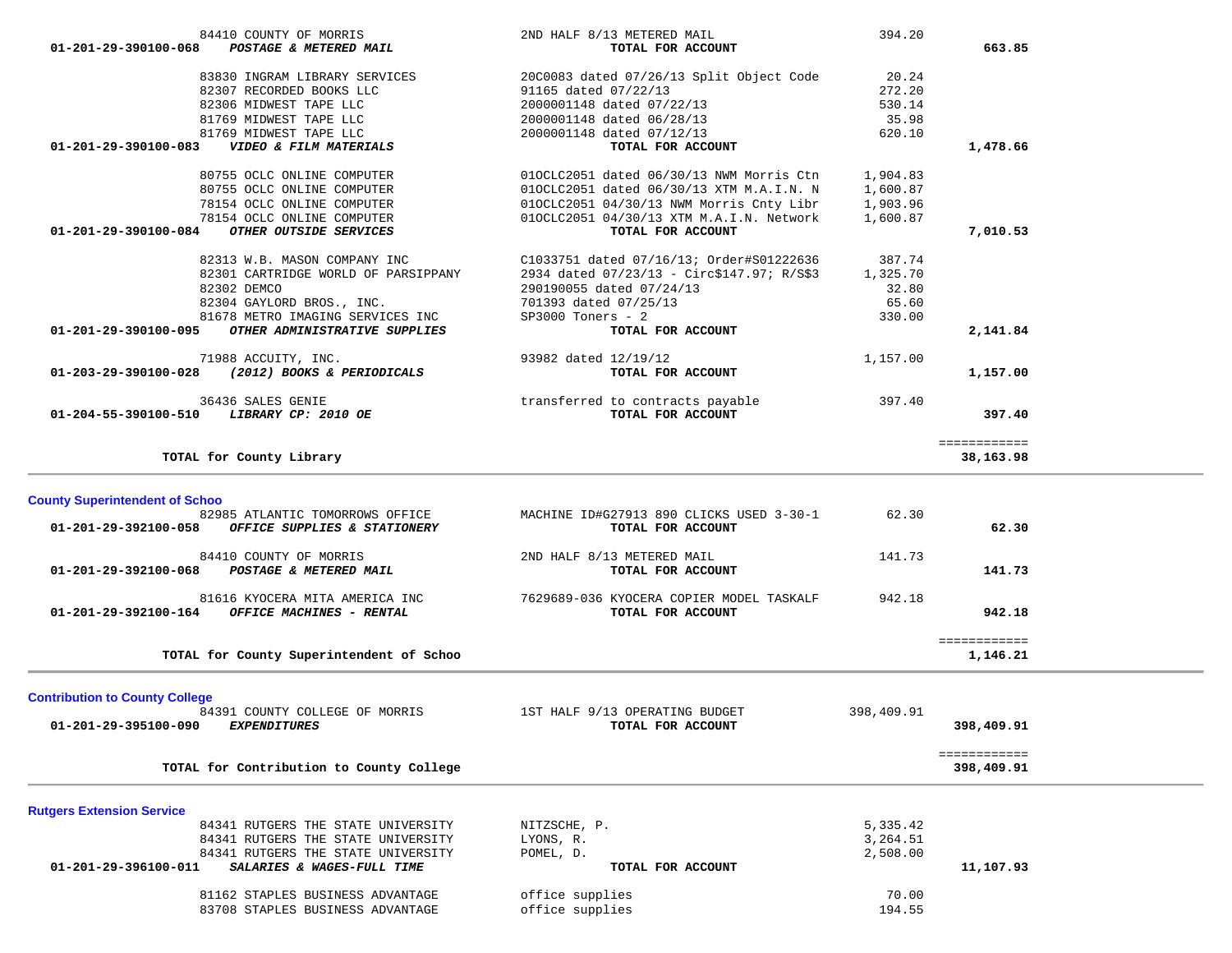| Vendor | Description | Amount | Account Total |
|---|---|---|---|
| 84410 COUNTY OF MORRIS | 2ND HALF 8/13 METERED MAIL | 394.20 | |
| **01-201-29-390100-068** ***POSTAGE & METERED MAIL*** | **TOTAL FOR ACCOUNT** | | **663.85** |
| 83830 INGRAM LIBRARY SERVICES | 20C0083 dated 07/26/13 Split Object Code | 20.24 | |
| 82307 RECORDED BOOKS LLC | 91165 dated 07/22/13 | 272.20 | |
| 82306 MIDWEST TAPE LLC | 2000001148 dated 07/22/13 | 530.14 | |
| 81769 MIDWEST TAPE LLC | 2000001148 dated 06/28/13 | 35.98 | |
| 81769 MIDWEST TAPE LLC | 2000001148 dated 07/12/13 | 620.10 | |
| **01-201-29-390100-083** ***VIDEO & FILM MATERIALS*** | **TOTAL FOR ACCOUNT** | | **1,478.66** |
| 80755 OCLC ONLINE COMPUTER | 01OCLC2051 dated 06/30/13 NWM Morris Ctn | 1,904.83 | |
| 80755 OCLC ONLINE COMPUTER | 01OCLC2051 dated 06/30/13 XTM M.A.I.N. N | 1,600.87 | |
| 78154 OCLC ONLINE COMPUTER | 01OCLC2051 04/30/13 NWM Morris Cnty Libr | 1,903.96 | |
| 78154 OCLC ONLINE COMPUTER | 01OCLC2051 04/30/13 XTM M.A.I.N. Network | 1,600.87 | |
| **01-201-29-390100-084** ***OTHER OUTSIDE SERVICES*** | **TOTAL FOR ACCOUNT** | | **7,010.53** |
| 82313 W.B. MASON COMPANY INC | C1033751 dated 07/16/13; Order#S01222636 | 387.74 | |
| 82301 CARTRIDGE WORLD OF PARSIPPANY | 2934 dated 07/23/13 - Circ$147.97; R/S$3 | 1,325.70 | |
| 82302 DEMCO | 290190055 dated 07/24/13 | 32.80 | |
| 82304 GAYLORD BROS., INC. | 701393 dated 07/25/13 | 65.60 | |
| 81678 METRO IMAGING SERVICES INC | SP3000 Toners - 2 | 330.00 | |
| **01-201-29-390100-095** ***OTHER ADMINISTRATIVE SUPPLIES*** | **TOTAL FOR ACCOUNT** | | **2,141.84** |
| 71988 ACCUITY, INC. | 93982 dated 12/19/12 | 1,157.00 | |
| **01-203-29-390100-028** ***(2012) BOOKS & PERIODICALS*** | **TOTAL FOR ACCOUNT** | | **1,157.00** |
| 36436 SALES GENIE | transferred to contracts payable | 397.40 | |
| **01-204-55-390100-510** ***LIBRARY CP: 2010 OE*** | **TOTAL FOR ACCOUNT** | | **397.40** |
| | | | ============ |
| **TOTAL for County Library** | | | **38,163.98** |

## County Superintendent of Schoo

| Vendor | Description | Amount | Account Total |
|---|---|---|---|
| 82985 ATLANTIC TOMORROWS OFFICE | MACHINE ID#G27913 890 CLICKS USED 3-30-1 | 62.30 | |
| **01-201-29-392100-058** ***OFFICE SUPPLIES & STATIONERY*** | **TOTAL FOR ACCOUNT** | | **62.30** |
| 84410 COUNTY OF MORRIS | 2ND HALF 8/13 METERED MAIL | 141.73 | |
| **01-201-29-392100-068** ***POSTAGE & METERED MAIL*** | **TOTAL FOR ACCOUNT** | | **141.73** |
| 81616 KYOCERA MITA AMERICA INC | 7629689-036 KYOCERA COPIER MODEL TASKALF | 942.18 | |
| **01-201-29-392100-164** ***OFFICE MACHINES - RENTAL*** | **TOTAL FOR ACCOUNT** | | **942.18** |
| | | | ============ |
| **TOTAL for County Superintendent of Schoo** | | | **1,146.21** |

## Contribution to County College

| Vendor | Description | Amount | Account Total |
|---|---|---|---|
| 84391 COUNTY COLLEGE OF MORRIS | 1ST HALF 9/13 OPERATING BUDGET | 398,409.91 | |
| **01-201-29-395100-090** ***EXPENDITURES*** | **TOTAL FOR ACCOUNT** | | **398,409.91** |
| | | | ============ |
| **TOTAL for Contribution to County College** | | | **398,409.91** |

## Rutgers Extension Service

| Vendor | Description | Amount | Account Total |
|---|---|---|---|
| 84341 RUTGERS THE STATE UNIVERSITY | NITZSCHE, P. | 5,335.42 | |
| 84341 RUTGERS THE STATE UNIVERSITY | LYONS, R. | 3,264.51 | |
| 84341 RUTGERS THE STATE UNIVERSITY | POMEL, D. | 2,508.00 | |
| **01-201-29-396100-011** ***SALARIES & WAGES-FULL TIME*** | **TOTAL FOR ACCOUNT** | | **11,107.93** |
| 81162 STAPLES BUSINESS ADVANTAGE | office supplies | 70.00 | |
| 83708 STAPLES BUSINESS ADVANTAGE | office supplies | 194.55 | |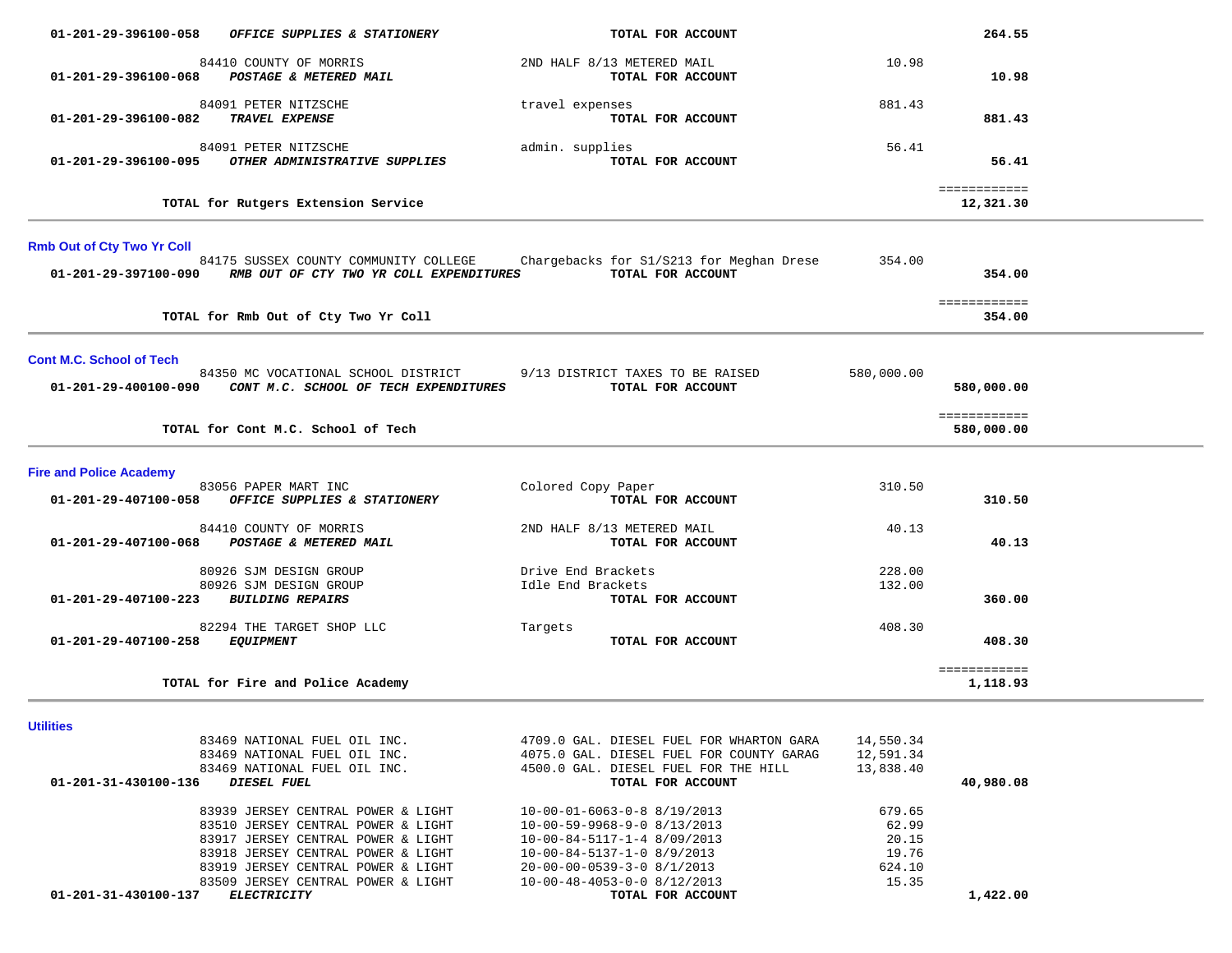| Account / Vendor | Description | Amount | Total |
|---|---|---|---|
| 01-201-29-396100-058 ***OFFICE SUPPLIES & STATIONERY*** | **TOTAL FOR ACCOUNT** | | **264.55** |
| 84410 COUNTY OF MORRIS | 2ND HALF 8/13 METERED MAIL | 10.98 | |
| 01-201-29-396100-068 ***POSTAGE & METERED MAIL*** | **TOTAL FOR ACCOUNT** | | **10.98** |
| 84091 PETER NITZSCHE | travel expenses | 881.43 | |
| 01-201-29-396100-082 ***TRAVEL EXPENSE*** | **TOTAL FOR ACCOUNT** | | **881.43** |
| 84091 PETER NITZSCHE | admin. supplies | 56.41 | |
| 01-201-29-396100-095 ***OTHER ADMINISTRATIVE SUPPLIES*** | **TOTAL FOR ACCOUNT** | | **56.41** |
| **TOTAL for Rutgers Extension Service** | | | **12,321.30** |

### Rmb Out of Cty Two Yr Coll

| Account / Vendor | Description | Amount | Total |
|---|---|---|---|
| 84175 SUSSEX COUNTY COMMUNITY COLLEGE | Chargebacks for S1/S213 for Meghan Drese | 354.00 | |
| 01-201-29-397100-090 ***RMB OUT OF CTY TWO YR COLL EXPENDITURES*** | **TOTAL FOR ACCOUNT** | | **354.00** |
| **TOTAL for Rmb Out of Cty Two Yr Coll** | | | **354.00** |

### Cont M.C. School of Tech

| Account / Vendor | Description | Amount | Total |
|---|---|---|---|
| 84350 MC VOCATIONAL SCHOOL DISTRICT | 9/13 DISTRICT TAXES TO BE RAISED | 580,000.00 | |
| 01-201-29-400100-090 ***CONT M.C. SCHOOL OF TECH EXPENDITURES*** | **TOTAL FOR ACCOUNT** | | **580,000.00** |
| **TOTAL for Cont M.C. School of Tech** | | | **580,000.00** |

### Fire and Police Academy

| Account / Vendor | Description | Amount | Total |
|---|---|---|---|
| 83056 PAPER MART INC | Colored Copy Paper | 310.50 | |
| 01-201-29-407100-058 ***OFFICE SUPPLIES & STATIONERY*** | **TOTAL FOR ACCOUNT** | | **310.50** |
| 84410 COUNTY OF MORRIS | 2ND HALF 8/13 METERED MAIL | 40.13 | |
| 01-201-29-407100-068 ***POSTAGE & METERED MAIL*** | **TOTAL FOR ACCOUNT** | | **40.13** |
| 80926 SJM DESIGN GROUP | Drive End Brackets | 228.00 | |
| 80926 SJM DESIGN GROUP | Idle End Brackets | 132.00 | |
| 01-201-29-407100-223 ***BUILDING REPAIRS*** | **TOTAL FOR ACCOUNT** | | **360.00** |
| 82294 THE TARGET SHOP LLC | Targets | 408.30 | |
| 01-201-29-407100-258 ***EQUIPMENT*** | **TOTAL FOR ACCOUNT** | | **408.30** |
| **TOTAL for Fire and Police Academy** | | | **1,118.93** |

### Utilities

| Account / Vendor | Description | Amount | Total |
|---|---|---|---|
| 83469 NATIONAL FUEL OIL INC. | 4709.0 GAL. DIESEL FUEL FOR WHARTON GARA | 14,550.34 | |
| 83469 NATIONAL FUEL OIL INC. | 4075.0 GAL. DIESEL FUEL FOR COUNTY GARAG | 12,591.34 | |
| 83469 NATIONAL FUEL OIL INC. | 4500.0 GAL. DIESEL FUEL FOR THE HILL | 13,838.40 | |
| 01-201-31-430100-136 ***DIESEL FUEL*** | **TOTAL FOR ACCOUNT** | | **40,980.08** |
| 83939 JERSEY CENTRAL POWER & LIGHT | 10-00-01-6063-0-8 8/19/2013 | 679.65 | |
| 83510 JERSEY CENTRAL POWER & LIGHT | 10-00-59-9968-9-0 8/13/2013 | 62.99 | |
| 83917 JERSEY CENTRAL POWER & LIGHT | 10-00-84-5117-1-4 8/09/2013 | 20.15 | |
| 83918 JERSEY CENTRAL POWER & LIGHT | 10-00-84-5137-1-0 8/9/2013 | 19.76 | |
| 83919 JERSEY CENTRAL POWER & LIGHT | 20-00-00-0539-3-0 8/1/2013 | 624.10 | |
| 83509 JERSEY CENTRAL POWER & LIGHT | 10-00-48-4053-0-0 8/12/2013 | 15.35 | |
| 01-201-31-430100-137 ***ELECTRICITY*** | **TOTAL FOR ACCOUNT** | | **1,422.00** |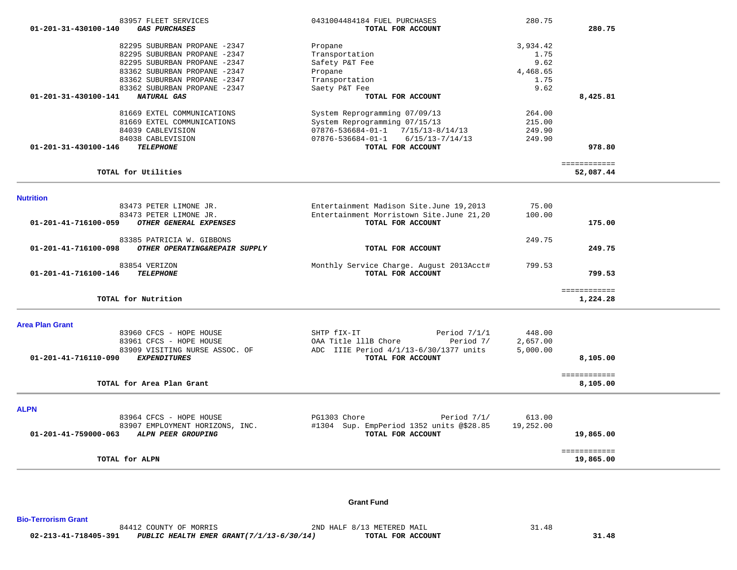| Account | Vendor | Description | Amount | Total |
|---|---|---|---|---|
| | 83957 FLEET SERVICES | 0431004484184 FUEL PURCHASES | 280.75 | |
| 01-201-31-430100-140 | ***GAS PURCHASES*** | **TOTAL FOR ACCOUNT** | | **280.75** |
| | 82295 SUBURBAN PROPANE -2347 | Propane | 3,934.42 | |
| | 82295 SUBURBAN PROPANE -2347 | Transportation | 1.75 | |
| | 82295 SUBURBAN PROPANE -2347 | Safety P&T Fee | 9.62 | |
| | 83362 SUBURBAN PROPANE -2347 | Propane | 4,468.65 | |
| | 83362 SUBURBAN PROPANE -2347 | Transportation | 1.75 | |
| | 83362 SUBURBAN PROPANE -2347 | Saety P&T Fee | 9.62 | |
| 01-201-31-430100-141 | ***NATURAL GAS*** | **TOTAL FOR ACCOUNT** | | **8,425.81** |
| | 81669 EXTEL COMMUNICATIONS | System Reprogramming 07/09/13 | 264.00 | |
| | 81669 EXTEL COMMUNICATIONS | System Reprogramming 07/15/13 | 215.00 | |
| | 84039 CABLEVISION | 07876-536684-01-1 7/15/13-8/14/13 | 249.90 | |
| | 84038 CABLEVISION | 07876-536684-01-1 6/15/13-7/14/13 | 249.90 | |
| 01-201-31-430100-146 | ***TELEPHONE*** | **TOTAL FOR ACCOUNT** | | **978.80** |
| | | | | ============ |
| | **TOTAL for Utilities** | | | **52,087.44** |

**Nutrition**

| Account | Vendor | Description | Amount | Total |
|---|---|---|---|---|
| | 83473 PETER LIMONE JR. | Entertainment Madison Site.June 19,2013 | 75.00 | |
| | 83473 PETER LIMONE JR. | Entertainment Morristown Site.June 21,20 | 100.00 | |
| 01-201-41-716100-059 | ***OTHER GENERAL EXPENSES*** | **TOTAL FOR ACCOUNT** | | **175.00** |
| | 83385 PATRICIA W. GIBBONS | | 249.75 | |
| 01-201-41-716100-098 | ***OTHER OPERATING&REPAIR SUPPLY*** | **TOTAL FOR ACCOUNT** | | **249.75** |
| | 83854 VERIZON | Monthly Service Charge. August 2013Acct# | 799.53 | |
| 01-201-41-716100-146 | ***TELEPHONE*** | **TOTAL FOR ACCOUNT** | | **799.53** |
| | | | | ============ |
| | **TOTAL for Nutrition** | | | **1,224.28** |

**Area Plan Grant**

| Account | Vendor | Description | Amount | Total |
|---|---|---|---|---|
| | 83960 CFCS - HOPE HOUSE | SHTP fIX-IT Period 7/1/1 | 448.00 | |
| | 83961 CFCS - HOPE HOUSE | OAA Title 111B Chore Period 7/ | 2,657.00 | |
| | 83909 VISITING NURSE ASSOC. OF | ADC IIIE Period 4/1/13-6/30/1377 units | 5,000.00 | |
| 01-201-41-716110-090 | ***EXPENDITURES*** | **TOTAL FOR ACCOUNT** | | **8,105.00** |
| | | | | ============ |
| | **TOTAL for Area Plan Grant** | | | **8,105.00** |

**ALPN**

| Account | Vendor | Description | Amount | Total |
|---|---|---|---|---|
| | 83964 CFCS - HOPE HOUSE | PG1303 Chore Period 7/1/ | 613.00 | |
| | 83907 EMPLOYMENT HORIZONS, INC. | #1304 Sup. EmpPeriod 1352 units @$28.85 | 19,252.00 | |
| 01-201-41-759000-063 | ***ALPN PEER GROUPING*** | **TOTAL FOR ACCOUNT** | | **19,865.00** |
| | | | | ============ |
| | **TOTAL for ALPN** | | | **19,865.00** |

## Grant Fund

**Bio-Terrorism Grant**

| Account | Vendor | Description | Amount | Total |
|---|---|---|---|---|
| | 84412 COUNTY OF MORRIS | 2ND HALF 8/13 METERED MAIL | 31.48 | |
| 02-213-41-718405-391 | ***PUBLIC HEALTH EMER GRANT(7/1/13-6/30/14)*** | **TOTAL FOR ACCOUNT** | | **31.48** |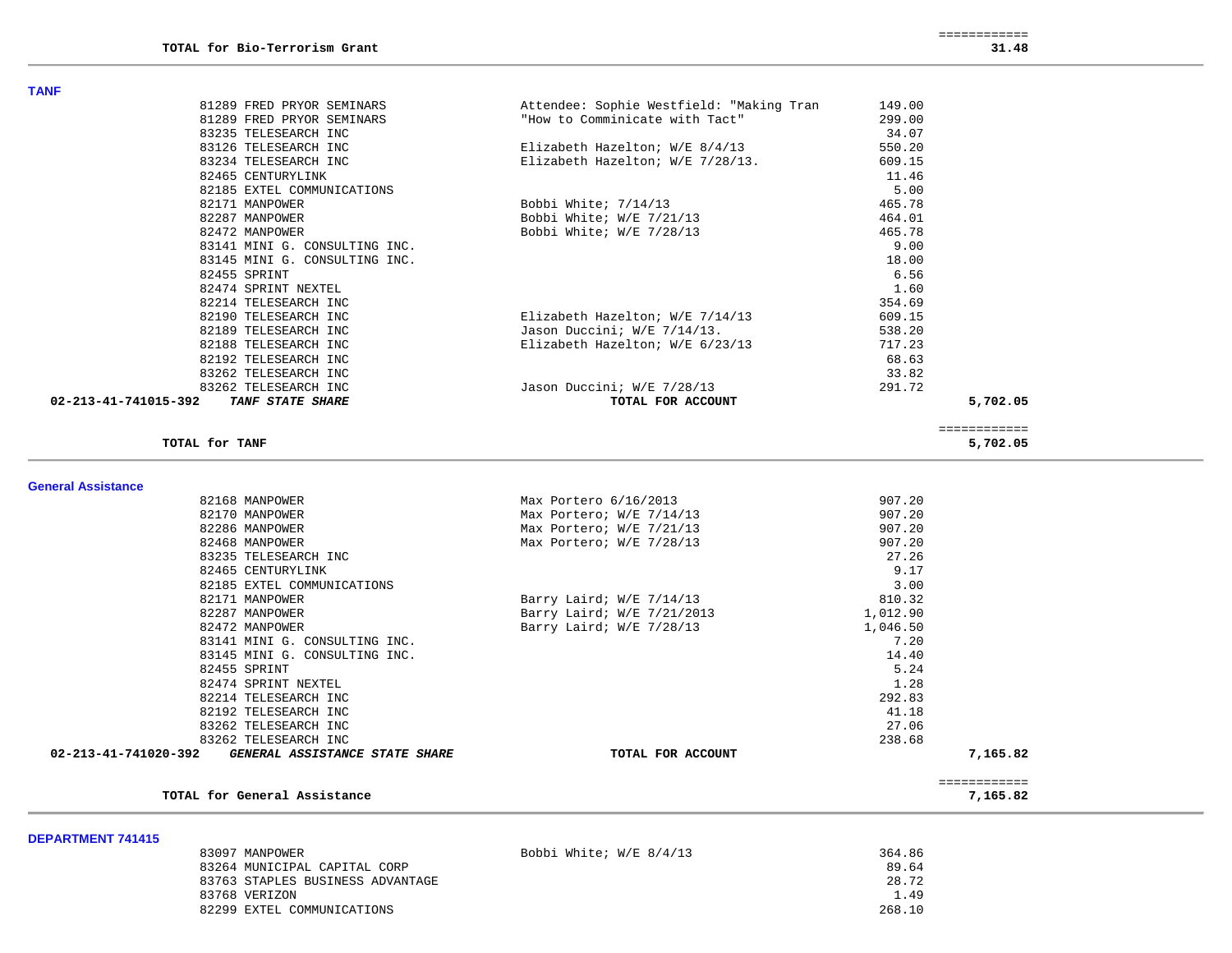| | | | | |
|---|---|---|---|---|
| | | | | ============ |
| TOTAL for Bio-Terrorism Grant | | | | **31.48** |

**TANF**

| Account | Vendor | Description | Amount | Total |
|---|---|---|---|---|
| | 81289 FRED PRYOR SEMINARS | Attendee: Sophie Westfield: "Making Tran | 149.00 | |
| | 81289 FRED PRYOR SEMINARS | "How to Comminicate with Tact" | 299.00 | |
| | 83235 TELESEARCH INC | | 34.07 | |
| | 83126 TELESEARCH INC | Elizabeth Hazelton; W/E 8/4/13 | 550.20 | |
| | 83234 TELESEARCH INC | Elizabeth Hazelton; W/E 7/28/13. | 609.15 | |
| | 82465 CENTURYLINK | | 11.46 | |
| | 82185 EXTEL COMMUNICATIONS | | 5.00 | |
| | 82171 MANPOWER | Bobbi White; 7/14/13 | 465.78 | |
| | 82287 MANPOWER | Bobbi White; W/E 7/21/13 | 464.01 | |
| | 82472 MANPOWER | Bobbi White; W/E 7/28/13 | 465.78 | |
| | 83141 MINI G. CONSULTING INC. | | 9.00 | |
| | 83145 MINI G. CONSULTING INC. | | 18.00 | |
| | 82455 SPRINT | | 6.56 | |
| | 82474 SPRINT NEXTEL | | 1.60 | |
| | 82214 TELESEARCH INC | | 354.69 | |
| | 82190 TELESEARCH INC | Elizabeth Hazelton; W/E 7/14/13 | 609.15 | |
| | 82189 TELESEARCH INC | Jason Duccini; W/E 7/14/13. | 538.20 | |
| | 82188 TELESEARCH INC | Elizabeth Hazelton; W/E 6/23/13 | 717.23 | |
| | 82192 TELESEARCH INC | | 68.63 | |
| | 83262 TELESEARCH INC | | 33.82 | |
| | 83262 TELESEARCH INC | Jason Duccini; W/E 7/28/13 | 291.72 | |
| **02-213-41-741015-392** | ***TANF STATE SHARE*** | **TOTAL FOR ACCOUNT** | | **5,702.05** |
| | | | | ============ |
| | **TOTAL for TANF** | | | **5,702.05** |

**General Assistance**

| Account | Vendor | Description | Amount | Total |
|---|---|---|---|---|
| | 82168 MANPOWER | Max Portero 6/16/2013 | 907.20 | |
| | 82170 MANPOWER | Max Portero; W/E 7/14/13 | 907.20 | |
| | 82286 MANPOWER | Max Portero; W/E 7/21/13 | 907.20 | |
| | 82468 MANPOWER | Max Portero; W/E 7/28/13 | 907.20 | |
| | 83235 TELESEARCH INC | | 27.26 | |
| | 82465 CENTURYLINK | | 9.17 | |
| | 82185 EXTEL COMMUNICATIONS | | 3.00 | |
| | 82171 MANPOWER | Barry Laird; W/E 7/14/13 | 810.32 | |
| | 82287 MANPOWER | Barry Laird; W/E 7/21/2013 | 1,012.90 | |
| | 82472 MANPOWER | Barry Laird; W/E 7/28/13 | 1,046.50 | |
| | 83141 MINI G. CONSULTING INC. | | 7.20 | |
| | 83145 MINI G. CONSULTING INC. | | 14.40 | |
| | 82455 SPRINT | | 5.24 | |
| | 82474 SPRINT NEXTEL | | 1.28 | |
| | 82214 TELESEARCH INC | | 292.83 | |
| | 82192 TELESEARCH INC | | 41.18 | |
| | 83262 TELESEARCH INC | | 27.06 | |
| | 83262 TELESEARCH INC | | 238.68 | |
| **02-213-41-741020-392** | ***GENERAL ASSISTANCE STATE SHARE*** | **TOTAL FOR ACCOUNT** | | **7,165.82** |
| | | | | ============ |
| | **TOTAL for General Assistance** | | | **7,165.82** |

**DEPARTMENT 741415**

| Account | Vendor | Description | Amount | Total |
|---|---|---|---|---|
| | 83097 MANPOWER | Bobbi White; W/E 8/4/13 | 364.86 | |
| | 83264 MUNICIPAL CAPITAL CORP | | 89.64 | |
| | 83763 STAPLES BUSINESS ADVANTAGE | | 28.72 | |
| | 83768 VERIZON | | 1.49 | |
| | 82299 EXTEL COMMUNICATIONS | | 268.10 | |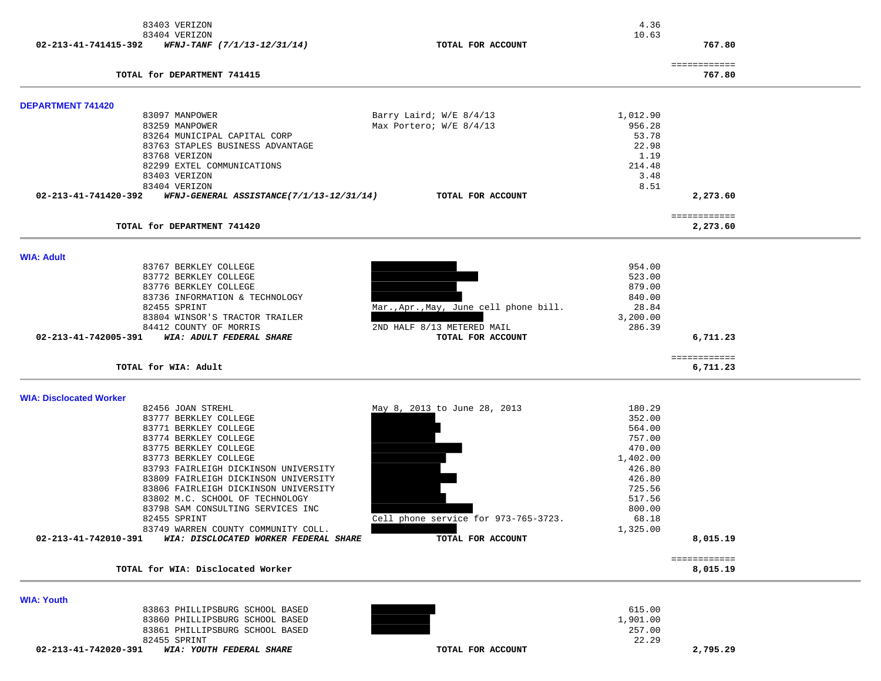| | | | |
|---|---|---|---|
| 83403 VERIZON | | 4.36 | |
| 83404 VERIZON | | 10.63 | |
| **02-213-41-741415-392** ***WFNJ-TANF (7/1/13-12/31/14)*** | **TOTAL FOR ACCOUNT** | | **767.80** |
| | | | ============ |
| **TOTAL for DEPARTMENT 741415** | | | **767.80** |

## DEPARTMENT 741420

| | | | |
|---|---|---|---|
| 83097 MANPOWER | Barry Laird; W/E 8/4/13 | 1,012.90 | |
| 83259 MANPOWER | Max Portero; W/E 8/4/13 | 956.28 | |
| 83264 MUNICIPAL CAPITAL CORP | | 53.78 | |
| 83763 STAPLES BUSINESS ADVANTAGE | | 22.98 | |
| 83768 VERIZON | | 1.19 | |
| 82299 EXTEL COMMUNICATIONS | | 214.48 | |
| 83403 VERIZON | | 3.48 | |
| 83404 VERIZON | | 8.51 | |
| **02-213-41-741420-392** ***WFNJ-GENERAL ASSISTANCE(7/1/13-12/31/14)*** | **TOTAL FOR ACCOUNT** | | **2,273.60** |
| | | | ============ |
| **TOTAL for DEPARTMENT 741420** | | | **2,273.60** |

## WIA: Adult

| | | | |
|---|---|---|---|
| 83767 BERKLEY COLLEGE | [REDACTED] | 954.00 | |
| 83772 BERKLEY COLLEGE | [REDACTED] | 523.00 | |
| 83776 BERKLEY COLLEGE | [REDACTED] | 879.00 | |
| 83736 INFORMATION & TECHNOLOGY | [REDACTED] | 840.00 | |
| 82455 SPRINT | Mar.,Apr.,May, June cell phone bill. | 28.84 | |
| 83804 WINSOR'S TRACTOR TRAILER | [REDACTED] | 3,200.00 | |
| 84412 COUNTY OF MORRIS | 2ND HALF 8/13 METERED MAIL | 286.39 | |
| **02-213-41-742005-391** ***WIA: ADULT FEDERAL SHARE*** | **TOTAL FOR ACCOUNT** | | **6,711.23** |
| | | | ============ |
| **TOTAL for WIA: Adult** | | | **6,711.23** |

## WIA: Disclocated Worker

| | | | |
|---|---|---|---|
| 82456 JOAN STREHL | May 8, 2013 to June 28, 2013 | 180.29 | |
| 83777 BERKLEY COLLEGE | [REDACTED] | 352.00 | |
| 83771 BERKLEY COLLEGE | [REDACTED] | 564.00 | |
| 83774 BERKLEY COLLEGE | [REDACTED] | 757.00 | |
| 83775 BERKLEY COLLEGE | [REDACTED] | 470.00 | |
| 83773 BERKLEY COLLEGE | [REDACTED] | 1,402.00 | |
| 83793 FAIRLEIGH DICKINSON UNIVERSITY | [REDACTED] | 426.80 | |
| 83809 FAIRLEIGH DICKINSON UNIVERSITY | [REDACTED] | 426.80 | |
| 83806 FAIRLEIGH DICKINSON UNIVERSITY | [REDACTED] | 725.56 | |
| 83802 M.C. SCHOOL OF TECHNOLOGY | [REDACTED] | 517.56 | |
| 83798 SAM CONSULTING SERVICES INC | [REDACTED] | 800.00 | |
| 82455 SPRINT | Cell phone service for 973-765-3723. | 68.18 | |
| 83749 WARREN COUNTY COMMUNITY COLL. | [REDACTED] | 1,325.00 | |
| **02-213-41-742010-391** ***WIA: DISCLOCATED WORKER FEDERAL SHARE*** | **TOTAL FOR ACCOUNT** | | **8,015.19** |
| | | | ============ |
| **TOTAL for WIA: Disclocated Worker** | | | **8,015.19** |

## WIA: Youth

| | | | |
|---|---|---|---|
| 83863 PHILLIPSBURG SCHOOL BASED | [REDACTED] | 615.00 | |
| 83860 PHILLIPSBURG SCHOOL BASED | [REDACTED] | 1,901.00 | |
| 83861 PHILLIPSBURG SCHOOL BASED | [REDACTED] | 257.00 | |
| 82455 SPRINT | | 22.29 | |
| **02-213-41-742020-391** ***WIA: YOUTH FEDERAL SHARE*** | **TOTAL FOR ACCOUNT** | | **2,795.29** |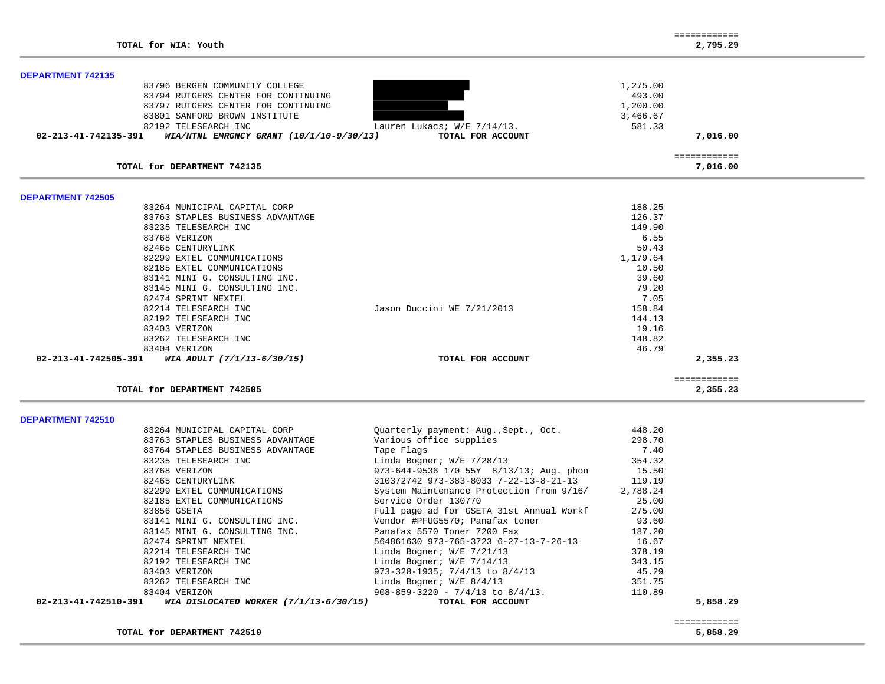| | | | |
|---|---|---|---|
| **TOTAL for WIA: Youth** | | | ============ **2,795.29** |

## DEPARTMENT 742135

| Vendor | Description | Amount | Total |
|---|---|---|---|
| 83796 BERGEN COMMUNITY COLLEGE | | 1,275.00 | |
| 83794 RUTGERS CENTER FOR CONTINUING | | 493.00 | |
| 83797 RUTGERS CENTER FOR CONTINUING | | 1,200.00 | |
| 83801 SANFORD BROWN INSTITUTE | | 3,466.67 | |
| 82192 TELESEARCH INC | Lauren Lukacs; W/E 7/14/13. | 581.33 | |
| **02-213-41-742135-391** ***WIA/NTNL EMRGNCY GRANT (10/1/10-9/30/13)*** | **TOTAL FOR ACCOUNT** | | **7,016.00** |
| **TOTAL for DEPARTMENT 742135** | | | ============ **7,016.00** |

## DEPARTMENT 742505

| Vendor | Description | Amount | Total |
|---|---|---|---|
| 83264 MUNICIPAL CAPITAL CORP | | 188.25 | |
| 83763 STAPLES BUSINESS ADVANTAGE | | 126.37 | |
| 83235 TELESEARCH INC | | 149.90 | |
| 83768 VERIZON | | 6.55 | |
| 82465 CENTURYLINK | | 50.43 | |
| 82299 EXTEL COMMUNICATIONS | | 1,179.64 | |
| 82185 EXTEL COMMUNICATIONS | | 10.50 | |
| 83141 MINI G. CONSULTING INC. | | 39.60 | |
| 83145 MINI G. CONSULTING INC. | | 79.20 | |
| 82474 SPRINT NEXTEL | | 7.05 | |
| 82214 TELESEARCH INC | Jason Duccini WE 7/21/2013 | 158.84 | |
| 82192 TELESEARCH INC | | 144.13 | |
| 83403 VERIZON | | 19.16 | |
| 83262 TELESEARCH INC | | 148.82 | |
| 83404 VERIZON | | 46.79 | |
| **02-213-41-742505-391** ***WIA ADULT (7/1/13-6/30/15)*** | **TOTAL FOR ACCOUNT** | | **2,355.23** |
| **TOTAL for DEPARTMENT 742505** | | | ============ **2,355.23** |

## DEPARTMENT 742510

| Vendor | Description | Amount | Total |
|---|---|---|---|
| 83264 MUNICIPAL CAPITAL CORP | Quarterly payment: Aug.,Sept., Oct. | 448.20 | |
| 83763 STAPLES BUSINESS ADVANTAGE | Various office supplies | 298.70 | |
| 83764 STAPLES BUSINESS ADVANTAGE | Tape Flags | 7.40 | |
| 83235 TELESEARCH INC | Linda Bogner; W/E 7/28/13 | 354.32 | |
| 83768 VERIZON | 973-644-9536 170 55Y 8/13/13; Aug. phon | 15.50 | |
| 82465 CENTURYLINK | 310372742 973-383-8033 7-22-13-8-21-13 | 119.19 | |
| 82299 EXTEL COMMUNICATIONS | System Maintenance Protection from 9/16/ | 2,788.24 | |
| 82185 EXTEL COMMUNICATIONS | Service Order 130770 | 25.00 | |
| 83856 GSETA | Full page ad for GSETA 31st Annual Workf | 275.00 | |
| 83141 MINI G. CONSULTING INC. | Vendor #PFUG5570; Panafax toner | 93.60 | |
| 83145 MINI G. CONSULTING INC. | Panafax 5570 Toner 7200 Fax | 187.20 | |
| 82474 SPRINT NEXTEL | 564861630 973-765-3723 6-27-13-7-26-13 | 16.67 | |
| 82214 TELESEARCH INC | Linda Bogner; W/E 7/21/13 | 378.19 | |
| 82192 TELESEARCH INC | Linda Bogner; W/E 7/14/13 | 343.15 | |
| 83403 VERIZON | 973-328-1935; 7/4/13 to 8/4/13 | 45.29 | |
| 83262 TELESEARCH INC | Linda Bogner; W/E 8/4/13 | 351.75 | |
| 83404 VERIZON | 908-859-3220 - 7/4/13 to 8/4/13. | 110.89 | |
| **02-213-41-742510-391** ***WIA DISLOCATED WORKER (7/1/13-6/30/15)*** | **TOTAL FOR ACCOUNT** | | **5,858.29** |
| **TOTAL for DEPARTMENT 742510** | | | ============ **5,858.29** |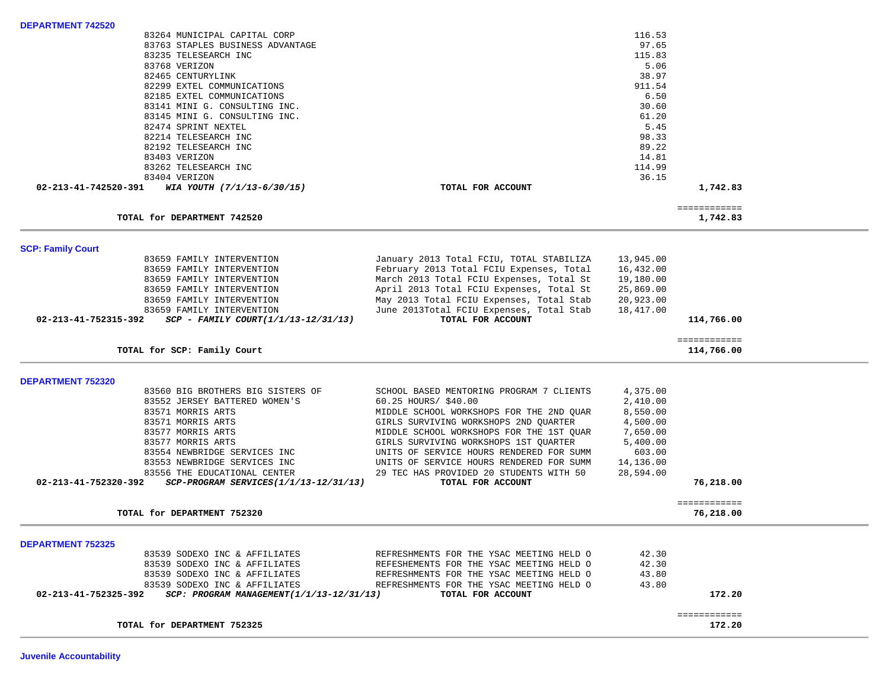### DEPARTMENT 742520

| Vendor | Description | Amount | Total |
|---|---|---|---|
| 83264 MUNICIPAL CAPITAL CORP | | 116.53 | |
| 83763 STAPLES BUSINESS ADVANTAGE | | 97.65 | |
| 83235 TELESEARCH INC | | 115.83 | |
| 83768 VERIZON | | 5.06 | |
| 82465 CENTURYLINK | | 38.97 | |
| 82299 EXTEL COMMUNICATIONS | | 911.54 | |
| 82185 EXTEL COMMUNICATIONS | | 6.50 | |
| 83141 MINI G. CONSULTING INC. | | 30.60 | |
| 83145 MINI G. CONSULTING INC. | | 61.20 | |
| 82474 SPRINT NEXTEL | | 5.45 | |
| 82214 TELESEARCH INC | | 98.33 | |
| 82192 TELESEARCH INC | | 89.22 | |
| 83403 VERIZON | | 14.81 | |
| 83262 TELESEARCH INC | | 114.99 | |
| 83404 VERIZON | | 36.15 | |
| **02-213-41-742520-391** ***WIA YOUTH (7/1/13-6/30/15)*** | **TOTAL FOR ACCOUNT** | | **1,742.83** |

**TOTAL for DEPARTMENT 742520** ============ **1,742.83**

### SCP: Family Court

| Vendor | Description | Amount | Total |
|---|---|---|---|
| 83659 FAMILY INTERVENTION | January 2013 Total FCIU, TOTAL STABILIZA | 13,945.00 | |
| 83659 FAMILY INTERVENTION | February 2013 Total FCIU Expenses, Total | 16,432.00 | |
| 83659 FAMILY INTERVENTION | March 2013 Total FCIU Expenses, Total St | 19,180.00 | |
| 83659 FAMILY INTERVENTION | April 2013 Total FCIU Expenses, Total St | 25,869.00 | |
| 83659 FAMILY INTERVENTION | May 2013 Total FCIU Expenses, Total Stab | 20,923.00 | |
| 83659 FAMILY INTERVENTION | June 2013Total FCIU Expenses, Total Stab | 18,417.00 | |
| **02-213-41-752315-392** ***SCP - FAMILY COURT(1/1/13-12/31/13)*** | **TOTAL FOR ACCOUNT** | | **114,766.00** |

**TOTAL for SCP: Family Court** ============ **114,766.00**

### DEPARTMENT 752320

| Vendor | Description | Amount | Total |
|---|---|---|---|
| 83560 BIG BROTHERS BIG SISTERS OF | SCHOOL BASED MENTORING PROGRAM 7 CLIENTS | 4,375.00 | |
| 83552 JERSEY BATTERED WOMEN'S | 60.25 HOURS/ $40.00 | 2,410.00 | |
| 83571 MORRIS ARTS | MIDDLE SCHOOL WORKSHOPS FOR THE 2ND QUAR | 8,550.00 | |
| 83571 MORRIS ARTS | GIRLS SURVIVING WORKSHOPS 2ND QUARTER | 4,500.00 | |
| 83577 MORRIS ARTS | MIDDLE SCHOOL WORKSHOPS FOR THE 1ST QUAR | 7,650.00 | |
| 83577 MORRIS ARTS | GIRLS SURVIVING WORKSHOPS 1ST QUARTER | 5,400.00 | |
| 83554 NEWBRIDGE SERVICES INC | UNITS OF SERVICE HOURS RENDERED FOR SUMM | 603.00 | |
| 83553 NEWBRIDGE SERVICES INC | UNITS OF SERVICE HOURS RENDERED FOR SUMM | 14,136.00 | |
| 83556 THE EDUCATIONAL CENTER | 29 TEC HAS PROVIDED 20 STUDENTS WITH 50 | 28,594.00 | |
| **02-213-41-752320-392** ***SCP-PROGRAM SERVICES(1/1/13-12/31/13)*** | **TOTAL FOR ACCOUNT** | | **76,218.00** |

**TOTAL for DEPARTMENT 752320** ============ **76,218.00**

### DEPARTMENT 752325

| Vendor | Description | Amount | Total |
|---|---|---|---|
| 83539 SODEXO INC & AFFILIATES | REFRESHMENTS FOR THE YSAC MEETING HELD O | 42.30 | |
| 83539 SODEXO INC & AFFILIATES | REFESHEMENTS FOR THE YSAC MEETING HELD O | 42.30 | |
| 83539 SODEXO INC & AFFILIATES | REFRESHMENTS FOR THE YSAC MEETING HELD O | 43.80 | |
| 83539 SODEXO INC & AFFILIATES | REFRESHMENTS FOR THE YSAC MEETING HELD O | 43.80 | |
| **02-213-41-752325-392** ***SCP: PROGRAM MANAGEMENT(1/1/13-12/31/13)*** | **TOTAL FOR ACCOUNT** | | **172.20** |

**TOTAL for DEPARTMENT 752325** ============ **172.20**

### Juvenile Accountability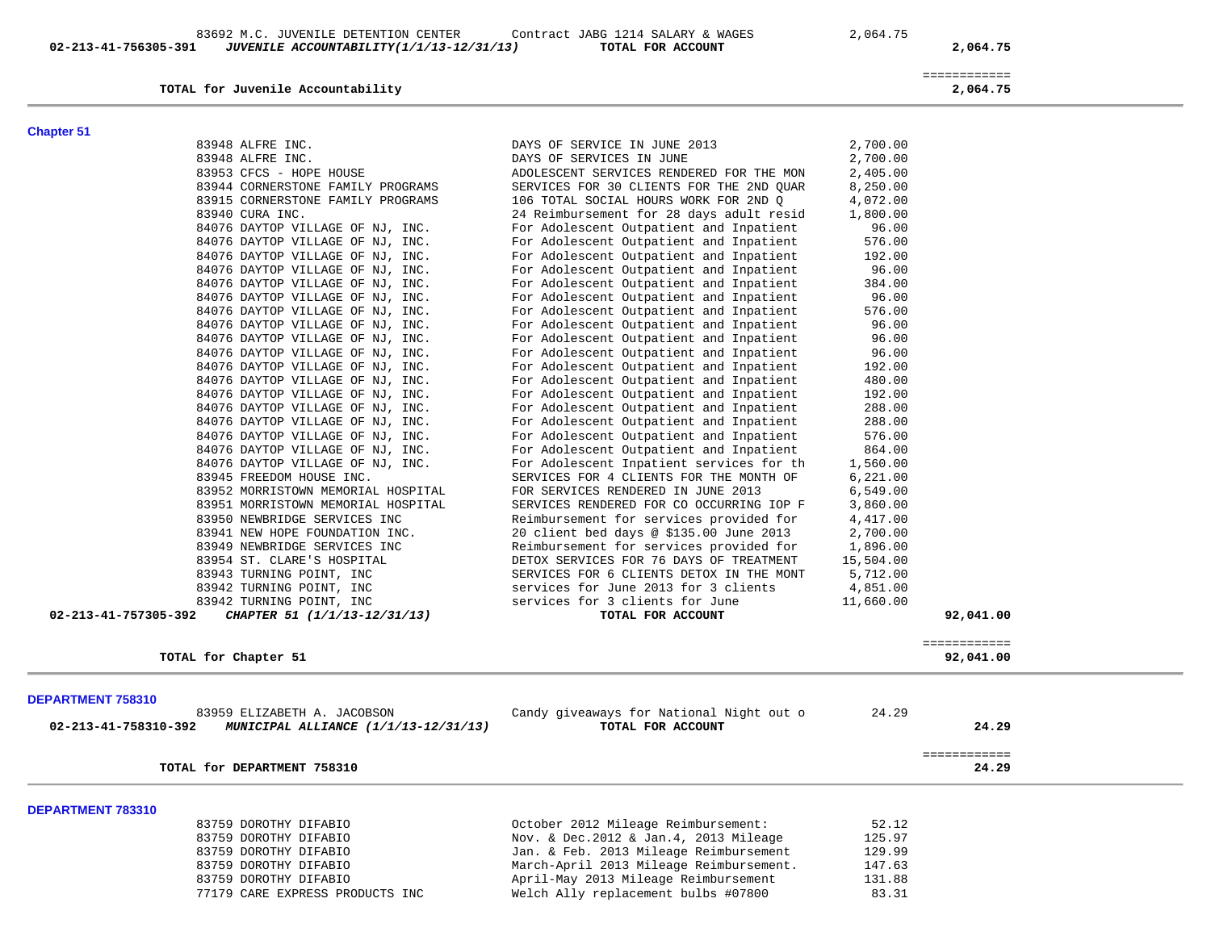| Account | Vendor | Description | Amount | Total |
|---|---|---|---|---|
| | 83692 M.C. JUVENILE DETENTION CENTER | Contract JABG 1214 SALARY & WAGES | 2,064.75 | |
| 02-213-41-756305-391 | *JUVENILE ACCOUNTABILITY(1/1/13-12/31/13)* | **TOTAL FOR ACCOUNT** | | **2,064.75** |
| | | | | ============ |
| | **TOTAL for Juvenile Accountability** | | | **2,064.75** |

## Chapter 51

| Account | Vendor | Description | Amount | Total |
|---|---|---|---|---|
| | 83948 ALFRE INC. | DAYS OF SERVICE IN JUNE 2013 | 2,700.00 | |
| | 83948 ALFRE INC. | DAYS OF SERVICES IN JUNE | 2,700.00 | |
| | 83953 CFCS - HOPE HOUSE | ADOLESCENT SERVICES RENDERED FOR THE MON | 2,405.00 | |
| | 83944 CORNERSTONE FAMILY PROGRAMS | SERVICES FOR 30 CLIENTS FOR THE 2ND QUAR | 8,250.00 | |
| | 83915 CORNERSTONE FAMILY PROGRAMS | 106 TOTAL SOCIAL HOURS WORK FOR 2ND Q | 4,072.00 | |
| | 83940 CURA INC. | 24 Reimbursement for 28 days adult resid | 1,800.00 | |
| | 84076 DAYTOP VILLAGE OF NJ, INC. | For Adolescent Outpatient and Inpatient | 96.00 | |
| | 84076 DAYTOP VILLAGE OF NJ, INC. | For Adolescent Outpatient and Inpatient | 576.00 | |
| | 84076 DAYTOP VILLAGE OF NJ, INC. | For Adolescent Outpatient and Inpatient | 192.00 | |
| | 84076 DAYTOP VILLAGE OF NJ, INC. | For Adolescent Outpatient and Inpatient | 96.00 | |
| | 84076 DAYTOP VILLAGE OF NJ, INC. | For Adolescent Outpatient and Inpatient | 384.00 | |
| | 84076 DAYTOP VILLAGE OF NJ, INC. | For Adolescent Outpatient and Inpatient | 96.00 | |
| | 84076 DAYTOP VILLAGE OF NJ, INC. | For Adolescent Outpatient and Inpatient | 576.00 | |
| | 84076 DAYTOP VILLAGE OF NJ, INC. | For Adolescent Outpatient and Inpatient | 96.00 | |
| | 84076 DAYTOP VILLAGE OF NJ, INC. | For Adolescent Outpatient and Inpatient | 96.00 | |
| | 84076 DAYTOP VILLAGE OF NJ, INC. | For Adolescent Outpatient and Inpatient | 96.00 | |
| | 84076 DAYTOP VILLAGE OF NJ, INC. | For Adolescent Outpatient and Inpatient | 192.00 | |
| | 84076 DAYTOP VILLAGE OF NJ, INC. | For Adolescent Outpatient and Inpatient | 480.00 | |
| | 84076 DAYTOP VILLAGE OF NJ, INC. | For Adolescent Outpatient and Inpatient | 192.00 | |
| | 84076 DAYTOP VILLAGE OF NJ, INC. | For Adolescent Outpatient and Inpatient | 288.00 | |
| | 84076 DAYTOP VILLAGE OF NJ, INC. | For Adolescent Outpatient and Inpatient | 288.00 | |
| | 84076 DAYTOP VILLAGE OF NJ, INC. | For Adolescent Outpatient and Inpatient | 576.00 | |
| | 84076 DAYTOP VILLAGE OF NJ, INC. | For Adolescent Outpatient and Inpatient | 864.00 | |
| | 84076 DAYTOP VILLAGE OF NJ, INC. | For Adolescent Inpatient services for th | 1,560.00 | |
| | 83945 FREEDOM HOUSE INC. | SERVICES FOR 4 CLIENTS FOR THE MONTH OF | 6,221.00 | |
| | 83952 MORRISTOWN MEMORIAL HOSPITAL | FOR SERVICES RENDERED IN JUNE 2013 | 6,549.00 | |
| | 83951 MORRISTOWN MEMORIAL HOSPITAL | SERVICES RENDERED FOR CO OCCURRING IOP F | 3,860.00 | |
| | 83950 NEWBRIDGE SERVICES INC | Reimbursement for services provided for | 4,417.00 | |
| | 83941 NEW HOPE FOUNDATION INC. | 20 client bed days @ $135.00 June 2013 | 2,700.00 | |
| | 83949 NEWBRIDGE SERVICES INC | Reimbursement for services provided for | 1,896.00 | |
| | 83954 ST. CLARE'S HOSPITAL | DETOX SERVICES FOR 76 DAYS OF TREATMENT | 15,504.00 | |
| | 83943 TURNING POINT, INC | SERVICES FOR 6 CLIENTS DETOX IN THE MONT | 5,712.00 | |
| | 83942 TURNING POINT, INC | services for June 2013 for 3 clients | 4,851.00 | |
| | 83942 TURNING POINT, INC | services for 3 clients for June | 11,660.00 | |
| 02-213-41-757305-392 | *CHAPTER 51 (1/1/13-12/31/13)* | **TOTAL FOR ACCOUNT** | | **92,041.00** |
| | | | | ============ |
| | **TOTAL for Chapter 51** | | | **92,041.00** |

## DEPARTMENT 758310

| Account | Vendor | Description | Amount | Total |
|---|---|---|---|---|
| | 83959 ELIZABETH A. JACOBSON | Candy giveaways for National Night out o | 24.29 | |
| 02-213-41-758310-392 | *MUNICIPAL ALLIANCE (1/1/13-12/31/13)* | **TOTAL FOR ACCOUNT** | | **24.29** |
| | | | | ============ |
| | **TOTAL for DEPARTMENT 758310** | | | **24.29** |

## DEPARTMENT 783310

| Account | Vendor | Description | Amount | Total |
|---|---|---|---|---|
| | 83759 DOROTHY DIFABIO | October 2012 Mileage Reimbursement: | 52.12 | |
| | 83759 DOROTHY DIFABIO | Nov. & Dec.2012 & Jan.4, 2013 Mileage | 125.97 | |
| | 83759 DOROTHY DIFABIO | Jan. & Feb. 2013 Mileage Reimbursement | 129.99 | |
| | 83759 DOROTHY DIFABIO | March-April 2013 Mileage Reimbursement. | 147.63 | |
| | 83759 DOROTHY DIFABIO | April-May 2013 Mileage Reimbursement | 131.88 | |
| | 77179 CARE EXPRESS PRODUCTS INC | Welch Ally replacement bulbs #07800 | 83.31 | |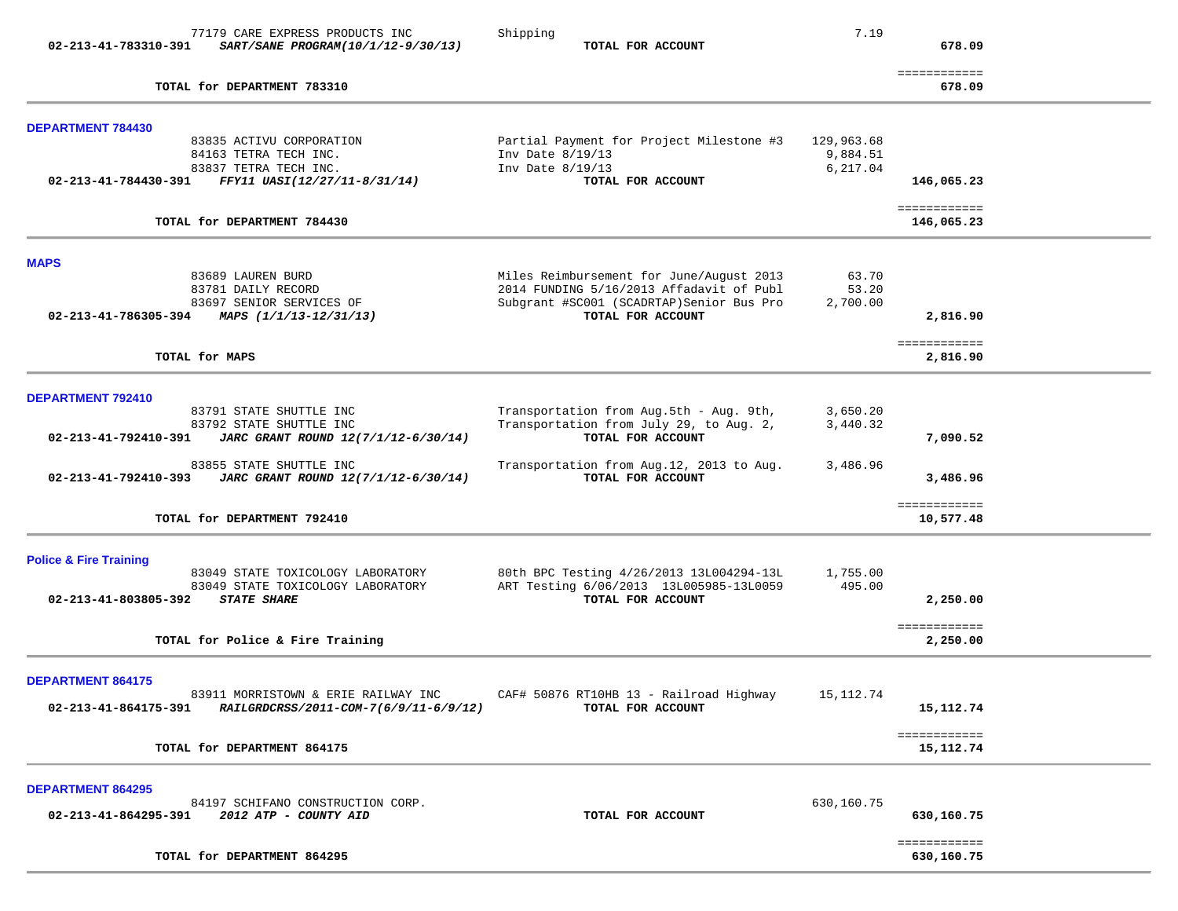| | | | | |
|---|---|---|---|---|
| | 77179 CARE EXPRESS PRODUCTS INC | Shipping | 7.19 | |
| 02-213-41-783310-391 | ***SART/SANE PROGRAM(10/1/12-9/30/13)*** | **TOTAL FOR ACCOUNT** | | **678.09** |
| | | | | ============ |
| | **TOTAL for DEPARTMENT 783310** | | | **678.09** |

## DEPARTMENT 784430

| | | | | |
|---|---|---|---|---|
| | 83835 ACTIVU CORPORATION | Partial Payment for Project Milestone #3 | 129,963.68 | |
| | 84163 TETRA TECH INC. | Inv Date 8/19/13 | 9,884.51 | |
| | 83837 TETRA TECH INC. | Inv Date 8/19/13 | 6,217.04 | |
| 02-213-41-784430-391 | ***FFY11 UASI(12/27/11-8/31/14)*** | **TOTAL FOR ACCOUNT** | | **146,065.23** |
| | | | | ============ |
| | **TOTAL for DEPARTMENT 784430** | | | **146,065.23** |

## MAPS

| | | | | |
|---|---|---|---|---|
| | 83689 LAUREN BURD | Miles Reimbursement for June/August 2013 | 63.70 | |
| | 83781 DAILY RECORD | 2014 FUNDING 5/16/2013 Affadavit of Publ | 53.20 | |
| | 83697 SENIOR SERVICES OF | Subgrant #SC001 (SCADRTAP)Senior Bus Pro | 2,700.00 | |
| 02-213-41-786305-394 | ***MAPS (1/1/13-12/31/13)*** | **TOTAL FOR ACCOUNT** | | **2,816.90** |
| | | | | ============ |
| | **TOTAL for MAPS** | | | **2,816.90** |

## DEPARTMENT 792410

| | | | | |
|---|---|---|---|---|
| | 83791 STATE SHUTTLE INC | Transportation from Aug.5th - Aug. 9th, | 3,650.20 | |
| | 83792 STATE SHUTTLE INC | Transportation from July 29, to Aug. 2, | 3,440.32 | |
| 02-213-41-792410-391 | ***JARC GRANT ROUND 12(7/1/12-6/30/14)*** | **TOTAL FOR ACCOUNT** | | **7,090.52** |
| | 83855 STATE SHUTTLE INC | Transportation from Aug.12, 2013 to Aug. | 3,486.96 | |
| 02-213-41-792410-393 | ***JARC GRANT ROUND 12(7/1/12-6/30/14)*** | **TOTAL FOR ACCOUNT** | | **3,486.96** |
| | | | | ============ |
| | **TOTAL for DEPARTMENT 792410** | | | **10,577.48** |

## Police & Fire Training

| | | | | |
|---|---|---|---|---|
| | 83049 STATE TOXICOLOGY LABORATORY | 80th BPC Testing 4/26/2013 13L004294-13L | 1,755.00 | |
| | 83049 STATE TOXICOLOGY LABORATORY | ART Testing 6/06/2013 13L005985-13L0059 | 495.00 | |
| 02-213-41-803805-392 | ***STATE SHARE*** | **TOTAL FOR ACCOUNT** | | **2,250.00** |
| | | | | ============ |
| | **TOTAL for Police & Fire Training** | | | **2,250.00** |

## DEPARTMENT 864175

| | | | | |
|---|---|---|---|---|
| | 83911 MORRISTOWN & ERIE RAILWAY INC | CAF# 50876 RT10HB 13 - Railroad Highway | 15,112.74 | |
| 02-213-41-864175-391 | ***RAILGRDCRSS/2011-COM-7(6/9/11-6/9/12)*** | **TOTAL FOR ACCOUNT** | | **15,112.74** |
| | | | | ============ |
| | **TOTAL for DEPARTMENT 864175** | | | **15,112.74** |

## DEPARTMENT 864295

| | | | | |
|---|---|---|---|---|
| | 84197 SCHIFANO CONSTRUCTION CORP. | | 630,160.75 | |
| 02-213-41-864295-391 | ***2012 ATP - COUNTY AID*** | **TOTAL FOR ACCOUNT** | | **630,160.75** |
| | | | | ============ |
| | **TOTAL for DEPARTMENT 864295** | | | **630,160.75** |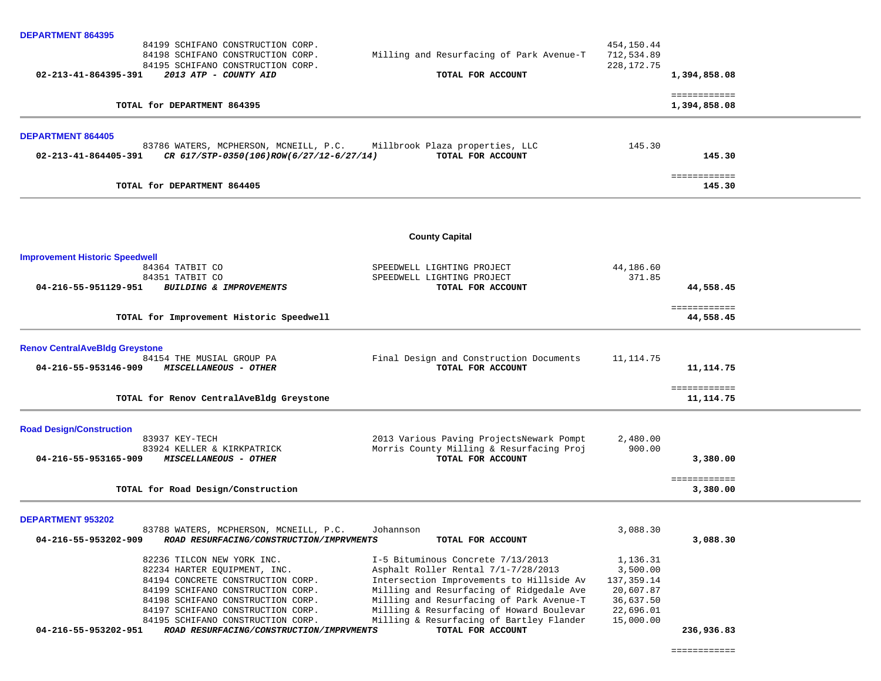**DEPARTMENT 864395**

| | Vendor | Description | Amount | Total |
|---|---|---|---|---|
| | 84199 SCHIFANO CONSTRUCTION CORP. | | 454,150.44 | |
| | 84198 SCHIFANO CONSTRUCTION CORP. | Milling and Resurfacing of Park Avenue-T | 712,534.89 | |
| | 84195 SCHIFANO CONSTRUCTION CORP. | | 228,172.75 | |
| **02-213-41-864395-391** | ***2013 ATP - COUNTY AID*** | **TOTAL FOR ACCOUNT** | | **1,394,858.08** |

**TOTAL for DEPARTMENT 864395** — **1,394,858.08**

**DEPARTMENT 864405**

| | Vendor | Description | Amount | Total |
|---|---|---|---|---|
| | 83786 WATERS, MCPHERSON, MCNEILL, P.C. | Millbrook Plaza properties, LLC | 145.30 | |
| **02-213-41-864405-391** | ***CR 617/STP-0350(106)ROW(6/27/12-6/27/14)*** | **TOTAL FOR ACCOUNT** | | **145.30** |

**TOTAL for DEPARTMENT 864405** — **145.30**

## County Capital

**Improvement Historic Speedwell**

| | Vendor | Description | Amount | Total |
|---|---|---|---|---|
| | 84364 TATBIT CO | SPEEDWELL LIGHTING PROJECT | 44,186.60 | |
| | 84351 TATBIT CO | SPEEDWELL LIGHTING PROJECT | 371.85 | |
| **04-216-55-951129-951** | ***BUILDING & IMPROVEMENTS*** | **TOTAL FOR ACCOUNT** | | **44,558.45** |

**TOTAL for Improvement Historic Speedwell** — **44,558.45**

**Renov CentralAveBldg Greystone**

| | Vendor | Description | Amount | Total |
|---|---|---|---|---|
| | 84154 THE MUSIAL GROUP PA | Final Design and Construction Documents | 11,114.75 | |
| **04-216-55-953146-909** | ***MISCELLANEOUS - OTHER*** | **TOTAL FOR ACCOUNT** | | **11,114.75** |

**TOTAL for Renov CentralAveBldg Greystone** — **11,114.75**

**Road Design/Construction**

| | Vendor | Description | Amount | Total |
|---|---|---|---|---|
| | 83937 KEY-TECH | 2013 Various Paving ProjectsNewark Pompt | 2,480.00 | |
| | 83924 KELLER & KIRKPATRICK | Morris County Milling & Resurfacing Proj | 900.00 | |
| **04-216-55-953165-909** | ***MISCELLANEOUS - OTHER*** | **TOTAL FOR ACCOUNT** | | **3,380.00** |

**TOTAL for Road Design/Construction** — **3,380.00**

**DEPARTMENT 953202**

| | Vendor | Description | Amount | Total |
|---|---|---|---|---|
| | 83788 WATERS, MCPHERSON, MCNEILL, P.C. | Johannson | 3,088.30 | |
| **04-216-55-953202-909** | ***ROAD RESURFACING/CONSTRUCTION/IMPRVMENTS*** | **TOTAL FOR ACCOUNT** | | **3,088.30** |
| | 82236 TILCON NEW YORK INC. | I-5 Bituminous Concrete 7/13/2013 | 1,136.31 | |
| | 82234 HARTER EQUIPMENT, INC. | Asphalt Roller Rental 7/1-7/28/2013 | 3,500.00 | |
| | 84194 CONCRETE CONSTRUCTION CORP. | Intersection Improvements to Hillside Av | 137,359.14 | |
| | 84199 SCHIFANO CONSTRUCTION CORP. | Milling and Resurfacing of Ridgedale Ave | 20,607.87 | |
| | 84198 SCHIFANO CONSTRUCTION CORP. | Milling and Resurfacing of Park Avenue-T | 36,637.50 | |
| | 84197 SCHIFANO CONSTRUCTION CORP. | Milling & Resurfacing of Howard Boulevar | 22,696.01 | |
| | 84195 SCHIFANO CONSTRUCTION CORP. | Milling & Resurfacing of Bartley Flander | 15,000.00 | |
| **04-216-55-953202-951** | ***ROAD RESURFACING/CONSTRUCTION/IMPRVMENTS*** | **TOTAL FOR ACCOUNT** | | **236,936.83** |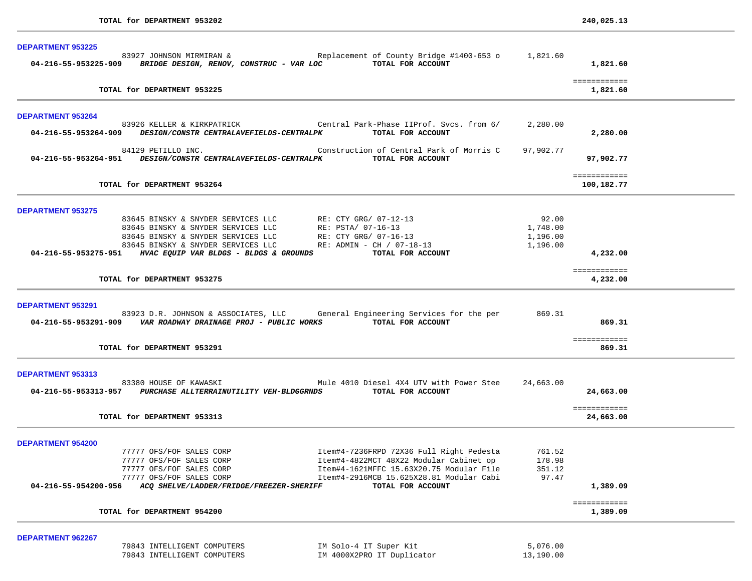**TOTAL for DEPARTMENT 953202** **240,025.13**

---

**DEPARTMENT 953225**

| | | | |
|---|---|---|---|
| 83927 JOHNSON MIRMIRAN & | Replacement of County Bridge #1400-653 o | 1,821.60 | |
| **04-216-55-953225-909** ***BRIDGE DESIGN, RENOV, CONSTRUC - VAR LOC*** | **TOTAL FOR ACCOUNT** | | **1,821.60** |

============

**TOTAL for DEPARTMENT 953225** **1,821.60**

---

**DEPARTMENT 953264**

| | | | |
|---|---|---|---|
| 83926 KELLER & KIRKPATRICK | Central Park-Phase IIProf. Svcs. from 6/ | 2,280.00 | |
| **04-216-55-953264-909** ***DESIGN/CONSTR CENTRALAVEFIELDS-CENTRALPK*** | **TOTAL FOR ACCOUNT** | | **2,280.00** |
| 84129 PETILLO INC. | Construction of Central Park of Morris C | 97,902.77 | |
| **04-216-55-953264-951** ***DESIGN/CONSTR CENTRALAVEFIELDS-CENTRALPK*** | **TOTAL FOR ACCOUNT** | | **97,902.77** |

============

**TOTAL for DEPARTMENT 953264** **100,182.77**

---

**DEPARTMENT 953275**

| | | | |
|---|---|---|---|
| 83645 BINSKY & SNYDER SERVICES LLC | RE: CTY GRG/ 07-12-13 | 92.00 | |
| 83645 BINSKY & SNYDER SERVICES LLC | RE: PSTA/ 07-16-13 | 1,748.00 | |
| 83645 BINSKY & SNYDER SERVICES LLC | RE: CTY GRG/ 07-16-13 | 1,196.00 | |
| 83645 BINSKY & SNYDER SERVICES LLC | RE: ADMIN - CH / 07-18-13 | 1,196.00 | |
| **04-216-55-953275-951** ***HVAC EQUIP VAR BLDGS - BLDGS & GROUNDS*** | **TOTAL FOR ACCOUNT** | | **4,232.00** |

============

**TOTAL for DEPARTMENT 953275** **4,232.00**

---

**DEPARTMENT 953291**

| | | | |
|---|---|---|---|
| 83923 D.R. JOHNSON & ASSOCIATES, LLC | General Engineering Services for the per | 869.31 | |
| **04-216-55-953291-909** ***VAR ROADWAY DRAINAGE PROJ - PUBLIC WORKS*** | **TOTAL FOR ACCOUNT** | | **869.31** |

============

**TOTAL for DEPARTMENT 953291** **869.31**

---

**DEPARTMENT 953313**

| | | | |
|---|---|---|---|
| 83380 HOUSE OF KAWASKI | Mule 4010 Diesel 4X4 UTV with Power Stee | 24,663.00 | |
| **04-216-55-953313-957** ***PURCHASE ALLTERRAINUTILITY VEH-BLDGGRNDS*** | **TOTAL FOR ACCOUNT** | | **24,663.00** |

============

**TOTAL for DEPARTMENT 953313** **24,663.00**

---

**DEPARTMENT 954200**

| | | | |
|---|---|---|---|
| 77777 OFS/FOF SALES CORP | Item#4-7236FRPD 72X36 Full Right Pedesta | 761.52 | |
| 77777 OFS/FOF SALES CORP | Item#4-4822MCT 48X22 Modular Cabinet op | 178.98 | |
| 77777 OFS/FOF SALES CORP | Item#4-1621MFFC 15.63X20.75 Modular File | 351.12 | |
| 77777 OFS/FOF SALES CORP | Item#4-2916MCB 15.625X28.81 Modular Cabi | 97.47 | |
| **04-216-55-954200-956** ***ACQ SHELVE/LADDER/FRIDGE/FREEZER-SHERIFF*** | **TOTAL FOR ACCOUNT** | | **1,389.09** |

============

**TOTAL for DEPARTMENT 954200** **1,389.09**

---

**DEPARTMENT 962267**

| | | | |
|---|---|---|---|
| 79843 INTELLIGENT COMPUTERS | IM Solo-4 IT Super Kit | 5,076.00 | |
| 79843 INTELLIGENT COMPUTERS | IM 4000X2PRO IT Duplicator | 13,190.00 | |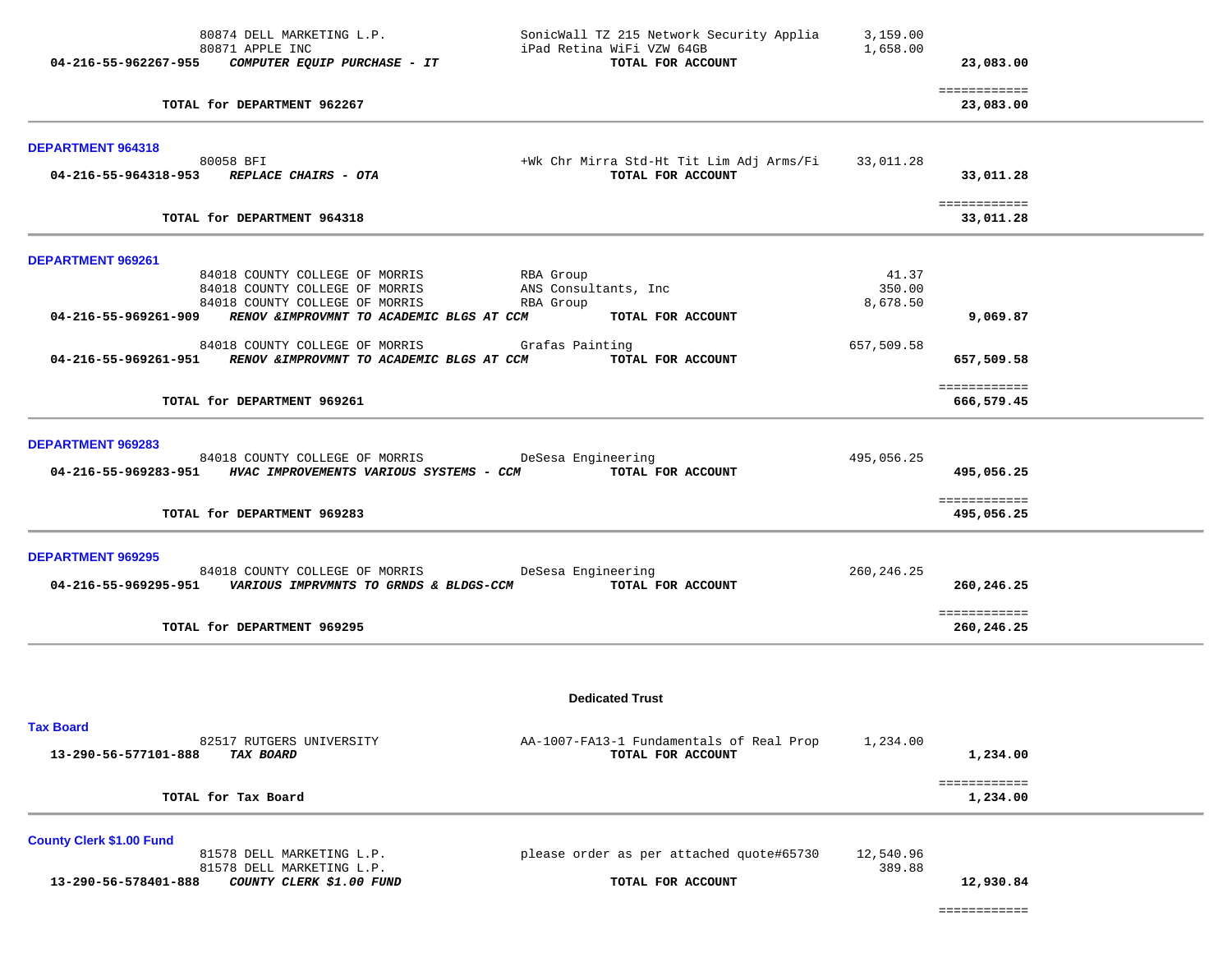| Account | Vendor / Description | Item | Amount | Total |
|---|---|---|---|---|
| | 80874 DELL MARKETING L.P. | SonicWall TZ 215 Network Security Applia | 3,159.00 | |
| | 80871 APPLE INC | iPad Retina WiFi VZW 64GB | 1,658.00 | |
| 04-216-55-962267-955 | *COMPUTER EQUIP PURCHASE - IT* | TOTAL FOR ACCOUNT | | 23,083.00 |
| | | | | ============ |
| | TOTAL for DEPARTMENT 962267 | | | 23,083.00 |

**DEPARTMENT 964318**

| Account | Vendor / Description | Item | Amount | Total |
|---|---|---|---|---|
| | 80058 BFI | +Wk Chr Mirra Std-Ht Tit Lim Adj Arms/Fi | 33,011.28 | |
| 04-216-55-964318-953 | *REPLACE CHAIRS - OTA* | TOTAL FOR ACCOUNT | | 33,011.28 |
| | | | | ============ |
| | TOTAL for DEPARTMENT 964318 | | | 33,011.28 |

**DEPARTMENT 969261**

| Account | Vendor / Description | Item | Amount | Total |
|---|---|---|---|---|
| | 84018 COUNTY COLLEGE OF MORRIS | RBA Group | 41.37 | |
| | 84018 COUNTY COLLEGE OF MORRIS | ANS Consultants, Inc | 350.00 | |
| | 84018 COUNTY COLLEGE OF MORRIS | RBA Group | 8,678.50 | |
| 04-216-55-969261-909 | *RENOV &IMPROVMNT TO ACADEMIC BLGS AT CCM* | TOTAL FOR ACCOUNT | | 9,069.87 |
| | 84018 COUNTY COLLEGE OF MORRIS | Grafas Painting | 657,509.58 | |
| 04-216-55-969261-951 | *RENOV &IMPROVMNT TO ACADEMIC BLGS AT CCM* | TOTAL FOR ACCOUNT | | 657,509.58 |
| | | | | ============ |
| | TOTAL for DEPARTMENT 969261 | | | 666,579.45 |

**DEPARTMENT 969283**

| Account | Vendor / Description | Item | Amount | Total |
|---|---|---|---|---|
| | 84018 COUNTY COLLEGE OF MORRIS | DeSesa Engineering | 495,056.25 | |
| 04-216-55-969283-951 | *HVAC IMPROVEMENTS VARIOUS SYSTEMS - CCM* | TOTAL FOR ACCOUNT | | 495,056.25 |
| | | | | ============ |
| | TOTAL for DEPARTMENT 969283 | | | 495,056.25 |

**DEPARTMENT 969295**

| Account | Vendor / Description | Item | Amount | Total |
|---|---|---|---|---|
| | 84018 COUNTY COLLEGE OF MORRIS | DeSesa Engineering | 260,246.25 | |
| 04-216-55-969295-951 | *VARIOUS IMPRVMNTS TO GRNDS & BLDGS-CCM* | TOTAL FOR ACCOUNT | | 260,246.25 |
| | | | | ============ |
| | TOTAL for DEPARTMENT 969295 | | | 260,246.25 |

## Dedicated Trust

**Tax Board**

| Account | Vendor / Description | Item | Amount | Total |
|---|---|---|---|---|
| | 82517 RUTGERS UNIVERSITY | AA-1007-FA13-1 Fundamentals of Real Prop | 1,234.00 | |
| 13-290-56-577101-888 | *TAX BOARD* | TOTAL FOR ACCOUNT | | 1,234.00 |
| | | | | ============ |
| | TOTAL for Tax Board | | | 1,234.00 |

**County Clerk $1.00 Fund**

| Account | Vendor / Description | Item | Amount | Total |
|---|---|---|---|---|
| | 81578 DELL MARKETING L.P. | please order as per attached quote#65730 | 12,540.96 | |
| | 81578 DELL MARKETING L.P. | | 389.88 | |
| 13-290-56-578401-888 | *COUNTY CLERK $1.00 FUND* | TOTAL FOR ACCOUNT | | 12,930.84 |
| | | | | ============ |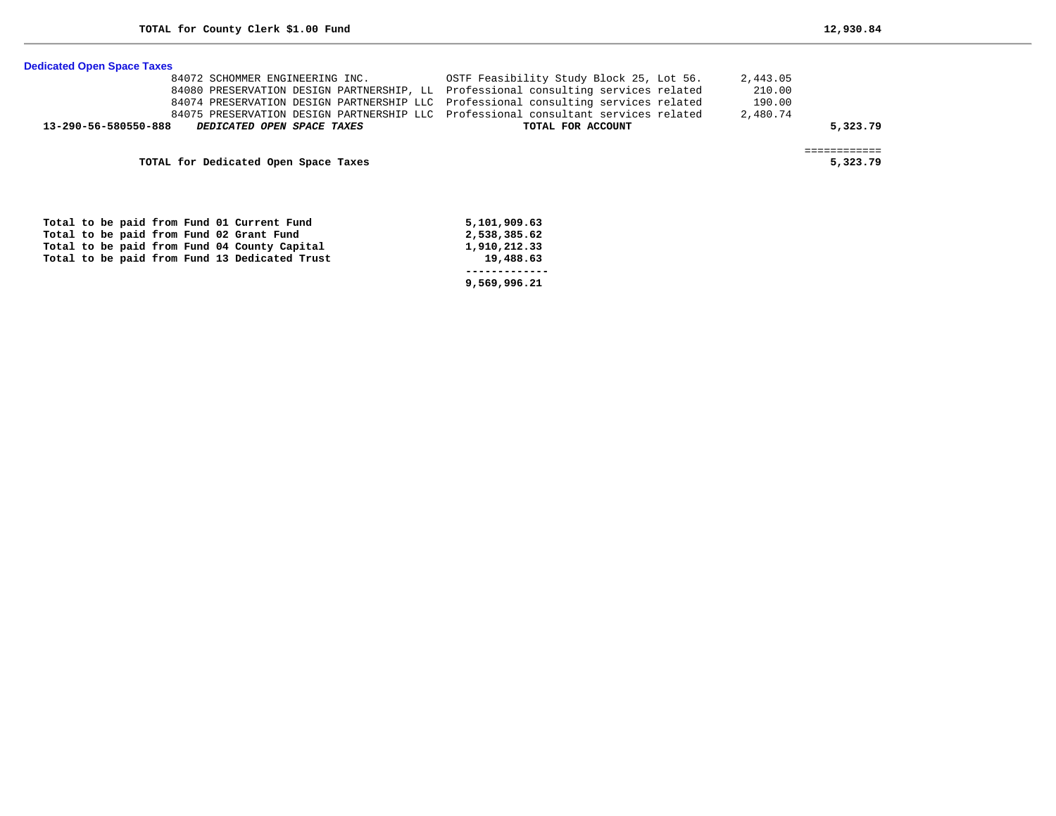**TOTAL for County Clerk $1.00 Fund** **12,930.84**

---

### Dedicated Open Space Taxes

| | | | | |
|---|---|---|---|---|
| | 84072 SCHOMMER ENGINEERING INC. | OSTF Feasibility Study Block 25, Lot 56. | 2,443.05 | |
| | 84080 PRESERVATION DESIGN PARTNERSHIP, LL | Professional consulting services related | 210.00 | |
| | 84074 PRESERVATION DESIGN PARTNERSHIP LLC | Professional consulting services related | 190.00 | |
| | 84075 PRESERVATION DESIGN PARTNERSHIP LLC | Professional consultant services related | 2,480.74 | |
| **13-290-56-580550-888** | ***DEDICATED OPEN SPACE TAXES*** | **TOTAL FOR ACCOUNT** | | **5,323.79** |

============

**TOTAL for Dedicated Open Space Taxes** **5,323.79**

| | |
|---|---|
| **Total to be paid from Fund 01 Current Fund** | **5,101,909.63** |
| **Total to be paid from Fund 02 Grant Fund** | **2,538,385.62** |
| **Total to be paid from Fund 04 County Capital** | **1,910,212.33** |
| **Total to be paid from Fund 13 Dedicated Trust** | **19,488.63** |
| | ------------- |
| | **9,569,996.21** |